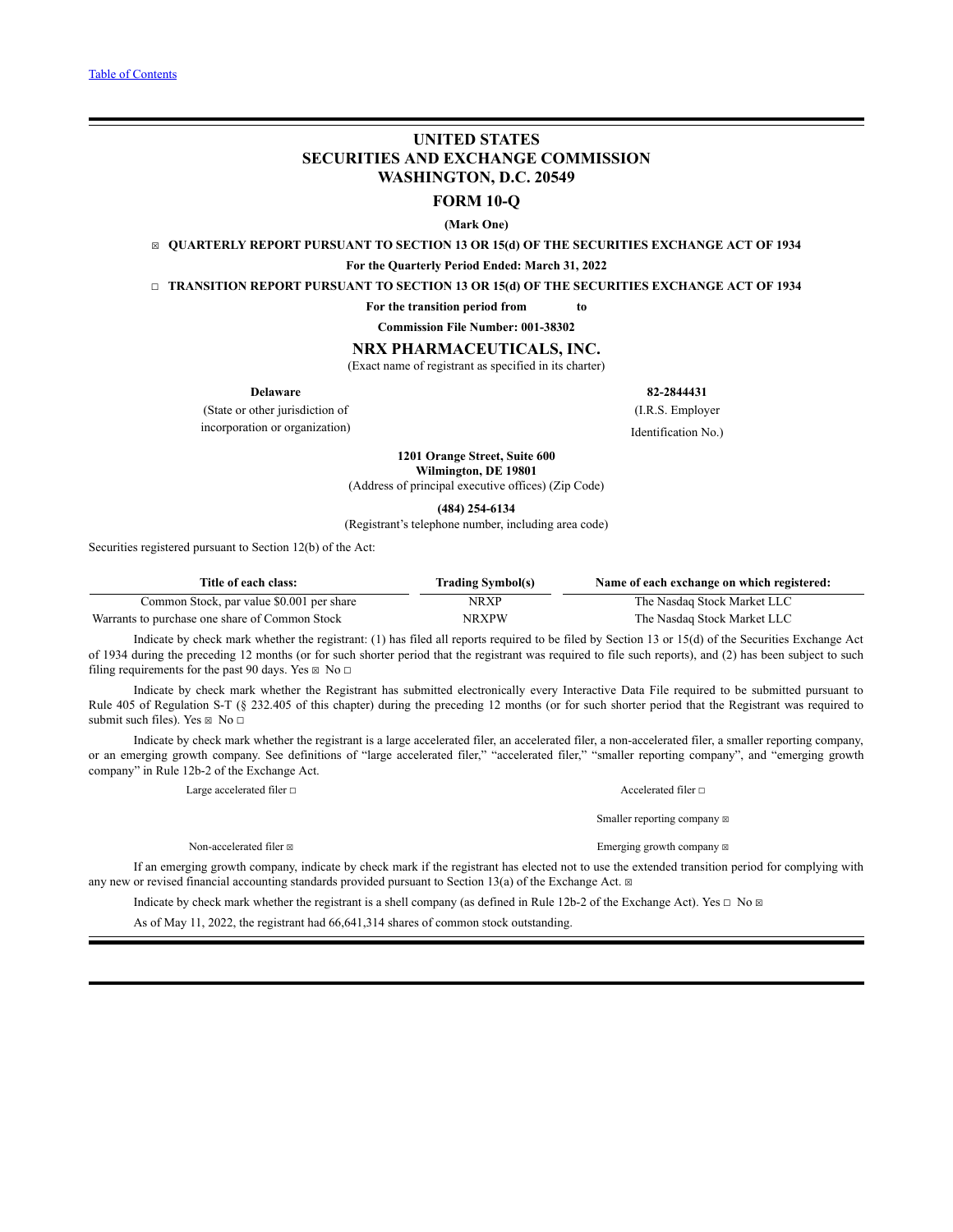Table of Contents

# UNITED STATES
# SECURITIES AND EXCHANGE COMMISSION
# WASHINGTON, D.C. 20549

## FORM 10-Q

**(Mark One)**

☒ **QUARTERLY REPORT PURSUANT TO SECTION 13 OR 15(d) OF THE SECURITIES EXCHANGE ACT OF 1934**

**For the Quarterly Period Ended: March 31, 2022**

☐ **TRANSITION REPORT PURSUANT TO SECTION 13 OR 15(d) OF THE SECURITIES EXCHANGE ACT OF 1934**

**For the transition period from to**

**Commission File Number: 001-38302**

## NRX PHARMACEUTICALS, INC.

(Exact name of registrant as specified in its charter)

| **Delaware** | **82-2844431** |
|---|---|
| (State or other jurisdiction of incorporation or organization) | (I.R.S. Employer Identification No.) |

**1201 Orange Street, Suite 600**
**Wilmington, DE 19801**
(Address of principal executive offices) (Zip Code)

**(484) 254-6134**
(Registrant's telephone number, including area code)

Securities registered pursuant to Section 12(b) of the Act:

| Title of each class: | Trading Symbol(s) | Name of each exchange on which registered: |
|---|---|---|
| Common Stock, par value $0.001 per share | NRXP | The Nasdaq Stock Market LLC |
| Warrants to purchase one share of Common Stock | NRXPW | The Nasdaq Stock Market LLC |

Indicate by check mark whether the registrant: (1) has filed all reports required to be filed by Section 13 or 15(d) of the Securities Exchange Act of 1934 during the preceding 12 months (or for such shorter period that the registrant was required to file such reports), and (2) has been subject to such filing requirements for the past 90 days. Yes ☒ No ☐

Indicate by check mark whether the Registrant has submitted electronically every Interactive Data File required to be submitted pursuant to Rule 405 of Regulation S-T (§ 232.405 of this chapter) during the preceding 12 months (or for such shorter period that the Registrant was required to submit such files). Yes ☒ No ☐

Indicate by check mark whether the registrant is a large accelerated filer, an accelerated filer, a non-accelerated filer, a smaller reporting company, or an emerging growth company. See definitions of "large accelerated filer," "accelerated filer," "smaller reporting company", and "emerging growth company" in Rule 12b-2 of the Exchange Act.

| | |
|---|---|
| Large accelerated filer ☐ | Accelerated filer ☐ |
| | Smaller reporting company ☒ |
| Non-accelerated filer ☒ | Emerging growth company ☒ |

If an emerging growth company, indicate by check mark if the registrant has elected not to use the extended transition period for complying with any new or revised financial accounting standards provided pursuant to Section 13(a) of the Exchange Act. ☒

Indicate by check mark whether the registrant is a shell company (as defined in Rule 12b-2 of the Exchange Act). Yes ☐ No ☒

As of May 11, 2022, the registrant had 66,641,314 shares of common stock outstanding.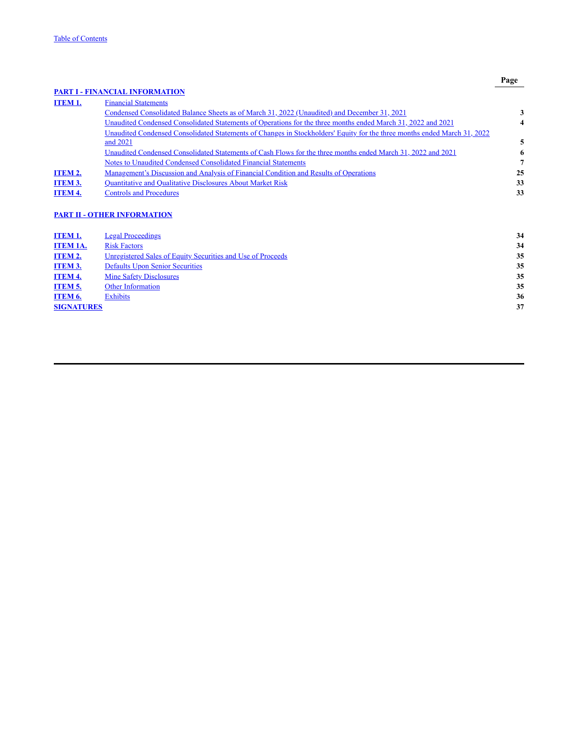| | | Page |
|---|---|---|
| **PART I - FINANCIAL INFORMATION** | | |
| **ITEM 1.** | Financial Statements | |
| | Condensed Consolidated Balance Sheets as of March 31, 2022 (Unaudited) and December 31, 2021 | **3** |
| | Unaudited Condensed Consolidated Statements of Operations for the three months ended March 31, 2022 and 2021 | **4** |
| | Unaudited Condensed Consolidated Statements of Changes in Stockholders' Equity for the three months ended March 31, 2022 and 2021 | **5** |
| | Unaudited Condensed Consolidated Statements of Cash Flows for the three months ended March 31, 2022 and 2021 | **6** |
| | Notes to Unaudited Condensed Consolidated Financial Statements | **7** |
| **ITEM 2.** | Management's Discussion and Analysis of Financial Condition and Results of Operations | **25** |
| **ITEM 3.** | Quantitative and Qualitative Disclosures About Market Risk | **33** |
| **ITEM 4.** | Controls and Procedures | **33** |
| **PART II - OTHER INFORMATION** | | |
| **ITEM 1.** | Legal Proceedings | **34** |
| **ITEM 1A.** | Risk Factors | **34** |
| **ITEM 2.** | Unregistered Sales of Equity Securities and Use of Proceeds | **35** |
| **ITEM 3.** | Defaults Upon Senior Securities | **35** |
| **ITEM 4.** | Mine Safety Disclosures | **35** |
| **ITEM 5.** | Other Information | **35** |
| **ITEM 6.** | Exhibits | **36** |
| **SIGNATURES** | | **37** |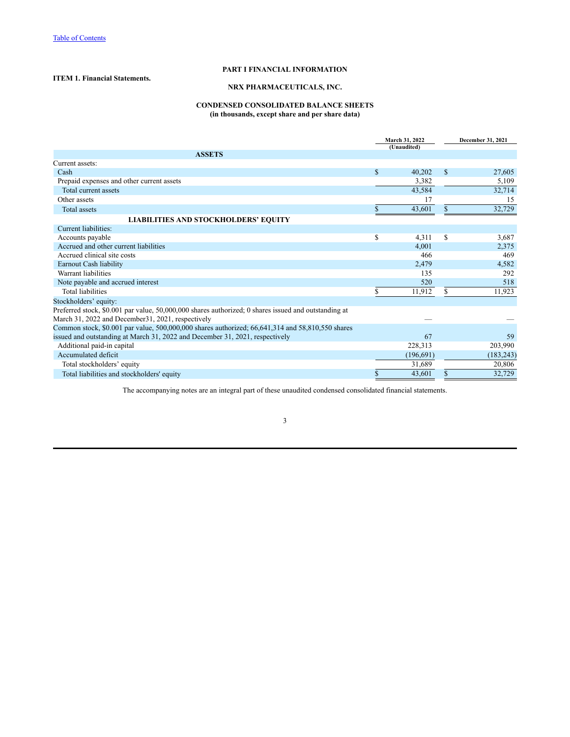[Table of Contents](#)

# PART I FINANCIAL INFORMATION

**ITEM 1. Financial Statements.**

## NRX PHARMACEUTICALS, INC.

### CONDENSED CONSOLIDATED BALANCE SHEETS
**(in thousands, except share and per share data)**

| | March 31, 2022 (Unaudited) | December 31, 2021 |
|---|---|---|
| **ASSETS** | | |
| Current assets: | | |
| Cash | $ 40,202 | $ 27,605 |
| Prepaid expenses and other current assets | 3,382 | 5,109 |
| Total current assets | 43,584 | 32,714 |
| Other assets | 17 | 15 |
| Total assets | $ 43,601 | $ 32,729 |
| **LIABILITIES AND STOCKHOLDERS' EQUITY** | | |
| Current liabilities: | | |
| Accounts payable | $ 4,311 | $ 3,687 |
| Accrued and other current liabilities | 4,001 | 2,375 |
| Accrued clinical site costs | 466 | 469 |
| Earnout Cash liability | 2,479 | 4,582 |
| Warrant liabilities | 135 | 292 |
| Note payable and accrued interest | 520 | 518 |
| Total liabilities | $ 11,912 | $ 11,923 |
| Stockholders' equity: | | |
| Preferred stock, $0.001 par value, 50,000,000 shares authorized; 0 shares issued and outstanding at March 31, 2022 and December31, 2021, respectively | — | — |
| Common stock, $0.001 par value, 500,000,000 shares authorized; 66,641,314 and 58,810,550 shares issued and outstanding at March 31, 2022 and December 31, 2021, respectively | 67 | 59 |
| Additional paid-in capital | 228,313 | 203,990 |
| Accumulated deficit | (196,691) | (183,243) |
| Total stockholders' equity | 31,689 | 20,806 |
| Total liabilities and stockholders' equity | $ 43,601 | $ 32,729 |

The accompanying notes are an integral part of these unaudited condensed consolidated financial statements.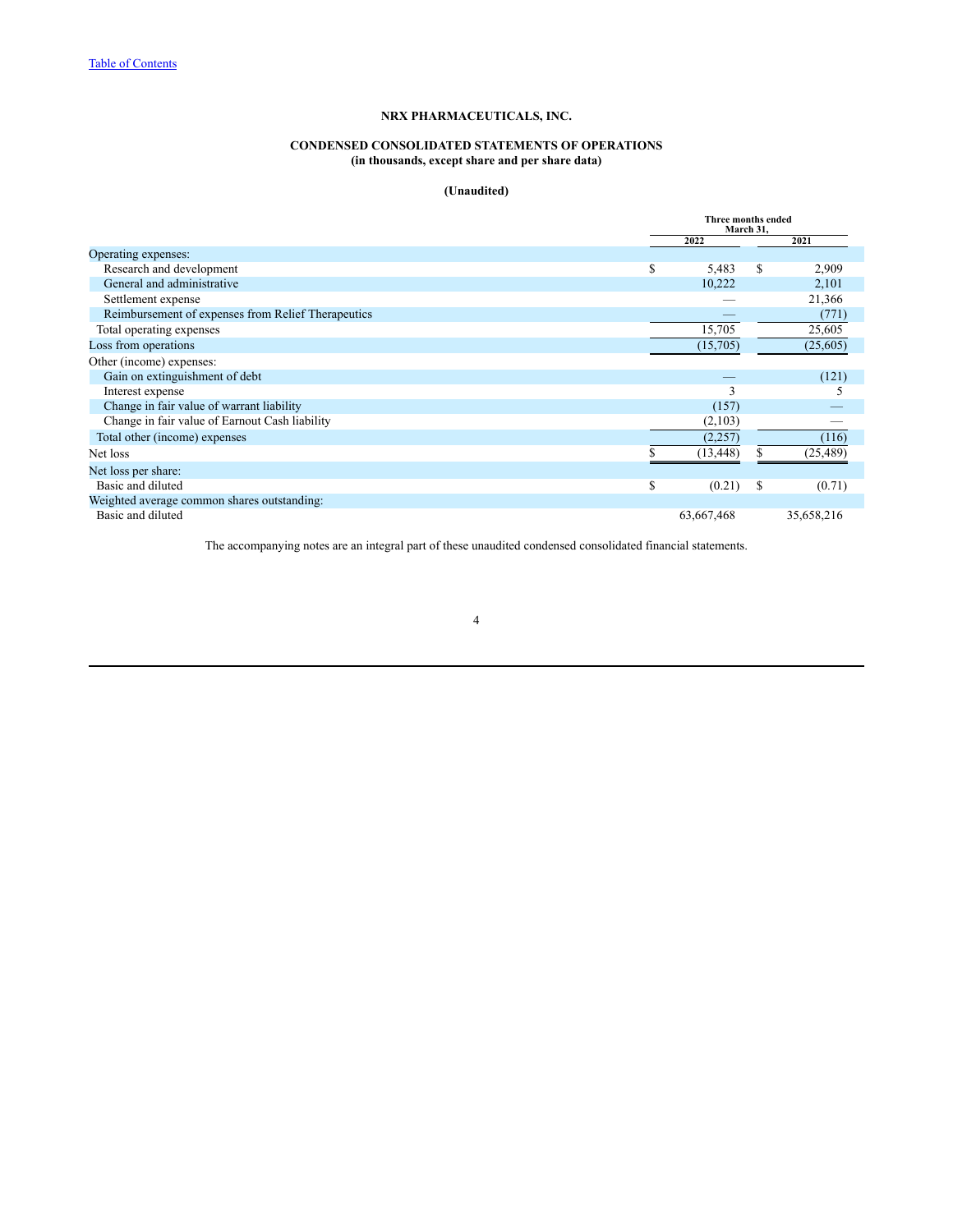[Table of Contents](#)

**NRX PHARMACEUTICALS, INC.**

**CONDENSED CONSOLIDATED STATEMENTS OF OPERATIONS**
**(in thousands, except share and per share data)**

**(Unaudited)**

| | Three months ended March 31, | |
|---|---|---|
| | **2022** | **2021** |
| Operating expenses: | | |
| Research and development | $ 5,483 | $ 2,909 |
| General and administrative | 10,222 | 2,101 |
| Settlement expense | — | 21,366 |
| Reimbursement of expenses from Relief Therapeutics | — | (771) |
| Total operating expenses | 15,705 | 25,605 |
| Loss from operations | (15,705) | (25,605) |
| Other (income) expenses: | | |
| Gain on extinguishment of debt | — | (121) |
| Interest expense | 3 | 5 |
| Change in fair value of warrant liability | (157) | — |
| Change in fair value of Earnout Cash liability | (2,103) | — |
| Total other (income) expenses | (2,257) | (116) |
| Net loss | $ (13,448) | $ (25,489) |
| Net loss per share: | | |
| Basic and diluted | $ (0.21) | $ (0.71) |
| Weighted average common shares outstanding: | | |
| Basic and diluted | 63,667,468 | 35,658,216 |

The accompanying notes are an integral part of these unaudited condensed consolidated financial statements.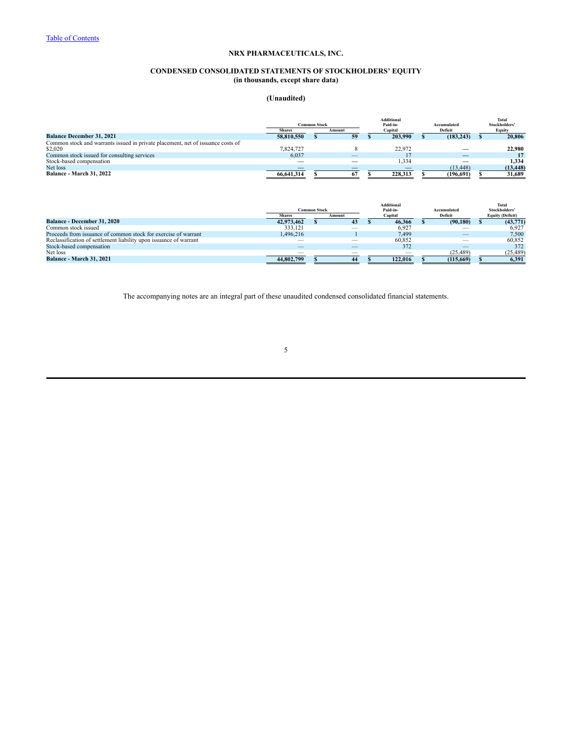NRX PHARMACEUTICALS, INC.

**CONDENSED CONSOLIDATED STATEMENTS OF STOCKHOLDERS' EQUITY**
**(in thousands, except share data)**

**(Unaudited)**

| | Common Stock | | Additional Paid-in- Capital | Accumulated Deficit | Total Stockholders' Equity |
|---|---|---|---|---|---|
| | Shares | Amount | | | |
| **Balance December 31, 2021** | **58,810,550** | **$ 59** | **$ 203,990** | **$ (183,243)** | **$ 20,806** |
| Common stock and warrants issued in private placement, net of issuance costs of $2,020 | 7,824,727 | 8 | 22,972 | — | **22,980** |
| Common stock issued for consulting services | 6,037 | — | 17 | — | **17** |
| Stock-based compensation | — | — | 1,334 | — | **1,334** |
| Net loss | — | — | — | (13,448) | **(13,448)** |
| **Balance - March 31, 2022** | **66,641,314** | **$ 67** | **$ 228,313** | **$ (196,691)** | **$ 31,689** |

| | Common Stock | | Additional Paid-in- Capital | Accumulated Deficit | Total Stockholders' Equity (Deficit) |
|---|---|---|---|---|---|
| | Shares | Amount | | | |
| **Balance - December 31, 2020** | **42,973,462** | **$ 43** | **$ 46,366** | **$ (90,180)** | **$ (43,771)** |
| Common stock issued | 333,121 | — | 6,927 | — | 6,927 |
| Proceeds from issuance of common stock for exercise of warrant | 1,496,216 | 1 | 7,499 | — | 7,500 |
| Reclassification of settlement liability upon issuance of warrant | — | — | 60,852 | — | 60,852 |
| Stock-based compensation | — | — | 372 | — | 372 |
| Net loss | — | — | — | (25,489) | (25,489) |
| **Balance - March 31, 2021** | **44,802,799** | **$ 44** | **$ 122,016** | **$ (115,669)** | **$ 6,391** |

The accompanying notes are an integral part of these unaudited condensed consolidated financial statements.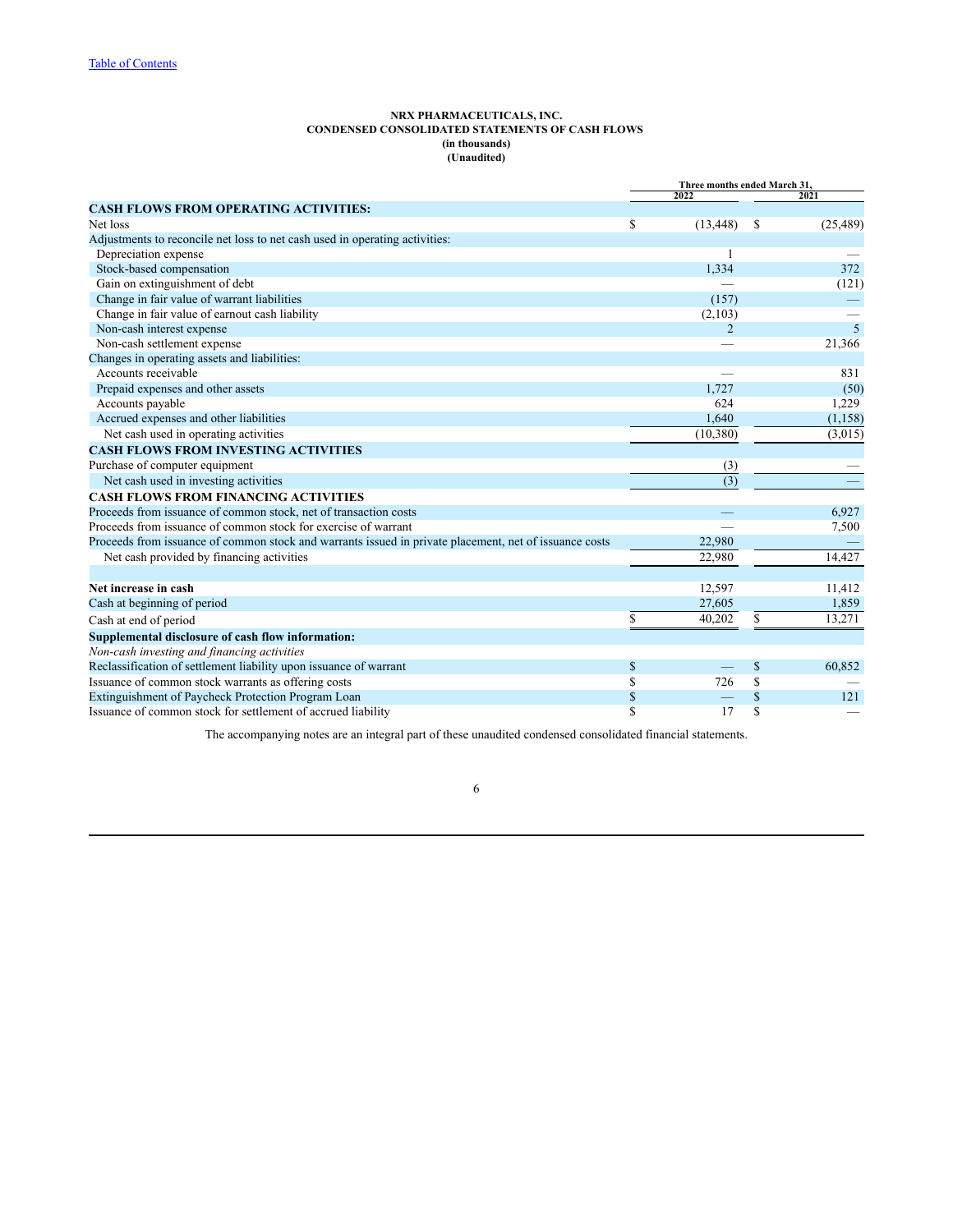[Table of Contents](#)

**NRX PHARMACEUTICALS, INC.**
**CONDENSED CONSOLIDATED STATEMENTS OF CASH FLOWS**
**(in thousands)**
**(Unaudited)**

| | Three months ended March 31, | |
|---|---|---|
| | 2022 | 2021 |
| **CASH FLOWS FROM OPERATING ACTIVITIES:** | | |
| Net loss | $ (13,448) | $ (25,489) |
| Adjustments to reconcile net loss to net cash used in operating activities: | | |
| Depreciation expense | 1 | — |
| Stock-based compensation | 1,334 | 372 |
| Gain on extinguishment of debt | — | (121) |
| Change in fair value of warrant liabilities | (157) | — |
| Change in fair value of earnout cash liability | (2,103) | — |
| Non-cash interest expense | 2 | 5 |
| Non-cash settlement expense | — | 21,366 |
| Changes in operating assets and liabilities: | | |
| Accounts receivable | — | 831 |
| Prepaid expenses and other assets | 1,727 | (50) |
| Accounts payable | 624 | 1,229 |
| Accrued expenses and other liabilities | 1,640 | (1,158) |
| Net cash used in operating activities | (10,380) | (3,015) |
| **CASH FLOWS FROM INVESTING ACTIVITIES** | | |
| Purchase of computer equipment | (3) | — |
| Net cash used in investing activities | (3) | — |
| **CASH FLOWS FROM FINANCING ACTIVITIES** | | |
| Proceeds from issuance of common stock, net of transaction costs | — | 6,927 |
| Proceeds from issuance of common stock for exercise of warrant | — | 7,500 |
| Proceeds from issuance of common stock and warrants issued in private placement, net of issuance costs | 22,980 | — |
| Net cash provided by financing activities | 22,980 | 14,427 |
| | | |
| **Net increase in cash** | 12,597 | 11,412 |
| Cash at beginning of period | 27,605 | 1,859 |
| Cash at end of period | $ 40,202 | $ 13,271 |
| **Supplemental disclosure of cash flow information:** | | |
| *Non-cash investing and financing activities* | | |
| Reclassification of settlement liability upon issuance of warrant | $ — | $ 60,852 |
| Issuance of common stock warrants as offering costs | $ 726 | $ — |
| Extinguishment of Paycheck Protection Program Loan | $ — | $ 121 |
| Issuance of common stock for settlement of accrued liability | $ 17 | $ — |

The accompanying notes are an integral part of these unaudited condensed consolidated financial statements.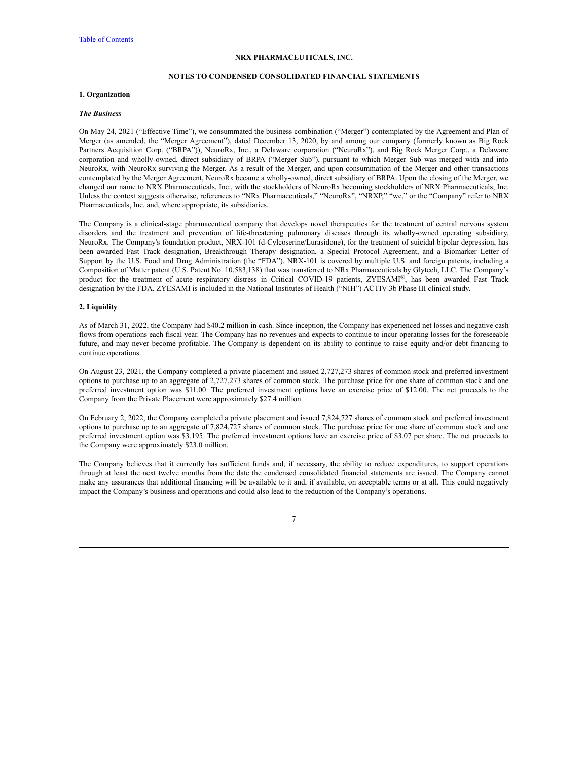[Table of Contents](#)

**NRX PHARMACEUTICALS, INC.**

**NOTES TO CONDENSED CONSOLIDATED FINANCIAL STATEMENTS**

**1. Organization**

***The Business***

On May 24, 2021 ("Effective Time"), we consummated the business combination ("Merger") contemplated by the Agreement and Plan of Merger (as amended, the "Merger Agreement"), dated December 13, 2020, by and among our company (formerly known as Big Rock Partners Acquisition Corp. ("BRPA")), NeuroRx, Inc., a Delaware corporation ("NeuroRx"), and Big Rock Merger Corp., a Delaware corporation and wholly-owned, direct subsidiary of BRPA ("Merger Sub"), pursuant to which Merger Sub was merged with and into NeuroRx, with NeuroRx surviving the Merger. As a result of the Merger, and upon consummation of the Merger and other transactions contemplated by the Merger Agreement, NeuroRx became a wholly-owned, direct subsidiary of BRPA. Upon the closing of the Merger, we changed our name to NRX Pharmaceuticals, Inc., with the stockholders of NeuroRx becoming stockholders of NRX Pharmaceuticals, Inc. Unless the context suggests otherwise, references to "NRx Pharmaceuticals," "NeuroRx", "NRXP," "we," or the "Company" refer to NRX Pharmaceuticals, Inc. and, where appropriate, its subsidiaries.

The Company is a clinical-stage pharmaceutical company that develops novel therapeutics for the treatment of central nervous system disorders and the treatment and prevention of life-threatening pulmonary diseases through its wholly-owned operating subsidiary, NeuroRx. The Company's foundation product, NRX-101 (d-Cylcoserine/Lurasidone), for the treatment of suicidal bipolar depression, has been awarded Fast Track designation, Breakthrough Therapy designation, a Special Protocol Agreement, and a Biomarker Letter of Support by the U.S. Food and Drug Administration (the "FDA"). NRX-101 is covered by multiple U.S. and foreign patents, including a Composition of Matter patent (U.S. Patent No. 10,583,138) that was transferred to NRx Pharmaceuticals by Glytech, LLC. The Company's product for the treatment of acute respiratory distress in Critical COVID-19 patients, ZYESAMI®, has been awarded Fast Track designation by the FDA. ZYESAMI is included in the National Institutes of Health ("NIH") ACTIV-3b Phase III clinical study.

**2. Liquidity**

As of March 31, 2022, the Company had $40.2 million in cash. Since inception, the Company has experienced net losses and negative cash flows from operations each fiscal year. The Company has no revenues and expects to continue to incur operating losses for the foreseeable future, and may never become profitable. The Company is dependent on its ability to continue to raise equity and/or debt financing to continue operations.

On August 23, 2021, the Company completed a private placement and issued 2,727,273 shares of common stock and preferred investment options to purchase up to an aggregate of 2,727,273 shares of common stock. The purchase price for one share of common stock and one preferred investment option was $11.00. The preferred investment options have an exercise price of $12.00. The net proceeds to the Company from the Private Placement were approximately $27.4 million.

On February 2, 2022, the Company completed a private placement and issued 7,824,727 shares of common stock and preferred investment options to purchase up to an aggregate of 7,824,727 shares of common stock. The purchase price for one share of common stock and one preferred investment option was $3.195. The preferred investment options have an exercise price of $3.07 per share. The net proceeds to the Company were approximately $23.0 million.

The Company believes that it currently has sufficient funds and, if necessary, the ability to reduce expenditures, to support operations through at least the next twelve months from the date the condensed consolidated financial statements are issued. The Company cannot make any assurances that additional financing will be available to it and, if available, on acceptable terms or at all. This could negatively impact the Company's business and operations and could also lead to the reduction of the Company's operations.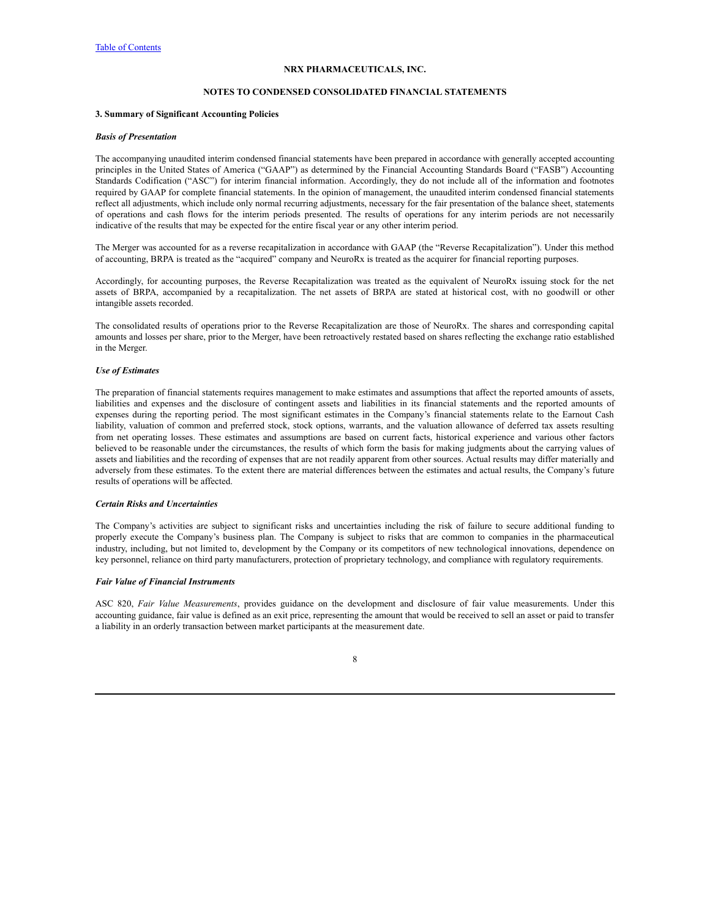**NRX PHARMACEUTICALS, INC.**

**NOTES TO CONDENSED CONSOLIDATED FINANCIAL STATEMENTS**

**3. Summary of Significant Accounting Policies**

***Basis of Presentation***

The accompanying unaudited interim condensed financial statements have been prepared in accordance with generally accepted accounting principles in the United States of America ("GAAP") as determined by the Financial Accounting Standards Board ("FASB") Accounting Standards Codification ("ASC") for interim financial information. Accordingly, they do not include all of the information and footnotes required by GAAP for complete financial statements. In the opinion of management, the unaudited interim condensed financial statements reflect all adjustments, which include only normal recurring adjustments, necessary for the fair presentation of the balance sheet, statements of operations and cash flows for the interim periods presented. The results of operations for any interim periods are not necessarily indicative of the results that may be expected for the entire fiscal year or any other interim period.

The Merger was accounted for as a reverse recapitalization in accordance with GAAP (the "Reverse Recapitalization"). Under this method of accounting, BRPA is treated as the "acquired" company and NeuroRx is treated as the acquirer for financial reporting purposes.

Accordingly, for accounting purposes, the Reverse Recapitalization was treated as the equivalent of NeuroRx issuing stock for the net assets of BRPA, accompanied by a recapitalization. The net assets of BRPA are stated at historical cost, with no goodwill or other intangible assets recorded.

The consolidated results of operations prior to the Reverse Recapitalization are those of NeuroRx. The shares and corresponding capital amounts and losses per share, prior to the Merger, have been retroactively restated based on shares reflecting the exchange ratio established in the Merger.

***Use of Estimates***

The preparation of financial statements requires management to make estimates and assumptions that affect the reported amounts of assets, liabilities and expenses and the disclosure of contingent assets and liabilities in its financial statements and the reported amounts of expenses during the reporting period. The most significant estimates in the Company's financial statements relate to the Earnout Cash liability, valuation of common and preferred stock, stock options, warrants, and the valuation allowance of deferred tax assets resulting from net operating losses. These estimates and assumptions are based on current facts, historical experience and various other factors believed to be reasonable under the circumstances, the results of which form the basis for making judgments about the carrying values of assets and liabilities and the recording of expenses that are not readily apparent from other sources. Actual results may differ materially and adversely from these estimates. To the extent there are material differences between the estimates and actual results, the Company's future results of operations will be affected.

***Certain Risks and Uncertainties***

The Company's activities are subject to significant risks and uncertainties including the risk of failure to secure additional funding to properly execute the Company's business plan. The Company is subject to risks that are common to companies in the pharmaceutical industry, including, but not limited to, development by the Company or its competitors of new technological innovations, dependence on key personnel, reliance on third party manufacturers, protection of proprietary technology, and compliance with regulatory requirements.

***Fair Value of Financial Instruments***

ASC 820, *Fair Value Measurements*, provides guidance on the development and disclosure of fair value measurements. Under this accounting guidance, fair value is defined as an exit price, representing the amount that would be received to sell an asset or paid to transfer a liability in an orderly transaction between market participants at the measurement date.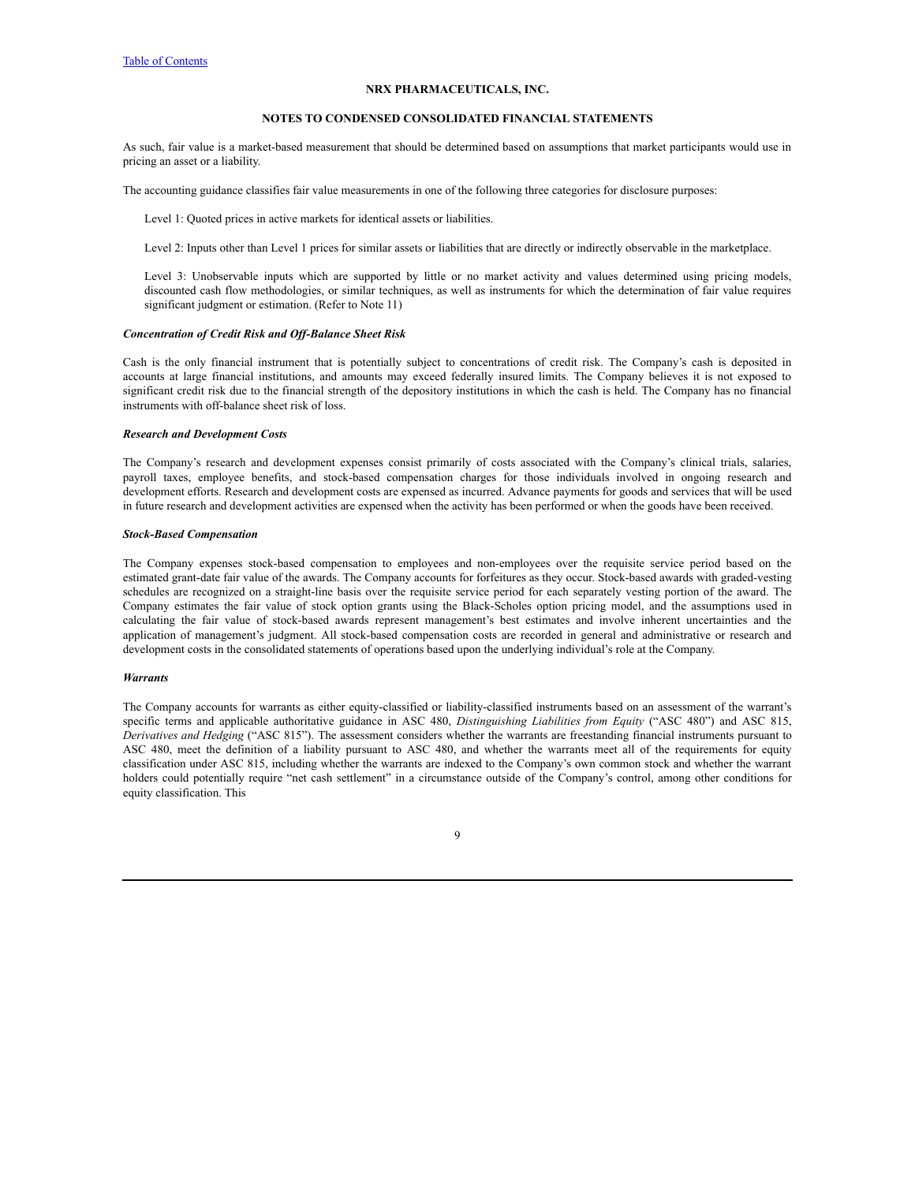As such, fair value is a market-based measurement that should be determined based on assumptions that market participants would use in pricing an asset or a liability.

The accounting guidance classifies fair value measurements in one of the following three categories for disclosure purposes:

Level 1: Quoted prices in active markets for identical assets or liabilities.

Level 2: Inputs other than Level 1 prices for similar assets or liabilities that are directly or indirectly observable in the marketplace.

Level 3: Unobservable inputs which are supported by little or no market activity and values determined using pricing models, discounted cash flow methodologies, or similar techniques, as well as instruments for which the determination of fair value requires significant judgment or estimation. (Refer to Note 11)

***Concentration of Credit Risk and Off-Balance Sheet Risk***

Cash is the only financial instrument that is potentially subject to concentrations of credit risk. The Company's cash is deposited in accounts at large financial institutions, and amounts may exceed federally insured limits. The Company believes it is not exposed to significant credit risk due to the financial strength of the depository institutions in which the cash is held. The Company has no financial instruments with off-balance sheet risk of loss.

***Research and Development Costs***

The Company's research and development expenses consist primarily of costs associated with the Company's clinical trials, salaries, payroll taxes, employee benefits, and stock-based compensation charges for those individuals involved in ongoing research and development efforts. Research and development costs are expensed as incurred. Advance payments for goods and services that will be used in future research and development activities are expensed when the activity has been performed or when the goods have been received.

***Stock-Based Compensation***

The Company expenses stock-based compensation to employees and non-employees over the requisite service period based on the estimated grant-date fair value of the awards. The Company accounts for forfeitures as they occur. Stock-based awards with graded-vesting schedules are recognized on a straight-line basis over the requisite service period for each separately vesting portion of the award. The Company estimates the fair value of stock option grants using the Black-Scholes option pricing model, and the assumptions used in calculating the fair value of stock-based awards represent management's best estimates and involve inherent uncertainties and the application of management's judgment. All stock-based compensation costs are recorded in general and administrative or research and development costs in the consolidated statements of operations based upon the underlying individual's role at the Company.

***Warrants***

The Company accounts for warrants as either equity-classified or liability-classified instruments based on an assessment of the warrant's specific terms and applicable authoritative guidance in ASC 480, *Distinguishing Liabilities from Equity* ("ASC 480") and ASC 815, *Derivatives and Hedging* ("ASC 815"). The assessment considers whether the warrants are freestanding financial instruments pursuant to ASC 480, meet the definition of a liability pursuant to ASC 480, and whether the warrants meet all of the requirements for equity classification under ASC 815, including whether the warrants are indexed to the Company's own common stock and whether the warrant holders could potentially require "net cash settlement" in a circumstance outside of the Company's control, among other conditions for equity classification. This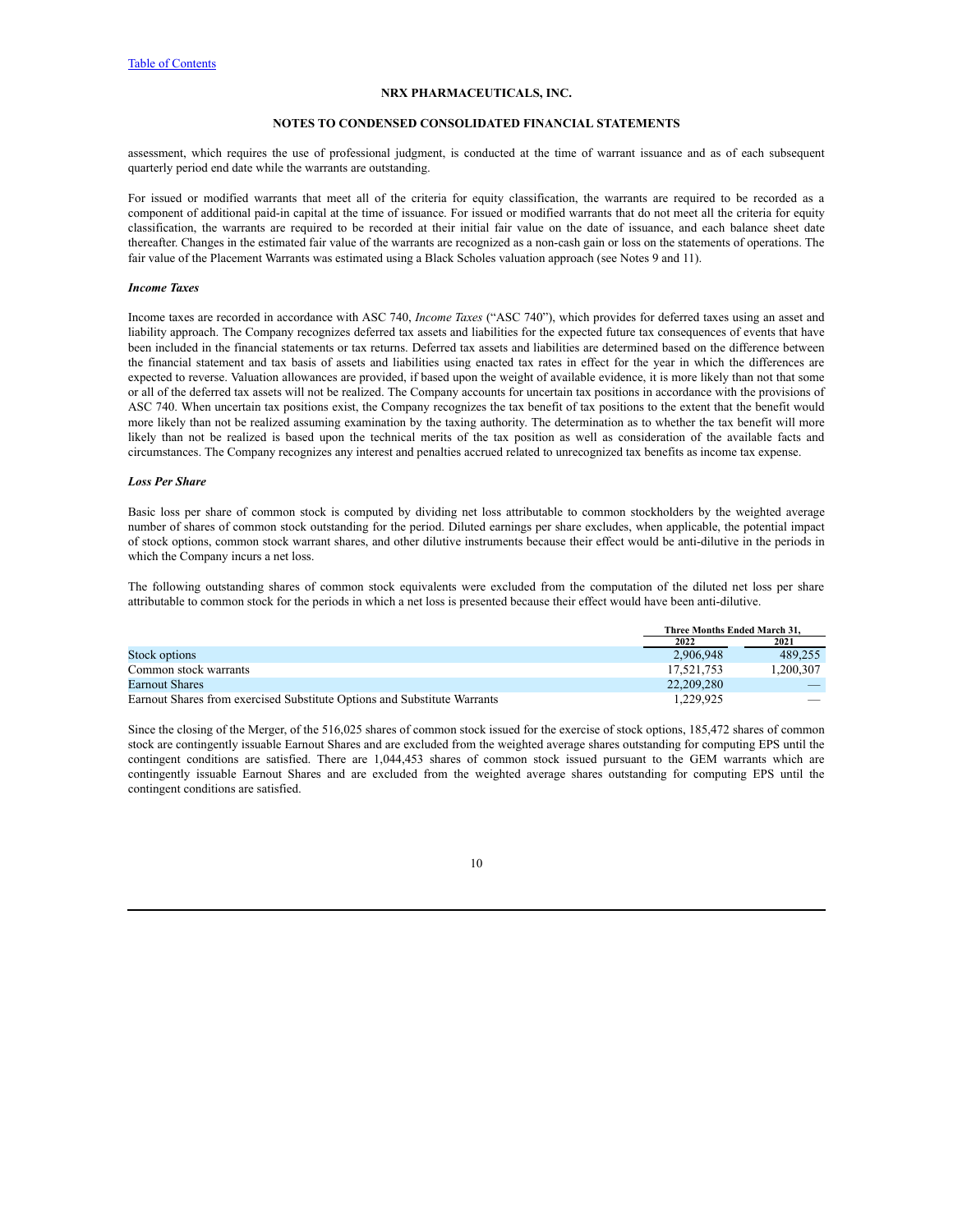assessment, which requires the use of professional judgment, is conducted at the time of warrant issuance and as of each subsequent quarterly period end date while the warrants are outstanding.

For issued or modified warrants that meet all of the criteria for equity classification, the warrants are required to be recorded as a component of additional paid-in capital at the time of issuance. For issued or modified warrants that do not meet all the criteria for equity classification, the warrants are required to be recorded at their initial fair value on the date of issuance, and each balance sheet date thereafter. Changes in the estimated fair value of the warrants are recognized as a non-cash gain or loss on the statements of operations. The fair value of the Placement Warrants was estimated using a Black Scholes valuation approach (see Notes 9 and 11).

***Income Taxes***

Income taxes are recorded in accordance with ASC 740, *Income Taxes* ("ASC 740"), which provides for deferred taxes using an asset and liability approach. The Company recognizes deferred tax assets and liabilities for the expected future tax consequences of events that have been included in the financial statements or tax returns. Deferred tax assets and liabilities are determined based on the difference between the financial statement and tax basis of assets and liabilities using enacted tax rates in effect for the year in which the differences are expected to reverse. Valuation allowances are provided, if based upon the weight of available evidence, it is more likely than not that some or all of the deferred tax assets will not be realized. The Company accounts for uncertain tax positions in accordance with the provisions of ASC 740. When uncertain tax positions exist, the Company recognizes the tax benefit of tax positions to the extent that the benefit would more likely than not be realized assuming examination by the taxing authority. The determination as to whether the tax benefit will more likely than not be realized is based upon the technical merits of the tax position as well as consideration of the available facts and circumstances. The Company recognizes any interest and penalties accrued related to unrecognized tax benefits as income tax expense.

***Loss Per Share***

Basic loss per share of common stock is computed by dividing net loss attributable to common stockholders by the weighted average number of shares of common stock outstanding for the period. Diluted earnings per share excludes, when applicable, the potential impact of stock options, common stock warrant shares, and other dilutive instruments because their effect would be anti-dilutive in the periods in which the Company incurs a net loss.

The following outstanding shares of common stock equivalents were excluded from the computation of the diluted net loss per share attributable to common stock for the periods in which a net loss is presented because their effect would have been anti-dilutive.

| | Three Months Ended March 31, | |
|---|---|---|
| | 2022 | 2021 |
| Stock options | 2,906,948 | 489,255 |
| Common stock warrants | 17,521,753 | 1,200,307 |
| Earnout Shares | 22,209,280 | — |
| Earnout Shares from exercised Substitute Options and Substitute Warrants | 1,229,925 | — |

Since the closing of the Merger, of the 516,025 shares of common stock issued for the exercise of stock options, 185,472 shares of common stock are contingently issuable Earnout Shares and are excluded from the weighted average shares outstanding for computing EPS until the contingent conditions are satisfied. There are 1,044,453 shares of common stock issued pursuant to the GEM warrants which are contingently issuable Earnout Shares and are excluded from the weighted average shares outstanding for computing EPS until the contingent conditions are satisfied.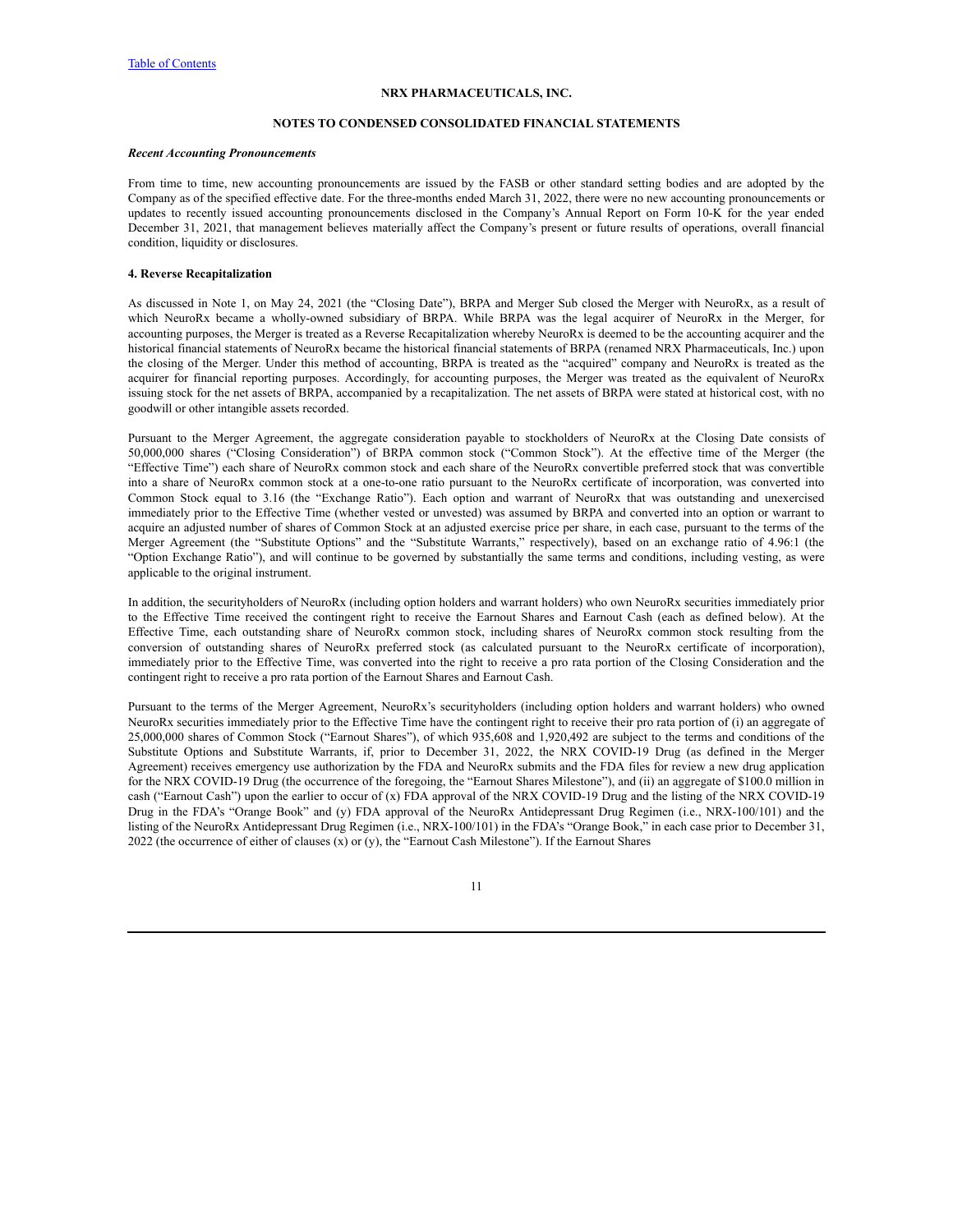NRX PHARMACEUTICALS, INC.

NOTES TO CONDENSED CONSOLIDATED FINANCIAL STATEMENTS

***Recent Accounting Pronouncements***

From time to time, new accounting pronouncements are issued by the FASB or other standard setting bodies and are adopted by the Company as of the specified effective date. For the three-months ended March 31, 2022, there were no new accounting pronouncements or updates to recently issued accounting pronouncements disclosed in the Company's Annual Report on Form 10-K for the year ended December 31, 2021, that management believes materially affect the Company's present or future results of operations, overall financial condition, liquidity or disclosures.

**4. Reverse Recapitalization**

As discussed in Note 1, on May 24, 2021 (the "Closing Date"), BRPA and Merger Sub closed the Merger with NeuroRx, as a result of which NeuroRx became a wholly-owned subsidiary of BRPA. While BRPA was the legal acquirer of NeuroRx in the Merger, for accounting purposes, the Merger is treated as a Reverse Recapitalization whereby NeuroRx is deemed to be the accounting acquirer and the historical financial statements of NeuroRx became the historical financial statements of BRPA (renamed NRX Pharmaceuticals, Inc.) upon the closing of the Merger. Under this method of accounting, BRPA is treated as the "acquired" company and NeuroRx is treated as the acquirer for financial reporting purposes. Accordingly, for accounting purposes, the Merger was treated as the equivalent of NeuroRx issuing stock for the net assets of BRPA, accompanied by a recapitalization. The net assets of BRPA were stated at historical cost, with no goodwill or other intangible assets recorded.

Pursuant to the Merger Agreement, the aggregate consideration payable to stockholders of NeuroRx at the Closing Date consists of 50,000,000 shares ("Closing Consideration") of BRPA common stock ("Common Stock"). At the effective time of the Merger (the "Effective Time") each share of NeuroRx common stock and each share of the NeuroRx convertible preferred stock that was convertible into a share of NeuroRx common stock at a one-to-one ratio pursuant to the NeuroRx certificate of incorporation, was converted into Common Stock equal to 3.16 (the "Exchange Ratio"). Each option and warrant of NeuroRx that was outstanding and unexercised immediately prior to the Effective Time (whether vested or unvested) was assumed by BRPA and converted into an option or warrant to acquire an adjusted number of shares of Common Stock at an adjusted exercise price per share, in each case, pursuant to the terms of the Merger Agreement (the "Substitute Options" and the "Substitute Warrants," respectively), based on an exchange ratio of 4.96:1 (the "Option Exchange Ratio"), and will continue to be governed by substantially the same terms and conditions, including vesting, as were applicable to the original instrument.

In addition, the securityholders of NeuroRx (including option holders and warrant holders) who own NeuroRx securities immediately prior to the Effective Time received the contingent right to receive the Earnout Shares and Earnout Cash (each as defined below). At the Effective Time, each outstanding share of NeuroRx common stock, including shares of NeuroRx common stock resulting from the conversion of outstanding shares of NeuroRx preferred stock (as calculated pursuant to the NeuroRx certificate of incorporation), immediately prior to the Effective Time, was converted into the right to receive a pro rata portion of the Closing Consideration and the contingent right to receive a pro rata portion of the Earnout Shares and Earnout Cash.

Pursuant to the terms of the Merger Agreement, NeuroRx's securityholders (including option holders and warrant holders) who owned NeuroRx securities immediately prior to the Effective Time have the contingent right to receive their pro rata portion of (i) an aggregate of 25,000,000 shares of Common Stock ("Earnout Shares"), of which 935,608 and 1,920,492 are subject to the terms and conditions of the Substitute Options and Substitute Warrants, if, prior to December 31, 2022, the NRX COVID-19 Drug (as defined in the Merger Agreement) receives emergency use authorization by the FDA and NeuroRx submits and the FDA files for review a new drug application for the NRX COVID-19 Drug (the occurrence of the foregoing, the "Earnout Shares Milestone"), and (ii) an aggregate of $100.0 million in cash ("Earnout Cash") upon the earlier to occur of (x) FDA approval of the NRX COVID-19 Drug and the listing of the NRX COVID-19 Drug in the FDA's "Orange Book" and (y) FDA approval of the NeuroRx Antidepressant Drug Regimen (i.e., NRX-100/101) and the listing of the NeuroRx Antidepressant Drug Regimen (i.e., NRX-100/101) in the FDA's "Orange Book," in each case prior to December 31, 2022 (the occurrence of either of clauses (x) or (y), the "Earnout Cash Milestone"). If the Earnout Shares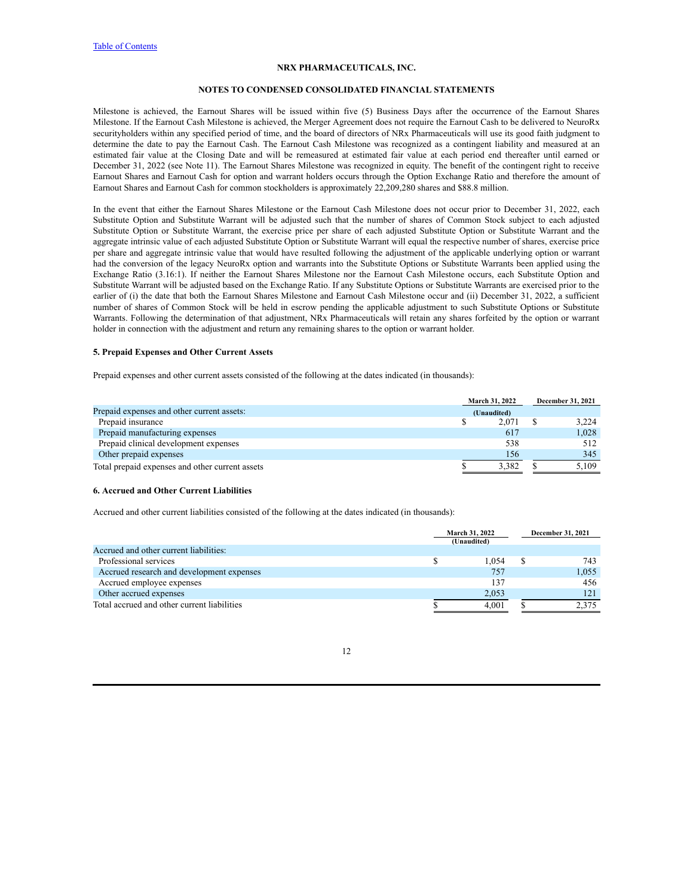Milestone is achieved, the Earnout Shares will be issued within five (5) Business Days after the occurrence of the Earnout Shares Milestone. If the Earnout Cash Milestone is achieved, the Merger Agreement does not require the Earnout Cash to be delivered to NeuroRx securityholders within any specified period of time, and the board of directors of NRx Pharmaceuticals will use its good faith judgment to determine the date to pay the Earnout Cash. The Earnout Cash Milestone was recognized as a contingent liability and measured at an estimated fair value at the Closing Date and will be remeasured at estimated fair value at each period end thereafter until earned or December 31, 2022 (see Note 11). The Earnout Shares Milestone was recognized in equity. The benefit of the contingent right to receive Earnout Shares and Earnout Cash for option and warrant holders occurs through the Option Exchange Ratio and therefore the amount of Earnout Shares and Earnout Cash for common stockholders is approximately 22,209,280 shares and $88.8 million.

In the event that either the Earnout Shares Milestone or the Earnout Cash Milestone does not occur prior to December 31, 2022, each Substitute Option and Substitute Warrant will be adjusted such that the number of shares of Common Stock subject to each adjusted Substitute Option or Substitute Warrant, the exercise price per share of each adjusted Substitute Option or Substitute Warrant and the aggregate intrinsic value of each adjusted Substitute Option or Substitute Warrant will equal the respective number of shares, exercise price per share and aggregate intrinsic value that would have resulted following the adjustment of the applicable underlying option or warrant had the conversion of the legacy NeuroRx option and warrants into the Substitute Options or Substitute Warrants been applied using the Exchange Ratio (3.16:1). If neither the Earnout Shares Milestone nor the Earnout Cash Milestone occurs, each Substitute Option and Substitute Warrant will be adjusted based on the Exchange Ratio. If any Substitute Options or Substitute Warrants are exercised prior to the earlier of (i) the date that both the Earnout Shares Milestone and Earnout Cash Milestone occur and (ii) December 31, 2022, a sufficient number of shares of Common Stock will be held in escrow pending the applicable adjustment to such Substitute Options or Substitute Warrants. Following the determination of that adjustment, NRx Pharmaceuticals will retain any shares forfeited by the option or warrant holder in connection with the adjustment and return any remaining shares to the option or warrant holder.

### 5. Prepaid Expenses and Other Current Assets

Prepaid expenses and other current assets consisted of the following at the dates indicated (in thousands):

| | March 31, 2022 (Unaudited) | December 31, 2021 |
|---|---|---|
| Prepaid expenses and other current assets: | | |
| Prepaid insurance | $ 2,071 | $ 3,224 |
| Prepaid manufacturing expenses | 617 | 1,028 |
| Prepaid clinical development expenses | 538 | 512 |
| Other prepaid expenses | 156 | 345 |
| Total prepaid expenses and other current assets | $ 3,382 | $ 5,109 |

### 6. Accrued and Other Current Liabilities

Accrued and other current liabilities consisted of the following at the dates indicated (in thousands):

| | March 31, 2022 (Unaudited) | December 31, 2021 |
|---|---|---|
| Accrued and other current liabilities: | | |
| Professional services | $ 1,054 | $ 743 |
| Accrued research and development expenses | 757 | 1,055 |
| Accrued employee expenses | 137 | 456 |
| Other accrued expenses | 2,053 | 121 |
| Total accrued and other current liabilities | $ 4,001 | $ 2,375 |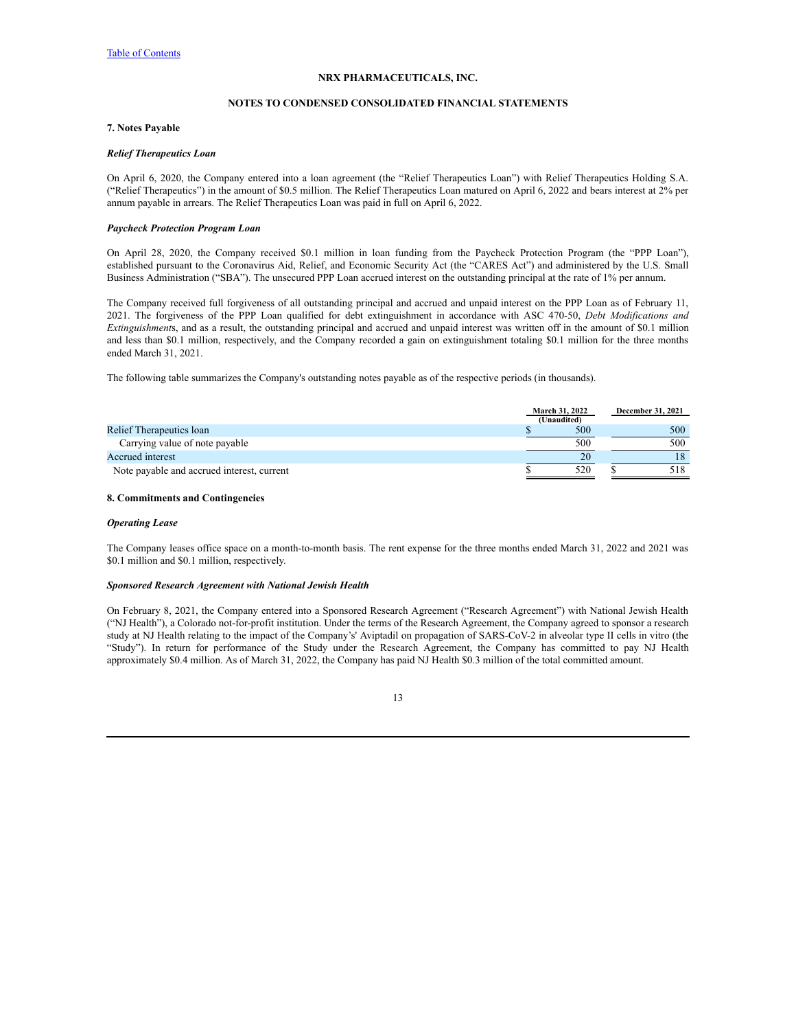NRX PHARMACEUTICALS, INC.

NOTES TO CONDENSED CONSOLIDATED FINANCIAL STATEMENTS

### 7. Notes Payable

***Relief Therapeutics Loan***

On April 6, 2020, the Company entered into a loan agreement (the "Relief Therapeutics Loan") with Relief Therapeutics Holding S.A. ("Relief Therapeutics") in the amount of $0.5 million. The Relief Therapeutics Loan matured on April 6, 2022 and bears interest at 2% per annum payable in arrears. The Relief Therapeutics Loan was paid in full on April 6, 2022.

***Paycheck Protection Program Loan***

On April 28, 2020, the Company received $0.1 million in loan funding from the Paycheck Protection Program (the "PPP Loan"), established pursuant to the Coronavirus Aid, Relief, and Economic Security Act (the "CARES Act") and administered by the U.S. Small Business Administration ("SBA"). The unsecured PPP Loan accrued interest on the outstanding principal at the rate of 1% per annum.

The Company received full forgiveness of all outstanding principal and accrued and unpaid interest on the PPP Loan as of February 11, 2021. The forgiveness of the PPP Loan qualified for debt extinguishment in accordance with ASC 470-50, *Debt Modifications and Extinguishments*, and as a result, the outstanding principal and accrued and unpaid interest was written off in the amount of $0.1 million and less than $0.1 million, respectively, and the Company recorded a gain on extinguishment totaling $0.1 million for the three months ended March 31, 2021.

The following table summarizes the Company's outstanding notes payable as of the respective periods (in thousands).

| | March 31, 2022 (Unaudited) | December 31, 2021 |
|---|---|---|
| Relief Therapeutics loan | $ 500 | 500 |
| Carrying value of note payable | 500 | 500 |
| Accrued interest | 20 | 18 |
| Note payable and accrued interest, current | $ 520 | $ 518 |

### 8. Commitments and Contingencies

***Operating Lease***

The Company leases office space on a month-to-month basis. The rent expense for the three months ended March 31, 2022 and 2021 was $0.1 million and $0.1 million, respectively.

***Sponsored Research Agreement with National Jewish Health***

On February 8, 2021, the Company entered into a Sponsored Research Agreement ("Research Agreement") with National Jewish Health ("NJ Health"), a Colorado not-for-profit institution. Under the terms of the Research Agreement, the Company agreed to sponsor a research study at NJ Health relating to the impact of the Company's' Aviptadil on propagation of SARS-CoV-2 in alveolar type II cells in vitro (the "Study"). In return for performance of the Study under the Research Agreement, the Company has committed to pay NJ Health approximately $0.4 million. As of March 31, 2022, the Company has paid NJ Health $0.3 million of the total committed amount.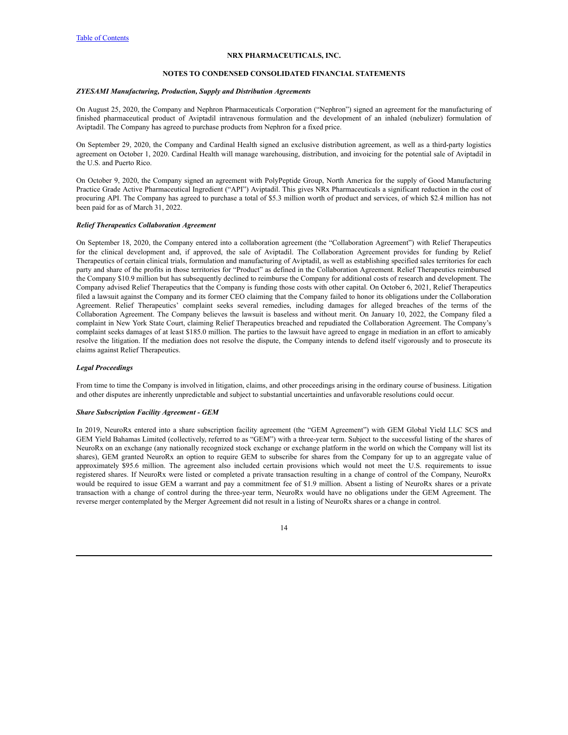**NRX PHARMACEUTICALS, INC.**

**NOTES TO CONDENSED CONSOLIDATED FINANCIAL STATEMENTS**

***ZYESAMI Manufacturing, Production, Supply and Distribution Agreements***

On August 25, 2020, the Company and Nephron Pharmaceuticals Corporation ("Nephron") signed an agreement for the manufacturing of finished pharmaceutical product of Aviptadil intravenous formulation and the development of an inhaled (nebulizer) formulation of Aviptadil. The Company has agreed to purchase products from Nephron for a fixed price.

On September 29, 2020, the Company and Cardinal Health signed an exclusive distribution agreement, as well as a third-party logistics agreement on October 1, 2020. Cardinal Health will manage warehousing, distribution, and invoicing for the potential sale of Aviptadil in the U.S. and Puerto Rico.

On October 9, 2020, the Company signed an agreement with PolyPeptide Group, North America for the supply of Good Manufacturing Practice Grade Active Pharmaceutical Ingredient ("API") Aviptadil. This gives NRx Pharmaceuticals a significant reduction in the cost of procuring API. The Company has agreed to purchase a total of $5.3 million worth of product and services, of which $2.4 million has not been paid for as of March 31, 2022.

***Relief Therapeutics Collaboration Agreement***

On September 18, 2020, the Company entered into a collaboration agreement (the "Collaboration Agreement") with Relief Therapeutics for the clinical development and, if approved, the sale of Aviptadil. The Collaboration Agreement provides for funding by Relief Therapeutics of certain clinical trials, formulation and manufacturing of Aviptadil, as well as establishing specified sales territories for each party and share of the profits in those territories for "Product" as defined in the Collaboration Agreement. Relief Therapeutics reimbursed the Company $10.9 million but has subsequently declined to reimburse the Company for additional costs of research and development. The Company advised Relief Therapeutics that the Company is funding those costs with other capital. On October 6, 2021, Relief Therapeutics filed a lawsuit against the Company and its former CEO claiming that the Company failed to honor its obligations under the Collaboration Agreement. Relief Therapeutics' complaint seeks several remedies, including damages for alleged breaches of the terms of the Collaboration Agreement. The Company believes the lawsuit is baseless and without merit. On January 10, 2022, the Company filed a complaint in New York State Court, claiming Relief Therapeutics breached and repudiated the Collaboration Agreement. The Company's complaint seeks damages of at least $185.0 million. The parties to the lawsuit have agreed to engage in mediation in an effort to amicably resolve the litigation. If the mediation does not resolve the dispute, the Company intends to defend itself vigorously and to prosecute its claims against Relief Therapeutics.

***Legal Proceedings***

From time to time the Company is involved in litigation, claims, and other proceedings arising in the ordinary course of business. Litigation and other disputes are inherently unpredictable and subject to substantial uncertainties and unfavorable resolutions could occur.

***Share Subscription Facility Agreement - GEM***

In 2019, NeuroRx entered into a share subscription facility agreement (the "GEM Agreement") with GEM Global Yield LLC SCS and GEM Yield Bahamas Limited (collectively, referred to as "GEM") with a three-year term. Subject to the successful listing of the shares of NeuroRx on an exchange (any nationally recognized stock exchange or exchange platform in the world on which the Company will list its shares), GEM granted NeuroRx an option to require GEM to subscribe for shares from the Company for up to an aggregate value of approximately $95.6 million. The agreement also included certain provisions which would not meet the U.S. requirements to issue registered shares. If NeuroRx were listed or completed a private transaction resulting in a change of control of the Company, NeuroRx would be required to issue GEM a warrant and pay a commitment fee of $1.9 million. Absent a listing of NeuroRx shares or a private transaction with a change of control during the three-year term, NeuroRx would have no obligations under the GEM Agreement. The reverse merger contemplated by the Merger Agreement did not result in a listing of NeuroRx shares or a change in control.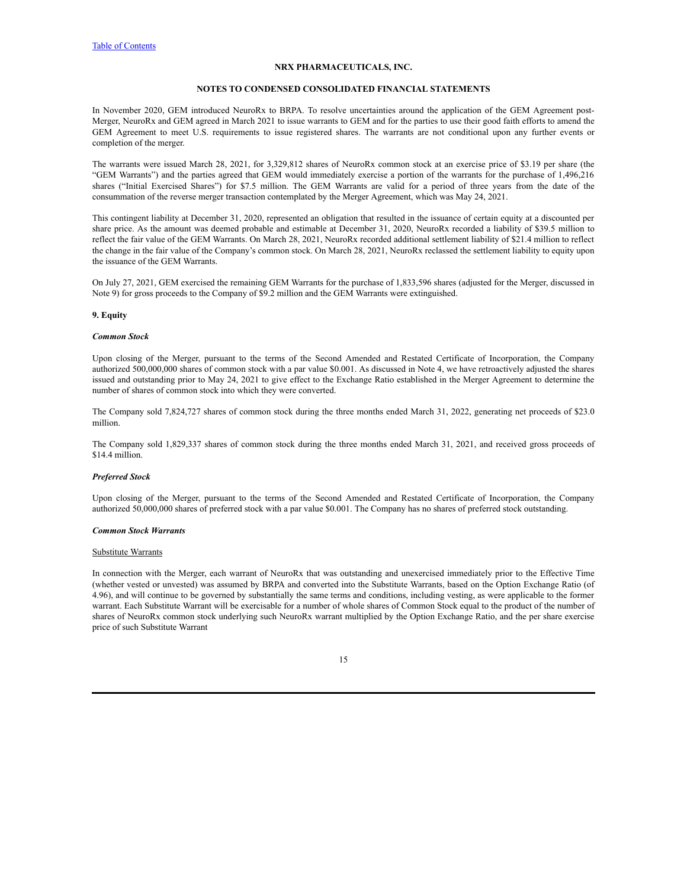In November 2020, GEM introduced NeuroRx to BRPA. To resolve uncertainties around the application of the GEM Agreement post-Merger, NeuroRx and GEM agreed in March 2021 to issue warrants to GEM and for the parties to use their good faith efforts to amend the GEM Agreement to meet U.S. requirements to issue registered shares. The warrants are not conditional upon any further events or completion of the merger.

The warrants were issued March 28, 2021, for 3,329,812 shares of NeuroRx common stock at an exercise price of $3.19 per share (the "GEM Warrants") and the parties agreed that GEM would immediately exercise a portion of the warrants for the purchase of 1,496,216 shares ("Initial Exercised Shares") for $7.5 million. The GEM Warrants are valid for a period of three years from the date of the consummation of the reverse merger transaction contemplated by the Merger Agreement, which was May 24, 2021.

This contingent liability at December 31, 2020, represented an obligation that resulted in the issuance of certain equity at a discounted per share price. As the amount was deemed probable and estimable at December 31, 2020, NeuroRx recorded a liability of $39.5 million to reflect the fair value of the GEM Warrants. On March 28, 2021, NeuroRx recorded additional settlement liability of $21.4 million to reflect the change in the fair value of the Company's common stock. On March 28, 2021, NeuroRx reclassed the settlement liability to equity upon the issuance of the GEM Warrants.

On July 27, 2021, GEM exercised the remaining GEM Warrants for the purchase of 1,833,596 shares (adjusted for the Merger, discussed in Note 9) for gross proceeds to the Company of $9.2 million and the GEM Warrants were extinguished.

## 9. Equity

### *Common Stock*

Upon closing of the Merger, pursuant to the terms of the Second Amended and Restated Certificate of Incorporation, the Company authorized 500,000,000 shares of common stock with a par value $0.001. As discussed in Note 4, we have retroactively adjusted the shares issued and outstanding prior to May 24, 2021 to give effect to the Exchange Ratio established in the Merger Agreement to determine the number of shares of common stock into which they were converted.

The Company sold 7,824,727 shares of common stock during the three months ended March 31, 2022, generating net proceeds of $23.0 million.

The Company sold 1,829,337 shares of common stock during the three months ended March 31, 2021, and received gross proceeds of $14.4 million.

### *Preferred Stock*

Upon closing of the Merger, pursuant to the terms of the Second Amended and Restated Certificate of Incorporation, the Company authorized 50,000,000 shares of preferred stock with a par value $0.001. The Company has no shares of preferred stock outstanding.

### *Common Stock Warrants*

Substitute Warrants

In connection with the Merger, each warrant of NeuroRx that was outstanding and unexercised immediately prior to the Effective Time (whether vested or unvested) was assumed by BRPA and converted into the Substitute Warrants, based on the Option Exchange Ratio (of 4.96), and will continue to be governed by substantially the same terms and conditions, including vesting, as were applicable to the former warrant. Each Substitute Warrant will be exercisable for a number of whole shares of Common Stock equal to the product of the number of shares of NeuroRx common stock underlying such NeuroRx warrant multiplied by the Option Exchange Ratio, and the per share exercise price of such Substitute Warrant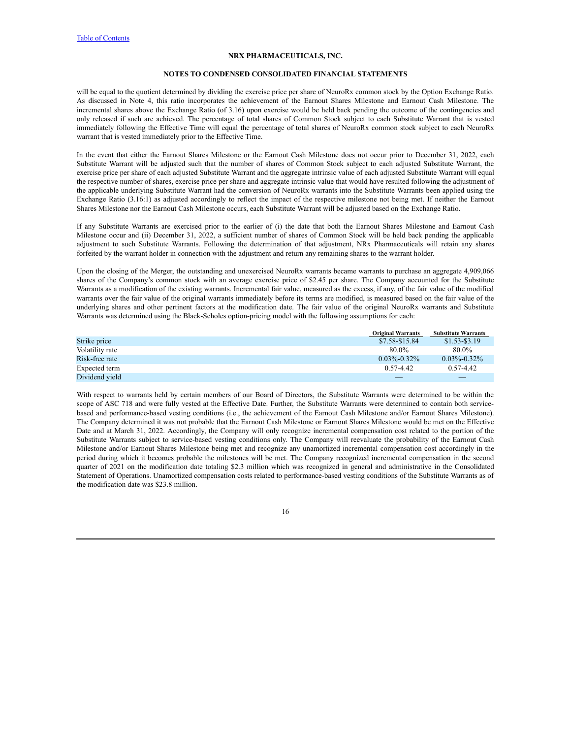will be equal to the quotient determined by dividing the exercise price per share of NeuroRx common stock by the Option Exchange Ratio. As discussed in Note 4, this ratio incorporates the achievement of the Earnout Shares Milestone and Earnout Cash Milestone. The incremental shares above the Exchange Ratio (of 3.16) upon exercise would be held back pending the outcome of the contingencies and only released if such are achieved. The percentage of total shares of Common Stock subject to each Substitute Warrant that is vested immediately following the Effective Time will equal the percentage of total shares of NeuroRx common stock subject to each NeuroRx warrant that is vested immediately prior to the Effective Time.

In the event that either the Earnout Shares Milestone or the Earnout Cash Milestone does not occur prior to December 31, 2022, each Substitute Warrant will be adjusted such that the number of shares of Common Stock subject to each adjusted Substitute Warrant, the exercise price per share of each adjusted Substitute Warrant and the aggregate intrinsic value of each adjusted Substitute Warrant will equal the respective number of shares, exercise price per share and aggregate intrinsic value that would have resulted following the adjustment of the applicable underlying Substitute Warrant had the conversion of NeuroRx warrants into the Substitute Warrants been applied using the Exchange Ratio (3.16:1) as adjusted accordingly to reflect the impact of the respective milestone not being met. If neither the Earnout Shares Milestone nor the Earnout Cash Milestone occurs, each Substitute Warrant will be adjusted based on the Exchange Ratio.

If any Substitute Warrants are exercised prior to the earlier of (i) the date that both the Earnout Shares Milestone and Earnout Cash Milestone occur and (ii) December 31, 2022, a sufficient number of shares of Common Stock will be held back pending the applicable adjustment to such Substitute Warrants. Following the determination of that adjustment, NRx Pharmaceuticals will retain any shares forfeited by the warrant holder in connection with the adjustment and return any remaining shares to the warrant holder.

Upon the closing of the Merger, the outstanding and unexercised NeuroRx warrants became warrants to purchase an aggregate 4,909,066 shares of the Company's common stock with an average exercise price of $2.45 per share. The Company accounted for the Substitute Warrants as a modification of the existing warrants. Incremental fair value, measured as the excess, if any, of the fair value of the modified warrants over the fair value of the original warrants immediately before its terms are modified, is measured based on the fair value of the underlying shares and other pertinent factors at the modification date. The fair value of the original NeuroRx warrants and Substitute Warrants was determined using the Black-Scholes option-pricing model with the following assumptions for each:

| | Original Warrants | Substitute Warrants |
|---|---|---|
| Strike price | $7.58-$15.84 | $1.53-$3.19 |
| Volatility rate | 80.0% | 80.0% |
| Risk-free rate | 0.03%-0.32% | 0.03%-0.32% |
| Expected term | 0.57-4.42 | 0.57-4.42 |
| Dividend yield | — | — |

With respect to warrants held by certain members of our Board of Directors, the Substitute Warrants were determined to be within the scope of ASC 718 and were fully vested at the Effective Date. Further, the Substitute Warrants were determined to contain both service-based and performance-based vesting conditions (i.e., the achievement of the Earnout Cash Milestone and/or Earnout Shares Milestone). The Company determined it was not probable that the Earnout Cash Milestone or Earnout Shares Milestone would be met on the Effective Date and at March 31, 2022. Accordingly, the Company will only recognize incremental compensation cost related to the portion of the Substitute Warrants subject to service-based vesting conditions only. The Company will reevaluate the probability of the Earnout Cash Milestone and/or Earnout Shares Milestone being met and recognize any unamortized incremental compensation cost accordingly in the period during which it becomes probable the milestones will be met. The Company recognized incremental compensation in the second quarter of 2021 on the modification date totaling $2.3 million which was recognized in general and administrative in the Consolidated Statement of Operations. Unamortized compensation costs related to performance-based vesting conditions of the Substitute Warrants as of the modification date was $23.8 million.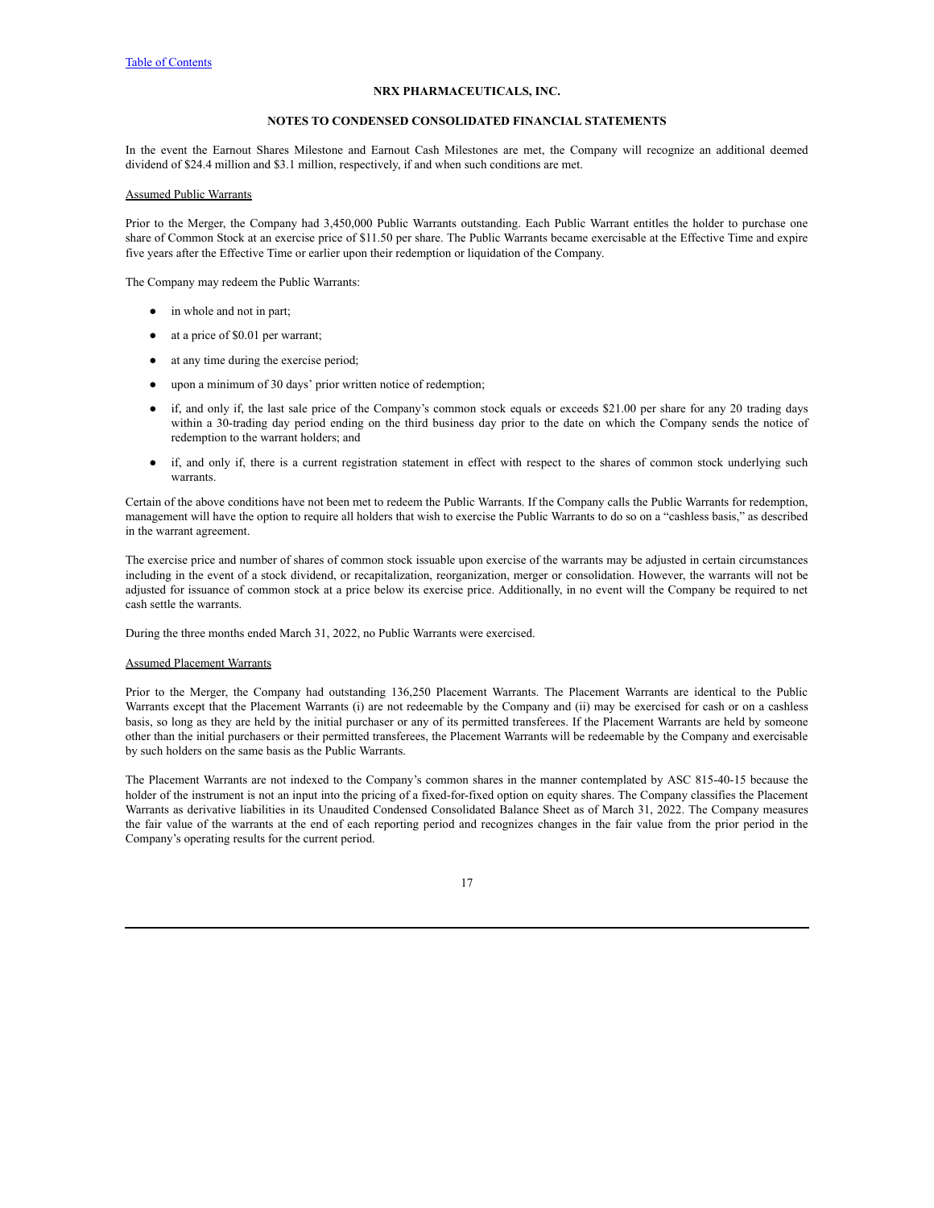NRX PHARMACEUTICALS, INC.

NOTES TO CONDENSED CONSOLIDATED FINANCIAL STATEMENTS

In the event the Earnout Shares Milestone and Earnout Cash Milestones are met, the Company will recognize an additional deemed dividend of $24.4 million and $3.1 million, respectively, if and when such conditions are met.

Assumed Public Warrants

Prior to the Merger, the Company had 3,450,000 Public Warrants outstanding. Each Public Warrant entitles the holder to purchase one share of Common Stock at an exercise price of $11.50 per share. The Public Warrants became exercisable at the Effective Time and expire five years after the Effective Time or earlier upon their redemption or liquidation of the Company.

The Company may redeem the Public Warrants:

- in whole and not in part;
- at a price of $0.01 per warrant;
- at any time during the exercise period;
- upon a minimum of 30 days' prior written notice of redemption;
- if, and only if, the last sale price of the Company's common stock equals or exceeds $21.00 per share for any 20 trading days within a 30-trading day period ending on the third business day prior to the date on which the Company sends the notice of redemption to the warrant holders; and
- if, and only if, there is a current registration statement in effect with respect to the shares of common stock underlying such warrants.

Certain of the above conditions have not been met to redeem the Public Warrants. If the Company calls the Public Warrants for redemption, management will have the option to require all holders that wish to exercise the Public Warrants to do so on a "cashless basis," as described in the warrant agreement.

The exercise price and number of shares of common stock issuable upon exercise of the warrants may be adjusted in certain circumstances including in the event of a stock dividend, or recapitalization, reorganization, merger or consolidation. However, the warrants will not be adjusted for issuance of common stock at a price below its exercise price. Additionally, in no event will the Company be required to net cash settle the warrants.

During the three months ended March 31, 2022, no Public Warrants were exercised.

Assumed Placement Warrants

Prior to the Merger, the Company had outstanding 136,250 Placement Warrants. The Placement Warrants are identical to the Public Warrants except that the Placement Warrants (i) are not redeemable by the Company and (ii) may be exercised for cash or on a cashless basis, so long as they are held by the initial purchaser or any of its permitted transferees. If the Placement Warrants are held by someone other than the initial purchasers or their permitted transferees, the Placement Warrants will be redeemable by the Company and exercisable by such holders on the same basis as the Public Warrants.

The Placement Warrants are not indexed to the Company's common shares in the manner contemplated by ASC 815-40-15 because the holder of the instrument is not an input into the pricing of a fixed-for-fixed option on equity shares. The Company classifies the Placement Warrants as derivative liabilities in its Unaudited Condensed Consolidated Balance Sheet as of March 31, 2022. The Company measures the fair value of the warrants at the end of each reporting period and recognizes changes in the fair value from the prior period in the Company's operating results for the current period.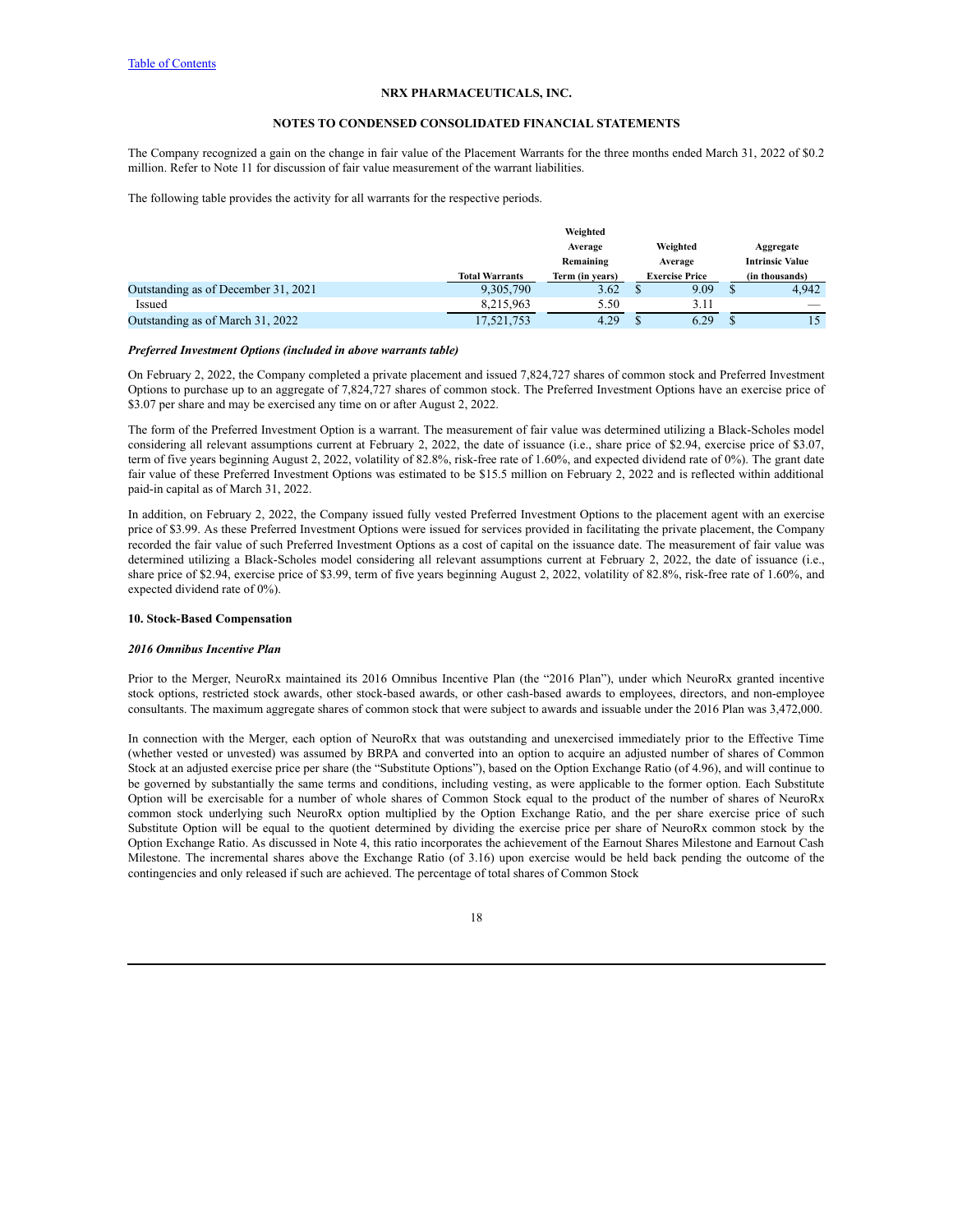NRX PHARMACEUTICALS, INC.

NOTES TO CONDENSED CONSOLIDATED FINANCIAL STATEMENTS

The Company recognized a gain on the change in fair value of the Placement Warrants for the three months ended March 31, 2022 of $0.2 million. Refer to Note 11 for discussion of fair value measurement of the warrant liabilities.

The following table provides the activity for all warrants for the respective periods.

| | Total Warrants | Weighted Average Remaining Term (in years) | Weighted Average Exercise Price | Aggregate Intrinsic Value (in thousands) |
|---|---|---|---|---|
| Outstanding as of December 31, 2021 | 9,305,790 | 3.62 | $ 9.09 | $ 4,942 |
| Issued | 8,215,963 | 5.50 | 3.11 | — |
| Outstanding as of March 31, 2022 | 17,521,753 | 4.29 | $ 6.29 | $ 15 |

***Preferred Investment Options (included in above warrants table)***

On February 2, 2022, the Company completed a private placement and issued 7,824,727 shares of common stock and Preferred Investment Options to purchase up to an aggregate of 7,824,727 shares of common stock. The Preferred Investment Options have an exercise price of $3.07 per share and may be exercised any time on or after August 2, 2022.

The form of the Preferred Investment Option is a warrant. The measurement of fair value was determined utilizing a Black-Scholes model considering all relevant assumptions current at February 2, 2022, the date of issuance (i.e., share price of $2.94, exercise price of $3.07, term of five years beginning August 2, 2022, volatility of 82.8%, risk-free rate of 1.60%, and expected dividend rate of 0%). The grant date fair value of these Preferred Investment Options was estimated to be $15.5 million on February 2, 2022 and is reflected within additional paid-in capital as of March 31, 2022.

In addition, on February 2, 2022, the Company issued fully vested Preferred Investment Options to the placement agent with an exercise price of $3.99. As these Preferred Investment Options were issued for services provided in facilitating the private placement, the Company recorded the fair value of such Preferred Investment Options as a cost of capital on the issuance date. The measurement of fair value was determined utilizing a Black-Scholes model considering all relevant assumptions current at February 2, 2022, the date of issuance (i.e., share price of $2.94, exercise price of $3.99, term of five years beginning August 2, 2022, volatility of 82.8%, risk-free rate of 1.60%, and expected dividend rate of 0%).

## 10. Stock-Based Compensation

***2016 Omnibus Incentive Plan***

Prior to the Merger, NeuroRx maintained its 2016 Omnibus Incentive Plan (the "2016 Plan"), under which NeuroRx granted incentive stock options, restricted stock awards, other stock-based awards, or other cash-based awards to employees, directors, and non-employee consultants. The maximum aggregate shares of common stock that were subject to awards and issuable under the 2016 Plan was 3,472,000.

In connection with the Merger, each option of NeuroRx that was outstanding and unexercised immediately prior to the Effective Time (whether vested or unvested) was assumed by BRPA and converted into an option to acquire an adjusted number of shares of Common Stock at an adjusted exercise price per share (the "Substitute Options"), based on the Option Exchange Ratio (of 4.96), and will continue to be governed by substantially the same terms and conditions, including vesting, as were applicable to the former option. Each Substitute Option will be exercisable for a number of whole shares of Common Stock equal to the product of the number of shares of NeuroRx common stock underlying such NeuroRx option multiplied by the Option Exchange Ratio, and the per share exercise price of such Substitute Option will be equal to the quotient determined by dividing the exercise price per share of NeuroRx common stock by the Option Exchange Ratio. As discussed in Note 4, this ratio incorporates the achievement of the Earnout Shares Milestone and Earnout Cash Milestone. The incremental shares above the Exchange Ratio (of 3.16) upon exercise would be held back pending the outcome of the contingencies and only released if such are achieved. The percentage of total shares of Common Stock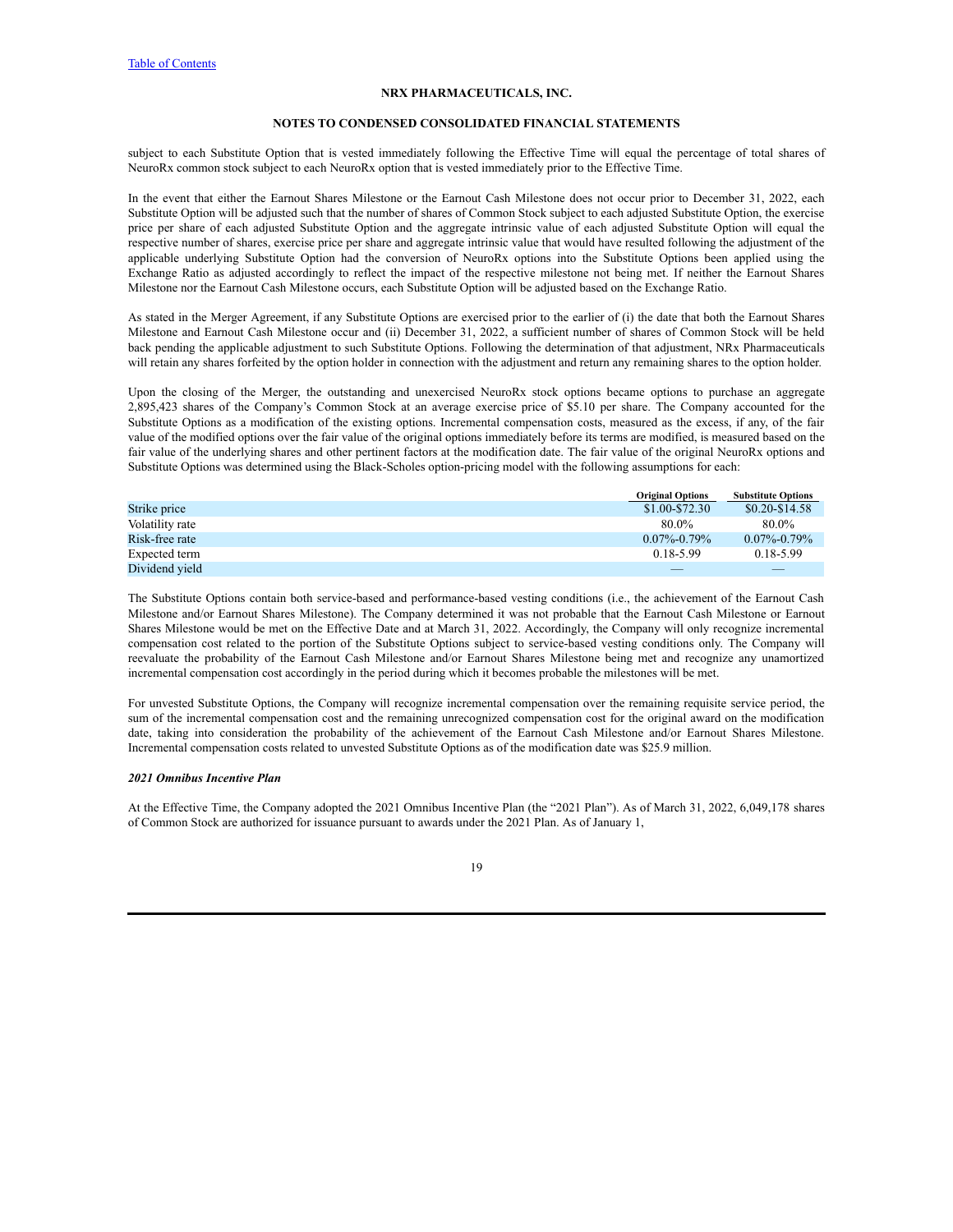subject to each Substitute Option that is vested immediately following the Effective Time will equal the percentage of total shares of NeuroRx common stock subject to each NeuroRx option that is vested immediately prior to the Effective Time.

In the event that either the Earnout Shares Milestone or the Earnout Cash Milestone does not occur prior to December 31, 2022, each Substitute Option will be adjusted such that the number of shares of Common Stock subject to each adjusted Substitute Option, the exercise price per share of each adjusted Substitute Option and the aggregate intrinsic value of each adjusted Substitute Option will equal the respective number of shares, exercise price per share and aggregate intrinsic value that would have resulted following the adjustment of the applicable underlying Substitute Option had the conversion of NeuroRx options into the Substitute Options been applied using the Exchange Ratio as adjusted accordingly to reflect the impact of the respective milestone not being met. If neither the Earnout Shares Milestone nor the Earnout Cash Milestone occurs, each Substitute Option will be adjusted based on the Exchange Ratio.

As stated in the Merger Agreement, if any Substitute Options are exercised prior to the earlier of (i) the date that both the Earnout Shares Milestone and Earnout Cash Milestone occur and (ii) December 31, 2022, a sufficient number of shares of Common Stock will be held back pending the applicable adjustment to such Substitute Options. Following the determination of that adjustment, NRx Pharmaceuticals will retain any shares forfeited by the option holder in connection with the adjustment and return any remaining shares to the option holder.

Upon the closing of the Merger, the outstanding and unexercised NeuroRx stock options became options to purchase an aggregate 2,895,423 shares of the Company's Common Stock at an average exercise price of $5.10 per share. The Company accounted for the Substitute Options as a modification of the existing options. Incremental compensation costs, measured as the excess, if any, of the fair value of the modified options over the fair value of the original options immediately before its terms are modified, is measured based on the fair value of the underlying shares and other pertinent factors at the modification date. The fair value of the original NeuroRx options and Substitute Options was determined using the Black-Scholes option-pricing model with the following assumptions for each:

| | Original Options | Substitute Options |
|---|---|---|
| Strike price | $1.00-$72.30 | $0.20-$14.58 |
| Volatility rate | 80.0% | 80.0% |
| Risk-free rate | 0.07%-0.79% | 0.07%-0.79% |
| Expected term | 0.18-5.99 | 0.18-5.99 |
| Dividend yield | — | — |

The Substitute Options contain both service-based and performance-based vesting conditions (i.e., the achievement of the Earnout Cash Milestone and/or Earnout Shares Milestone). The Company determined it was not probable that the Earnout Cash Milestone or Earnout Shares Milestone would be met on the Effective Date and at March 31, 2022. Accordingly, the Company will only recognize incremental compensation cost related to the portion of the Substitute Options subject to service-based vesting conditions only. The Company will reevaluate the probability of the Earnout Cash Milestone and/or Earnout Shares Milestone being met and recognize any unamortized incremental compensation cost accordingly in the period during which it becomes probable the milestones will be met.

For unvested Substitute Options, the Company will recognize incremental compensation over the remaining requisite service period, the sum of the incremental compensation cost and the remaining unrecognized compensation cost for the original award on the modification date, taking into consideration the probability of the achievement of the Earnout Cash Milestone and/or Earnout Shares Milestone. Incremental compensation costs related to unvested Substitute Options as of the modification date was $25.9 million.

***2021 Omnibus Incentive Plan***

At the Effective Time, the Company adopted the 2021 Omnibus Incentive Plan (the "2021 Plan"). As of March 31, 2022, 6,049,178 shares of Common Stock are authorized for issuance pursuant to awards under the 2021 Plan. As of January 1,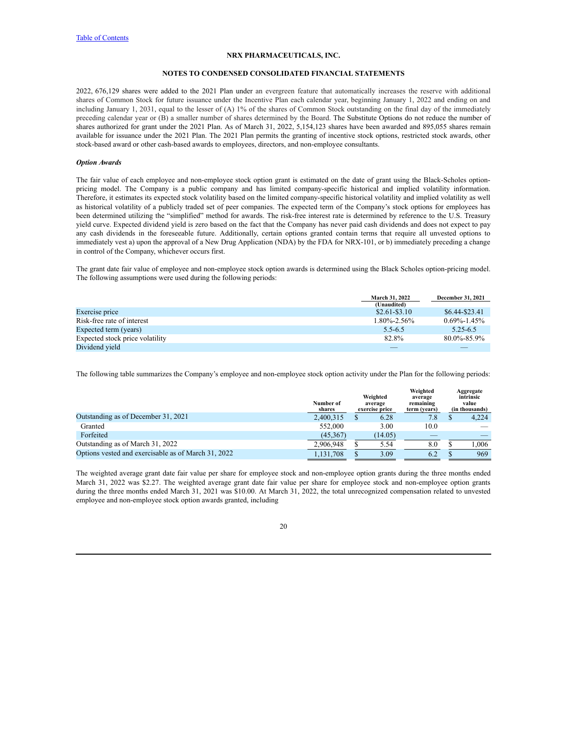2022, 676,129 shares were added to the 2021 Plan under an evergreen feature that automatically increases the reserve with additional shares of Common Stock for future issuance under the Incentive Plan each calendar year, beginning January 1, 2022 and ending on and including January 1, 2031, equal to the lesser of (A) 1% of the shares of Common Stock outstanding on the final day of the immediately preceding calendar year or (B) a smaller number of shares determined by the Board. The Substitute Options do not reduce the number of shares authorized for grant under the 2021 Plan. As of March 31, 2022, 5,154,123 shares have been awarded and 895,055 shares remain available for issuance under the 2021 Plan. The 2021 Plan permits the granting of incentive stock options, restricted stock awards, other stock-based award or other cash-based awards to employees, directors, and non-employee consultants.

***Option Awards***

The fair value of each employee and non-employee stock option grant is estimated on the date of grant using the Black-Scholes option-pricing model. The Company is a public company and has limited company-specific historical and implied volatility information. Therefore, it estimates its expected stock volatility based on the limited company-specific historical volatility and implied volatility as well as historical volatility of a publicly traded set of peer companies. The expected term of the Company's stock options for employees has been determined utilizing the "simplified" method for awards. The risk-free interest rate is determined by reference to the U.S. Treasury yield curve. Expected dividend yield is zero based on the fact that the Company has never paid cash dividends and does not expect to pay any cash dividends in the foreseeable future. Additionally, certain options granted contain terms that require all unvested options to immediately vest a) upon the approval of a New Drug Application (NDA) by the FDA for NRX-101, or b) immediately preceding a change in control of the Company, whichever occurs first.

The grant date fair value of employee and non-employee stock option awards is determined using the Black Scholes option-pricing model. The following assumptions were used during the following periods:

| | March 31, 2022 (Unaudited) | December 31, 2021 |
|---|---|---|
| Exercise price | \$2.61-\$3.10 | \$6.44-\$23.41 |
| Risk-free rate of interest | 1.80%-2.56% | 0.69%-1.45% |
| Expected term (years) | 5.5-6.5 | 5.25-6.5 |
| Expected stock price volatility | 82.8% | 80.0%-85.9% |
| Dividend yield | — | — |

The following table summarizes the Company's employee and non-employee stock option activity under the Plan for the following periods:

| | Number of shares | Weighted average exercise price | Weighted average remaining term (years) | Aggregate intrinsic value (in thousands) |
|---|---|---|---|---|
| Outstanding as of December 31, 2021 | 2,400,315 | \$ 6.28 | 7.8 | \$ 4,224 |
| Granted | 552,000 | 3.00 | 10.0 | — |
| Forfeited | (45,367) | (14.05) | — | — |
| Outstanding as of March 31, 2022 | 2,906,948 | \$ 5.54 | 8.0 | \$ 1,006 |
| Options vested and exercisable as of March 31, 2022 | 1,131,708 | \$ 3.09 | 6.2 | \$ 969 |

The weighted average grant date fair value per share for employee stock and non-employee option grants during the three months ended March 31, 2022 was \$2.27. The weighted average grant date fair value per share for employee stock and non-employee option grants during the three months ended March 31, 2021 was \$10.00. At March 31, 2022, the total unrecognized compensation related to unvested employee and non-employee stock option awards granted, including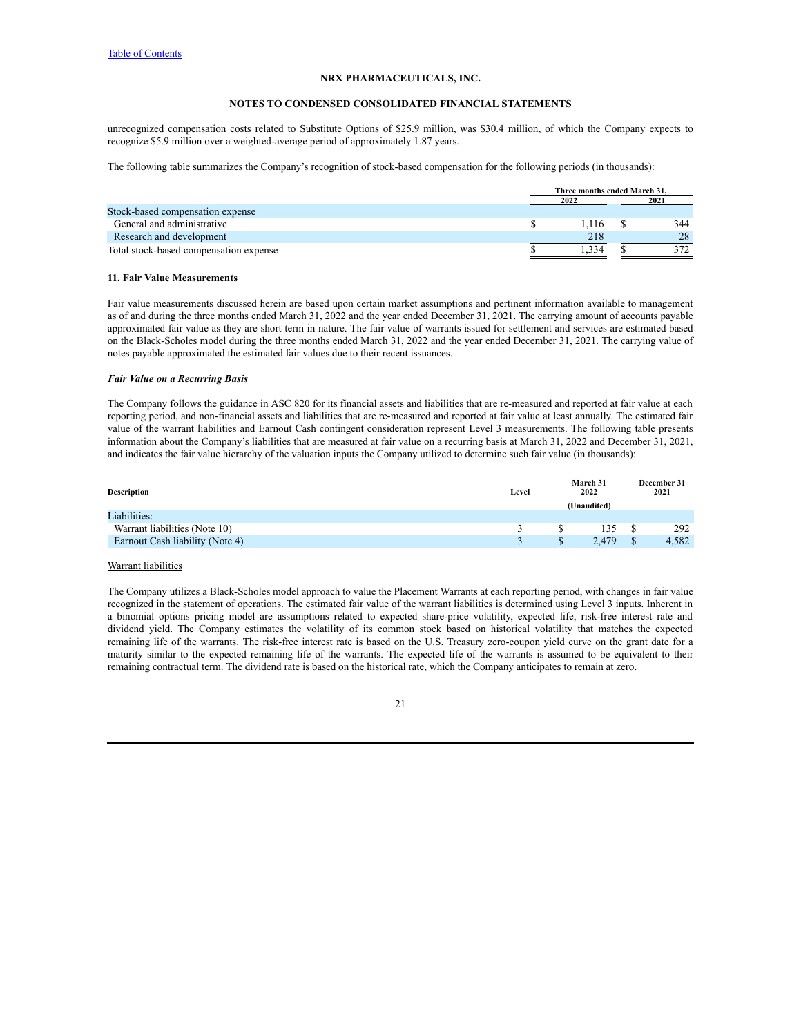unrecognized compensation costs related to Substitute Options of $25.9 million, was $30.4 million, of which the Company expects to recognize $5.9 million over a weighted-average period of approximately 1.87 years.

The following table summarizes the Company's recognition of stock-based compensation for the following periods (in thousands):

| | Three months ended March 31, | |
|---|---|---|
| | 2022 | 2021 |
| Stock-based compensation expense | | |
| General and administrative | $ 1,116 | $ 344 |
| Research and development | 218 | 28 |
| Total stock-based compensation expense | $ 1,334 | $ 372 |

**11. Fair Value Measurements**

Fair value measurements discussed herein are based upon certain market assumptions and pertinent information available to management as of and during the three months ended March 31, 2022 and the year ended December 31, 2021. The carrying amount of accounts payable approximated fair value as they are short term in nature. The fair value of warrants issued for settlement and services are estimated based on the Black-Scholes model during the three months ended March 31, 2022 and the year ended December 31, 2021. The carrying value of notes payable approximated the estimated fair values due to their recent issuances.

***Fair Value on a Recurring Basis***

The Company follows the guidance in ASC 820 for its financial assets and liabilities that are re-measured and reported at fair value at each reporting period, and non-financial assets and liabilities that are re-measured and reported at fair value at least annually. The estimated fair value of the warrant liabilities and Earnout Cash contingent consideration represent Level 3 measurements. The following table presents information about the Company's liabilities that are measured at fair value on a recurring basis at March 31, 2022 and December 31, 2021, and indicates the fair value hierarchy of the valuation inputs the Company utilized to determine such fair value (in thousands):

| Description | Level | March 31 2022 | December 31 2021 |
|---|---|---|---|
| | | (Unaudited) | |
| Liabilities: | | | |
| Warrant liabilities (Note 10) | 3 | $ 135 | $ 292 |
| Earnout Cash liability (Note 4) | 3 | $ 2,479 | $ 4,582 |

Warrant liabilities

The Company utilizes a Black-Scholes model approach to value the Placement Warrants at each reporting period, with changes in fair value recognized in the statement of operations. The estimated fair value of the warrant liabilities is determined using Level 3 inputs. Inherent in a binomial options pricing model are assumptions related to expected share-price volatility, expected life, risk-free interest rate and dividend yield. The Company estimates the volatility of its common stock based on historical volatility that matches the expected remaining life of the warrants. The risk-free interest rate is based on the U.S. Treasury zero-coupon yield curve on the grant date for a maturity similar to the expected remaining life of the warrants. The expected life of the warrants is assumed to be equivalent to their remaining contractual term. The dividend rate is based on the historical rate, which the Company anticipates to remain at zero.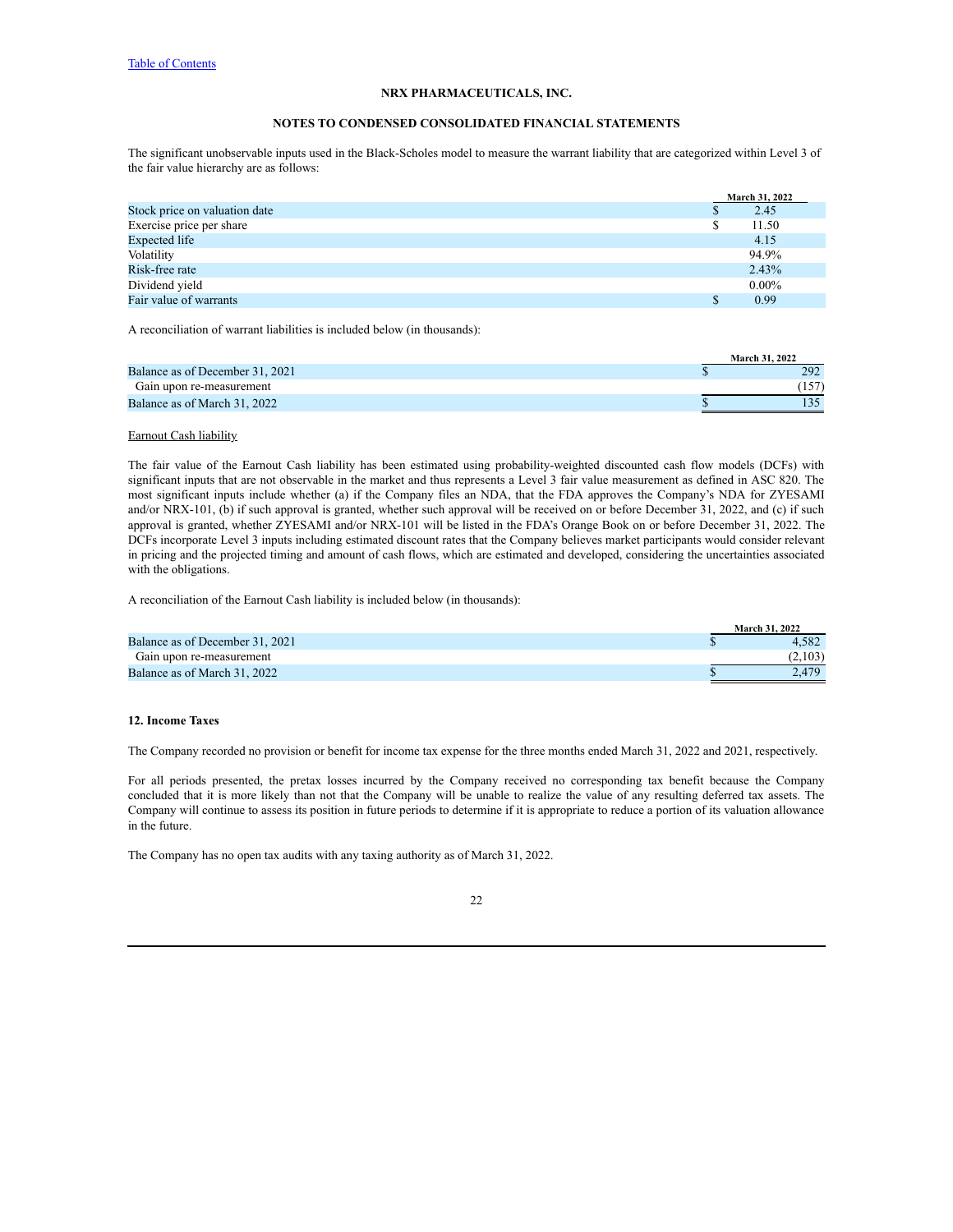The significant unobservable inputs used in the Black-Scholes model to measure the warrant liability that are categorized within Level 3 of the fair value hierarchy are as follows:

| | March 31, 2022 |
|---|---|
| Stock price on valuation date | $ 2.45 |
| Exercise price per share | $ 11.50 |
| Expected life | 4.15 |
| Volatility | 94.9% |
| Risk-free rate | 2.43% |
| Dividend yield | 0.00% |
| Fair value of warrants | $ 0.99 |

A reconciliation of warrant liabilities is included below (in thousands):

| | March 31, 2022 |
|---|---|
| Balance as of December 31, 2021 | $ 292 |
| Gain upon re-measurement | (157) |
| Balance as of March 31, 2022 | $ 135 |

Earnout Cash liability

The fair value of the Earnout Cash liability has been estimated using probability-weighted discounted cash flow models (DCFs) with significant inputs that are not observable in the market and thus represents a Level 3 fair value measurement as defined in ASC 820. The most significant inputs include whether (a) if the Company files an NDA, that the FDA approves the Company's NDA for ZYESAMI and/or NRX-101, (b) if such approval is granted, whether such approval will be received on or before December 31, 2022, and (c) if such approval is granted, whether ZYESAMI and/or NRX-101 will be listed in the FDA's Orange Book on or before December 31, 2022. The DCFs incorporate Level 3 inputs including estimated discount rates that the Company believes market participants would consider relevant in pricing and the projected timing and amount of cash flows, which are estimated and developed, considering the uncertainties associated with the obligations.

A reconciliation of the Earnout Cash liability is included below (in thousands):

| | March 31, 2022 |
|---|---|
| Balance as of December 31, 2021 | $ 4,582 |
| Gain upon re-measurement | (2,103) |
| Balance as of March 31, 2022 | $ 2,479 |

## 12. Income Taxes

The Company recorded no provision or benefit for income tax expense for the three months ended March 31, 2022 and 2021, respectively.

For all periods presented, the pretax losses incurred by the Company received no corresponding tax benefit because the Company concluded that it is more likely than not that the Company will be unable to realize the value of any resulting deferred tax assets. The Company will continue to assess its position in future periods to determine if it is appropriate to reduce a portion of its valuation allowance in the future.

The Company has no open tax audits with any taxing authority as of March 31, 2022.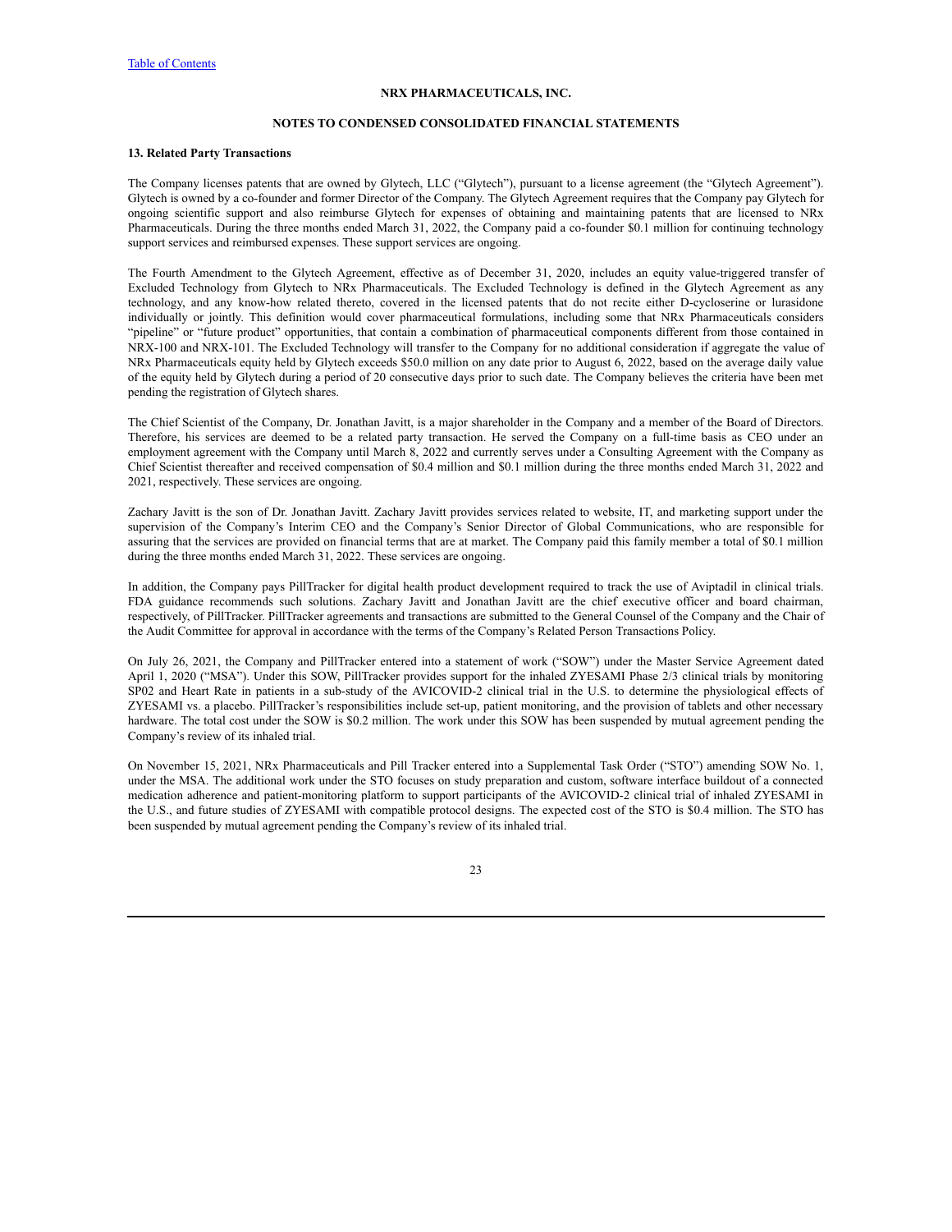**NRX PHARMACEUTICALS, INC.**

**NOTES TO CONDENSED CONSOLIDATED FINANCIAL STATEMENTS**

**13. Related Party Transactions**

The Company licenses patents that are owned by Glytech, LLC ("Glytech"), pursuant to a license agreement (the "Glytech Agreement"). Glytech is owned by a co-founder and former Director of the Company. The Glytech Agreement requires that the Company pay Glytech for ongoing scientific support and also reimburse Glytech for expenses of obtaining and maintaining patents that are licensed to NRx Pharmaceuticals. During the three months ended March 31, 2022, the Company paid a co-founder \$0.1 million for continuing technology support services and reimbursed expenses. These support services are ongoing.

The Fourth Amendment to the Glytech Agreement, effective as of December 31, 2020, includes an equity value-triggered transfer of Excluded Technology from Glytech to NRx Pharmaceuticals. The Excluded Technology is defined in the Glytech Agreement as any technology, and any know-how related thereto, covered in the licensed patents that do not recite either D-cycloserine or lurasidone individually or jointly. This definition would cover pharmaceutical formulations, including some that NRx Pharmaceuticals considers "pipeline" or "future product" opportunities, that contain a combination of pharmaceutical components different from those contained in NRX-100 and NRX-101. The Excluded Technology will transfer to the Company for no additional consideration if aggregate the value of NRx Pharmaceuticals equity held by Glytech exceeds \$50.0 million on any date prior to August 6, 2022, based on the average daily value of the equity held by Glytech during a period of 20 consecutive days prior to such date. The Company believes the criteria have been met pending the registration of Glytech shares.

The Chief Scientist of the Company, Dr. Jonathan Javitt, is a major shareholder in the Company and a member of the Board of Directors. Therefore, his services are deemed to be a related party transaction. He served the Company on a full-time basis as CEO under an employment agreement with the Company until March 8, 2022 and currently serves under a Consulting Agreement with the Company as Chief Scientist thereafter and received compensation of \$0.4 million and \$0.1 million during the three months ended March 31, 2022 and 2021, respectively. These services are ongoing.

Zachary Javitt is the son of Dr. Jonathan Javitt. Zachary Javitt provides services related to website, IT, and marketing support under the supervision of the Company's Interim CEO and the Company's Senior Director of Global Communications, who are responsible for assuring that the services are provided on financial terms that are at market. The Company paid this family member a total of \$0.1 million during the three months ended March 31, 2022. These services are ongoing.

In addition, the Company pays PillTracker for digital health product development required to track the use of Aviptadil in clinical trials. FDA guidance recommends such solutions. Zachary Javitt and Jonathan Javitt are the chief executive officer and board chairman, respectively, of PillTracker. PillTracker agreements and transactions are submitted to the General Counsel of the Company and the Chair of the Audit Committee for approval in accordance with the terms of the Company's Related Person Transactions Policy.

On July 26, 2021, the Company and PillTracker entered into a statement of work ("SOW") under the Master Service Agreement dated April 1, 2020 ("MSA"). Under this SOW, PillTracker provides support for the inhaled ZYESAMI Phase 2/3 clinical trials by monitoring SP02 and Heart Rate in patients in a sub-study of the AVICOVID-2 clinical trial in the U.S. to determine the physiological effects of ZYESAMI vs. a placebo. PillTracker's responsibilities include set-up, patient monitoring, and the provision of tablets and other necessary hardware. The total cost under the SOW is \$0.2 million. The work under this SOW has been suspended by mutual agreement pending the Company's review of its inhaled trial.

On November 15, 2021, NRx Pharmaceuticals and Pill Tracker entered into a Supplemental Task Order ("STO") amending SOW No. 1, under the MSA. The additional work under the STO focuses on study preparation and custom, software interface buildout of a connected medication adherence and patient-monitoring platform to support participants of the AVICOVID-2 clinical trial of inhaled ZYESAMI in the U.S., and future studies of ZYESAMI with compatible protocol designs. The expected cost of the STO is \$0.4 million. The STO has been suspended by mutual agreement pending the Company's review of its inhaled trial.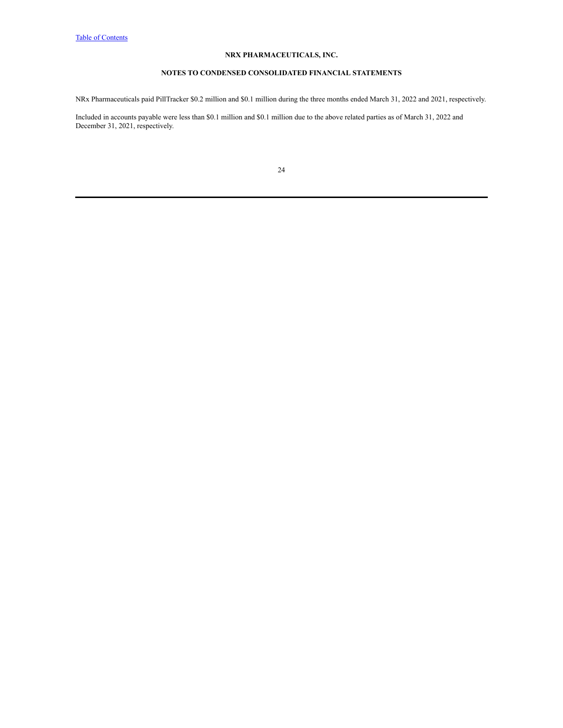NRx Pharmaceuticals paid PillTracker $0.2 million and $0.1 million during the three months ended March 31, 2022 and 2021, respectively.

Included in accounts payable were less than $0.1 million and $0.1 million due to the above related parties as of March 31, 2022 and December 31, 2021, respectively.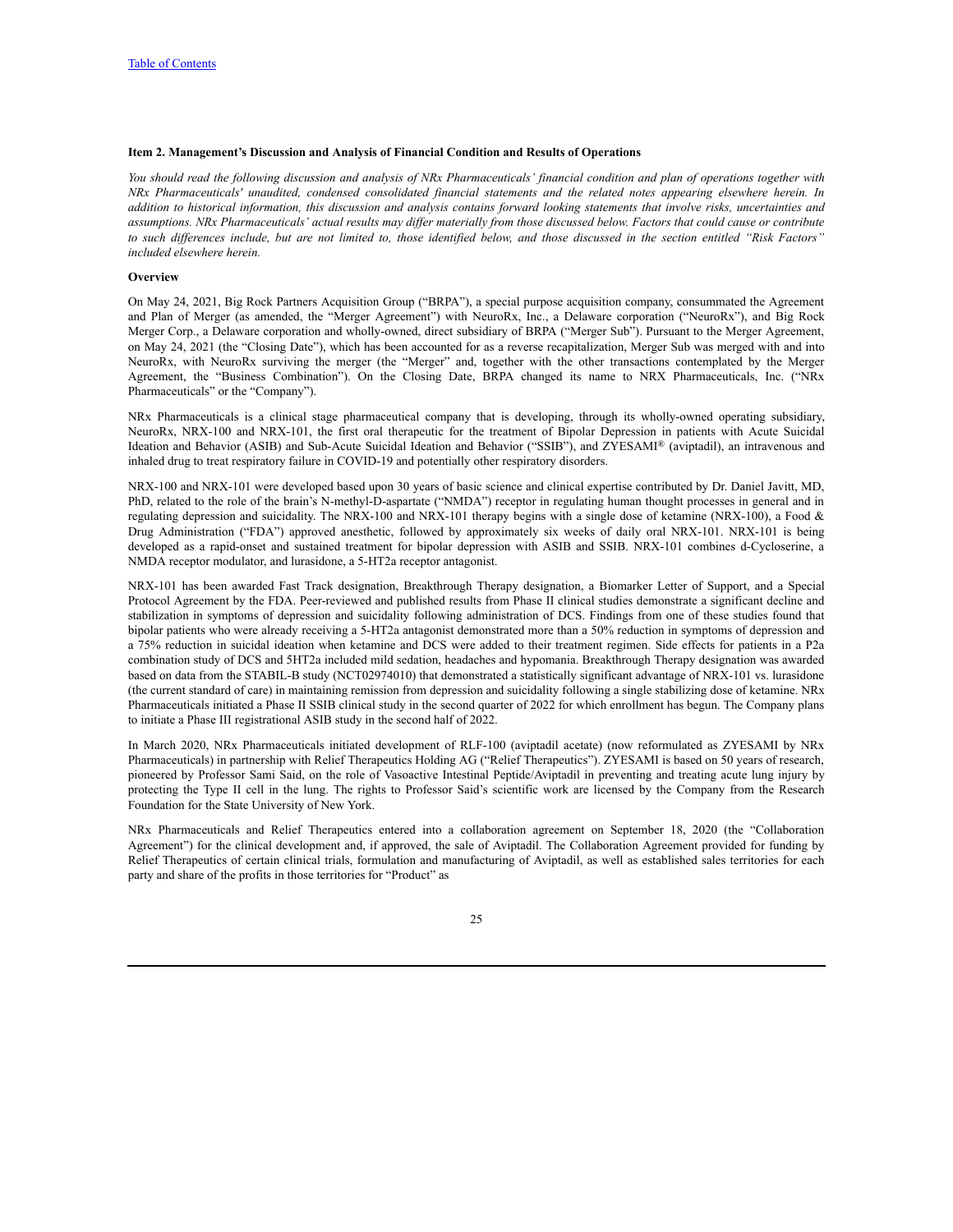## Item 2. Management's Discussion and Analysis of Financial Condition and Results of Operations

*You should read the following discussion and analysis of NRx Pharmaceuticals' financial condition and plan of operations together with NRx Pharmaceuticals' unaudited, condensed consolidated financial statements and the related notes appearing elsewhere herein. In addition to historical information, this discussion and analysis contains forward looking statements that involve risks, uncertainties and assumptions. NRx Pharmaceuticals' actual results may differ materially from those discussed below. Factors that could cause or contribute to such differences include, but are not limited to, those identified below, and those discussed in the section entitled "Risk Factors" included elsewhere herein.*

### Overview

On May 24, 2021, Big Rock Partners Acquisition Group ("BRPA"), a special purpose acquisition company, consummated the Agreement and Plan of Merger (as amended, the "Merger Agreement") with NeuroRx, Inc., a Delaware corporation ("NeuroRx"), and Big Rock Merger Corp., a Delaware corporation and wholly-owned, direct subsidiary of BRPA ("Merger Sub"). Pursuant to the Merger Agreement, on May 24, 2021 (the "Closing Date"), which has been accounted for as a reverse recapitalization, Merger Sub was merged with and into NeuroRx, with NeuroRx surviving the merger (the "Merger" and, together with the other transactions contemplated by the Merger Agreement, the "Business Combination"). On the Closing Date, BRPA changed its name to NRX Pharmaceuticals, Inc. ("NRx Pharmaceuticals" or the "Company").

NRx Pharmaceuticals is a clinical stage pharmaceutical company that is developing, through its wholly-owned operating subsidiary, NeuroRx, NRX-100 and NRX-101, the first oral therapeutic for the treatment of Bipolar Depression in patients with Acute Suicidal Ideation and Behavior (ASIB) and Sub-Acute Suicidal Ideation and Behavior ("SSIB"), and ZYESAMI® (aviptadil), an intravenous and inhaled drug to treat respiratory failure in COVID-19 and potentially other respiratory disorders.

NRX-100 and NRX-101 were developed based upon 30 years of basic science and clinical expertise contributed by Dr. Daniel Javitt, MD, PhD, related to the role of the brain's N-methyl-D-aspartate ("NMDA") receptor in regulating human thought processes in general and in regulating depression and suicidality. The NRX-100 and NRX-101 therapy begins with a single dose of ketamine (NRX-100), a Food & Drug Administration ("FDA") approved anesthetic, followed by approximately six weeks of daily oral NRX-101. NRX-101 is being developed as a rapid-onset and sustained treatment for bipolar depression with ASIB and SSIB. NRX-101 combines d-Cycloserine, a NMDA receptor modulator, and lurasidone, a 5-HT2a receptor antagonist.

NRX-101 has been awarded Fast Track designation, Breakthrough Therapy designation, a Biomarker Letter of Support, and a Special Protocol Agreement by the FDA. Peer-reviewed and published results from Phase II clinical studies demonstrate a significant decline and stabilization in symptoms of depression and suicidality following administration of DCS. Findings from one of these studies found that bipolar patients who were already receiving a 5-HT2a antagonist demonstrated more than a 50% reduction in symptoms of depression and a 75% reduction in suicidal ideation when ketamine and DCS were added to their treatment regimen. Side effects for patients in a P2a combination study of DCS and 5HT2a included mild sedation, headaches and hypomania. Breakthrough Therapy designation was awarded based on data from the STABIL-B study (NCT02974010) that demonstrated a statistically significant advantage of NRX-101 vs. lurasidone (the current standard of care) in maintaining remission from depression and suicidality following a single stabilizing dose of ketamine. NRx Pharmaceuticals initiated a Phase II SSIB clinical study in the second quarter of 2022 for which enrollment has begun. The Company plans to initiate a Phase III registrational ASIB study in the second half of 2022.

In March 2020, NRx Pharmaceuticals initiated development of RLF-100 (aviptadil acetate) (now reformulated as ZYESAMI by NRx Pharmaceuticals) in partnership with Relief Therapeutics Holding AG ("Relief Therapeutics"). ZYESAMI is based on 50 years of research, pioneered by Professor Sami Said, on the role of Vasoactive Intestinal Peptide/Aviptadil in preventing and treating acute lung injury by protecting the Type II cell in the lung. The rights to Professor Said's scientific work are licensed by the Company from the Research Foundation for the State University of New York.

NRx Pharmaceuticals and Relief Therapeutics entered into a collaboration agreement on September 18, 2020 (the "Collaboration Agreement") for the clinical development and, if approved, the sale of Aviptadil. The Collaboration Agreement provided for funding by Relief Therapeutics of certain clinical trials, formulation and manufacturing of Aviptadil, as well as established sales territories for each party and share of the profits in those territories for "Product" as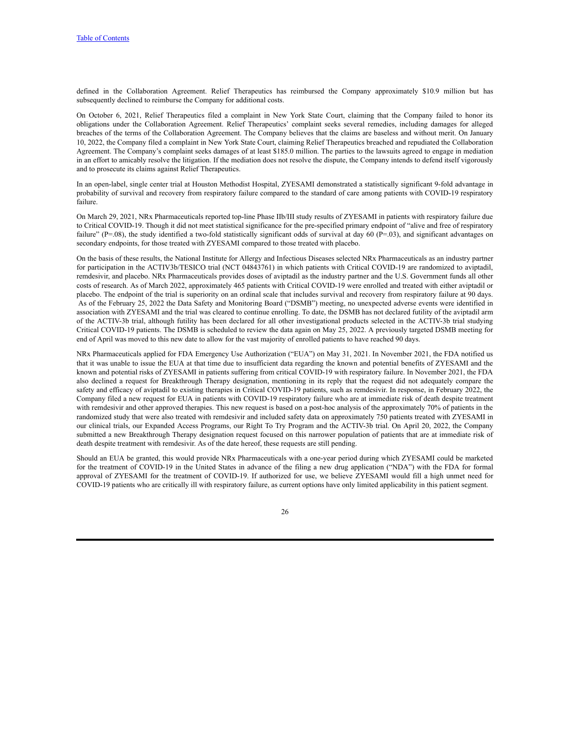defined in the Collaboration Agreement. Relief Therapeutics has reimbursed the Company approximately $10.9 million but has subsequently declined to reimburse the Company for additional costs.

On October 6, 2021, Relief Therapeutics filed a complaint in New York State Court, claiming that the Company failed to honor its obligations under the Collaboration Agreement. Relief Therapeutics' complaint seeks several remedies, including damages for alleged breaches of the terms of the Collaboration Agreement. The Company believes that the claims are baseless and without merit. On January 10, 2022, the Company filed a complaint in New York State Court, claiming Relief Therapeutics breached and repudiated the Collaboration Agreement. The Company's complaint seeks damages of at least $185.0 million. The parties to the lawsuits agreed to engage in mediation in an effort to amicably resolve the litigation. If the mediation does not resolve the dispute, the Company intends to defend itself vigorously and to prosecute its claims against Relief Therapeutics.

In an open-label, single center trial at Houston Methodist Hospital, ZYESAMI demonstrated a statistically significant 9-fold advantage in probability of survival and recovery from respiratory failure compared to the standard of care among patients with COVID-19 respiratory failure.

On March 29, 2021, NRx Pharmaceuticals reported top-line Phase IIb/III study results of ZYESAMI in patients with respiratory failure due to Critical COVID-19. Though it did not meet statistical significance for the pre-specified primary endpoint of "alive and free of respiratory failure" (P=.08), the study identified a two-fold statistically significant odds of survival at day 60 (P=.03), and significant advantages on secondary endpoints, for those treated with ZYESAMI compared to those treated with placebo.

On the basis of these results, the National Institute for Allergy and Infectious Diseases selected NRx Pharmaceuticals as an industry partner for participation in the ACTIV3b/TESICO trial (NCT 04843761) in which patients with Critical COVID-19 are randomized to aviptadil, remdesivir, and placebo. NRx Pharmaceuticals provides doses of aviptadil as the industry partner and the U.S. Government funds all other costs of research. As of March 2022, approximately 465 patients with Critical COVID-19 were enrolled and treated with either aviptadil or placebo. The endpoint of the trial is superiority on an ordinal scale that includes survival and recovery from respiratory failure at 90 days. As of the February 25, 2022 the Data Safety and Monitoring Board ("DSMB") meeting, no unexpected adverse events were identified in association with ZYESAMI and the trial was cleared to continue enrolling. To date, the DSMB has not declared futility of the aviptadil arm of the ACTIV-3b trial, although futility has been declared for all other investigational products selected in the ACTIV-3b trial studying Critical COVID-19 patients. The DSMB is scheduled to review the data again on May 25, 2022. A previously targeted DSMB meeting for end of April was moved to this new date to allow for the vast majority of enrolled patients to have reached 90 days.

NRx Pharmaceuticals applied for FDA Emergency Use Authorization ("EUA") on May 31, 2021. In November 2021, the FDA notified us that it was unable to issue the EUA at that time due to insufficient data regarding the known and potential benefits of ZYESAMI and the known and potential risks of ZYESAMI in patients suffering from critical COVID-19 with respiratory failure. In November 2021, the FDA also declined a request for Breakthrough Therapy designation, mentioning in its reply that the request did not adequately compare the safety and efficacy of aviptadil to existing therapies in Critical COVID-19 patients, such as remdesivir. In response, in February 2022, the Company filed a new request for EUA in patients with COVID-19 respiratory failure who are at immediate risk of death despite treatment with remdesivir and other approved therapies. This new request is based on a post-hoc analysis of the approximately 70% of patients in the randomized study that were also treated with remdesivir and included safety data on approximately 750 patients treated with ZYESAMI in our clinical trials, our Expanded Access Programs, our Right To Try Program and the ACTIV-3b trial. On April 20, 2022, the Company submitted a new Breakthrough Therapy designation request focused on this narrower population of patients that are at immediate risk of death despite treatment with remdesivir. As of the date hereof, these requests are still pending.

Should an EUA be granted, this would provide NRx Pharmaceuticals with a one-year period during which ZYESAMI could be marketed for the treatment of COVID-19 in the United States in advance of the filing a new drug application ("NDA") with the FDA for formal approval of ZYESAMI for the treatment of COVID-19. If authorized for use, we believe ZYESAMI would fill a high unmet need for COVID-19 patients who are critically ill with respiratory failure, as current options have only limited applicability in this patient segment.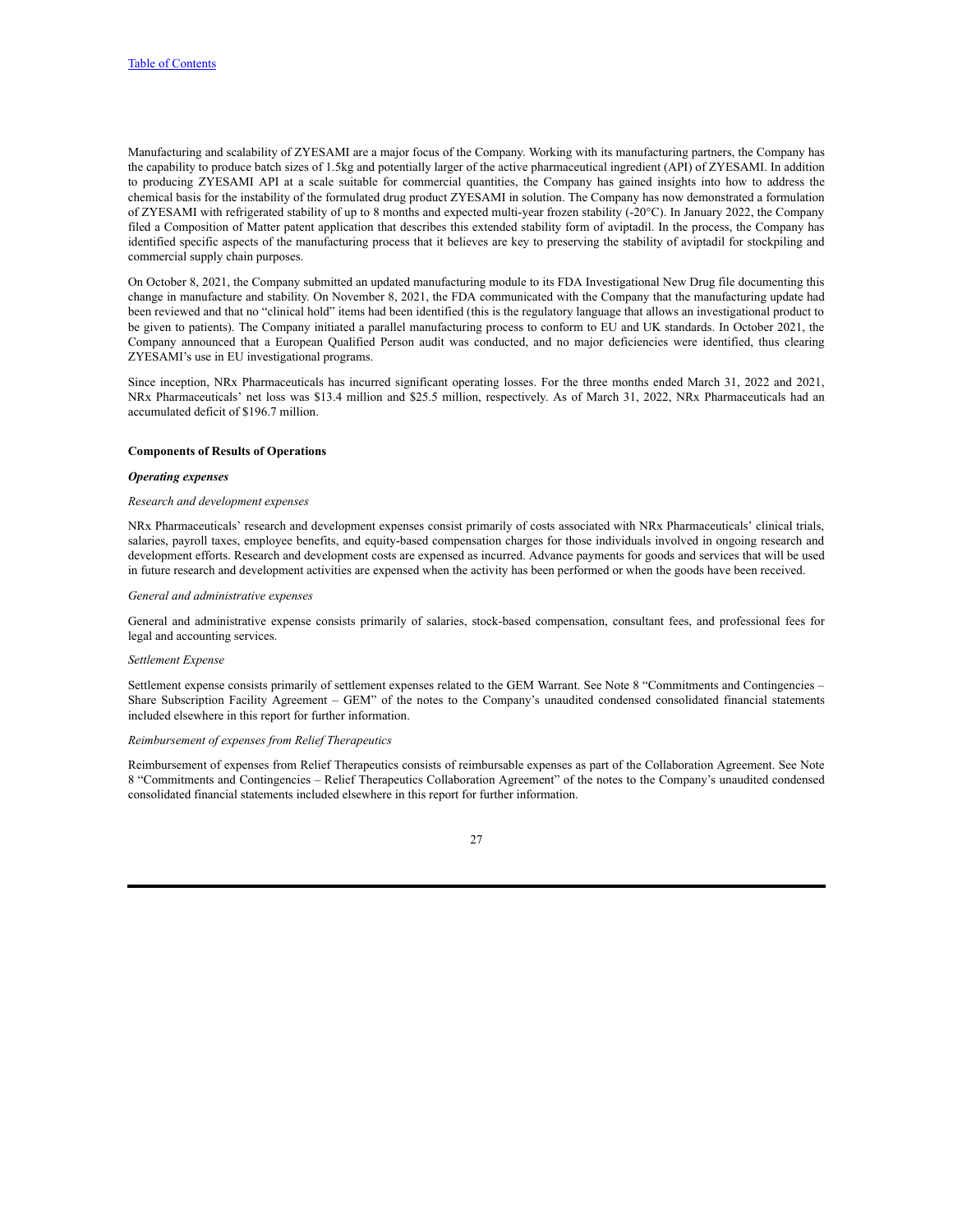Manufacturing and scalability of ZYESAMI are a major focus of the Company. Working with its manufacturing partners, the Company has the capability to produce batch sizes of 1.5kg and potentially larger of the active pharmaceutical ingredient (API) of ZYESAMI. In addition to producing ZYESAMI API at a scale suitable for commercial quantities, the Company has gained insights into how to address the chemical basis for the instability of the formulated drug product ZYESAMI in solution. The Company has now demonstrated a formulation of ZYESAMI with refrigerated stability of up to 8 months and expected multi-year frozen stability (-20°C). In January 2022, the Company filed a Composition of Matter patent application that describes this extended stability form of aviptadil. In the process, the Company has identified specific aspects of the manufacturing process that it believes are key to preserving the stability of aviptadil for stockpiling and commercial supply chain purposes.

On October 8, 2021, the Company submitted an updated manufacturing module to its FDA Investigational New Drug file documenting this change in manufacture and stability. On November 8, 2021, the FDA communicated with the Company that the manufacturing update had been reviewed and that no "clinical hold" items had been identified (this is the regulatory language that allows an investigational product to be given to patients). The Company initiated a parallel manufacturing process to conform to EU and UK standards. In October 2021, the Company announced that a European Qualified Person audit was conducted, and no major deficiencies were identified, thus clearing ZYESAMI's use in EU investigational programs.

Since inception, NRx Pharmaceuticals has incurred significant operating losses. For the three months ended March 31, 2022 and 2021, NRx Pharmaceuticals' net loss was $13.4 million and $25.5 million, respectively. As of March 31, 2022, NRx Pharmaceuticals had an accumulated deficit of $196.7 million.

**Components of Results of Operations**

***Operating expenses***

*Research and development expenses*

NRx Pharmaceuticals' research and development expenses consist primarily of costs associated with NRx Pharmaceuticals' clinical trials, salaries, payroll taxes, employee benefits, and equity-based compensation charges for those individuals involved in ongoing research and development efforts. Research and development costs are expensed as incurred. Advance payments for goods and services that will be used in future research and development activities are expensed when the activity has been performed or when the goods have been received.

*General and administrative expenses*

General and administrative expense consists primarily of salaries, stock-based compensation, consultant fees, and professional fees for legal and accounting services.

*Settlement Expense*

Settlement expense consists primarily of settlement expenses related to the GEM Warrant. See Note 8 "Commitments and Contingencies – Share Subscription Facility Agreement – GEM" of the notes to the Company's unaudited condensed consolidated financial statements included elsewhere in this report for further information.

*Reimbursement of expenses from Relief Therapeutics*

Reimbursement of expenses from Relief Therapeutics consists of reimbursable expenses as part of the Collaboration Agreement. See Note 8 "Commitments and Contingencies – Relief Therapeutics Collaboration Agreement" of the notes to the Company's unaudited condensed consolidated financial statements included elsewhere in this report for further information.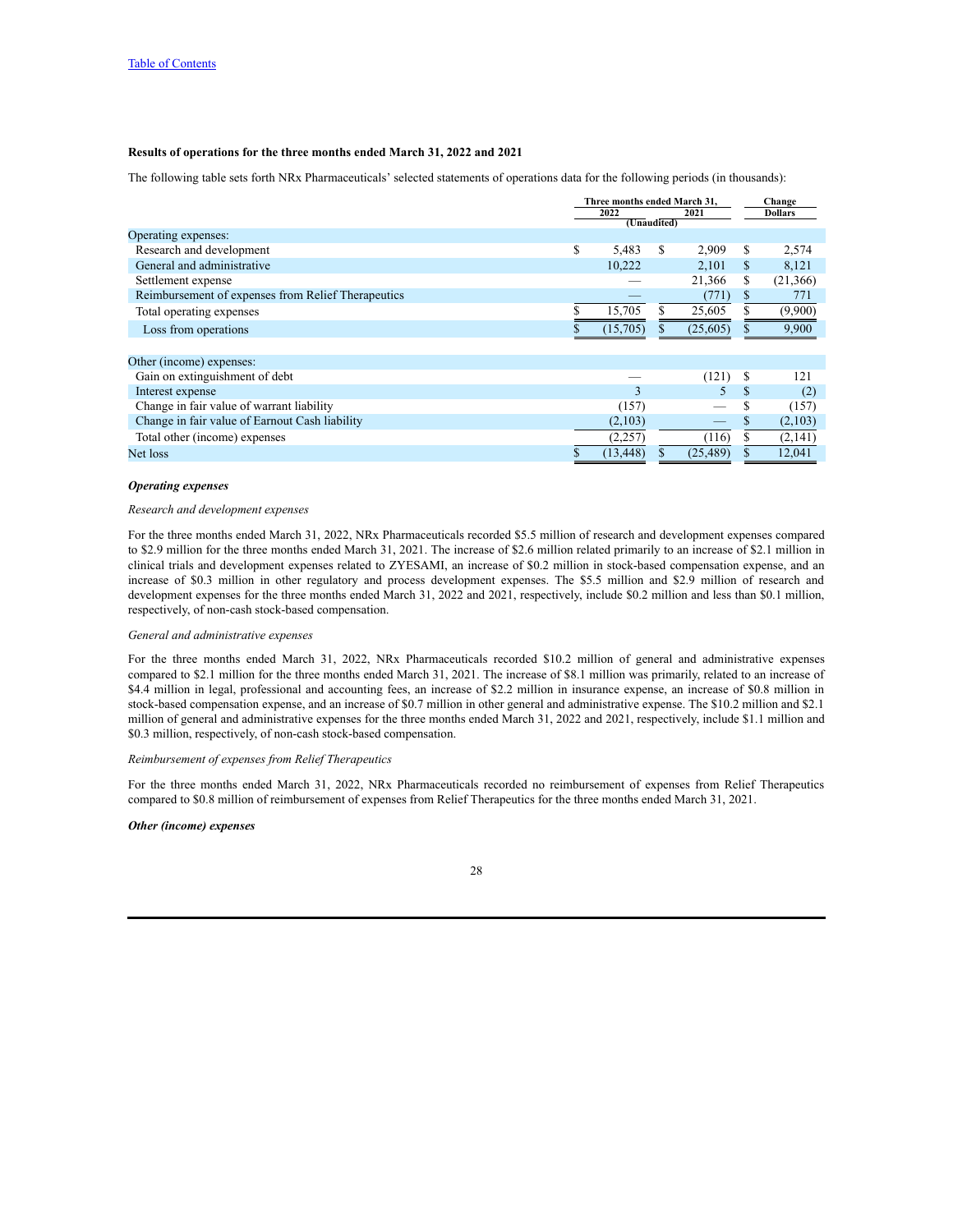[Table of Contents](#)

**Results of operations for the three months ended March 31, 2022 and 2021**

The following table sets forth NRx Pharmaceuticals' selected statements of operations data for the following periods (in thousands):

| | Three months ended March 31, | | Change |
|---|---|---|---|
| | 2022 | 2021 | Dollars |
| | (Unaudited) | | |
| Operating expenses: | | | |
| Research and development | $ 5,483 | $ 2,909 | $ 2,574 |
| General and administrative | 10,222 | 2,101 | $ 8,121 |
| Settlement expense | — | 21,366 | $ (21,366) |
| Reimbursement of expenses from Relief Therapeutics | — | (771) | $ 771 |
| Total operating expenses | $ 15,705 | $ 25,605 | $ (9,900) |
| Loss from operations | $ (15,705) | $ (25,605) | $ 9,900 |
| | | | |
| Other (income) expenses: | | | |
| Gain on extinguishment of debt | — | (121) | $ 121 |
| Interest expense | 3 | 5 | $ (2) |
| Change in fair value of warrant liability | (157) | — | $ (157) |
| Change in fair value of Earnout Cash liability | (2,103) | — | $ (2,103) |
| Total other (income) expenses | (2,257) | (116) | $ (2,141) |
| Net loss | $ (13,448) | $ (25,489) | $ 12,041 |

***Operating expenses***

*Research and development expenses*

For the three months ended March 31, 2022, NRx Pharmaceuticals recorded $5.5 million of research and development expenses compared to $2.9 million for the three months ended March 31, 2021. The increase of $2.6 million related primarily to an increase of $2.1 million in clinical trials and development expenses related to ZYESAMI, an increase of $0.2 million in stock-based compensation expense, and an increase of $0.3 million in other regulatory and process development expenses. The $5.5 million and $2.9 million of research and development expenses for the three months ended March 31, 2022 and 2021, respectively, include $0.2 million and less than $0.1 million, respectively, of non-cash stock-based compensation.

*General and administrative expenses*

For the three months ended March 31, 2022, NRx Pharmaceuticals recorded $10.2 million of general and administrative expenses compared to $2.1 million for the three months ended March 31, 2021. The increase of $8.1 million was primarily, related to an increase of $4.4 million in legal, professional and accounting fees, an increase of $2.2 million in insurance expense, an increase of $0.8 million in stock-based compensation expense, and an increase of $0.7 million in other general and administrative expense. The $10.2 million and $2.1 million of general and administrative expenses for the three months ended March 31, 2022 and 2021, respectively, include $1.1 million and $0.3 million, respectively, of non-cash stock-based compensation.

*Reimbursement of expenses from Relief Therapeutics*

For the three months ended March 31, 2022, NRx Pharmaceuticals recorded no reimbursement of expenses from Relief Therapeutics compared to $0.8 million of reimbursement of expenses from Relief Therapeutics for the three months ended March 31, 2021.

***Other (income) expenses***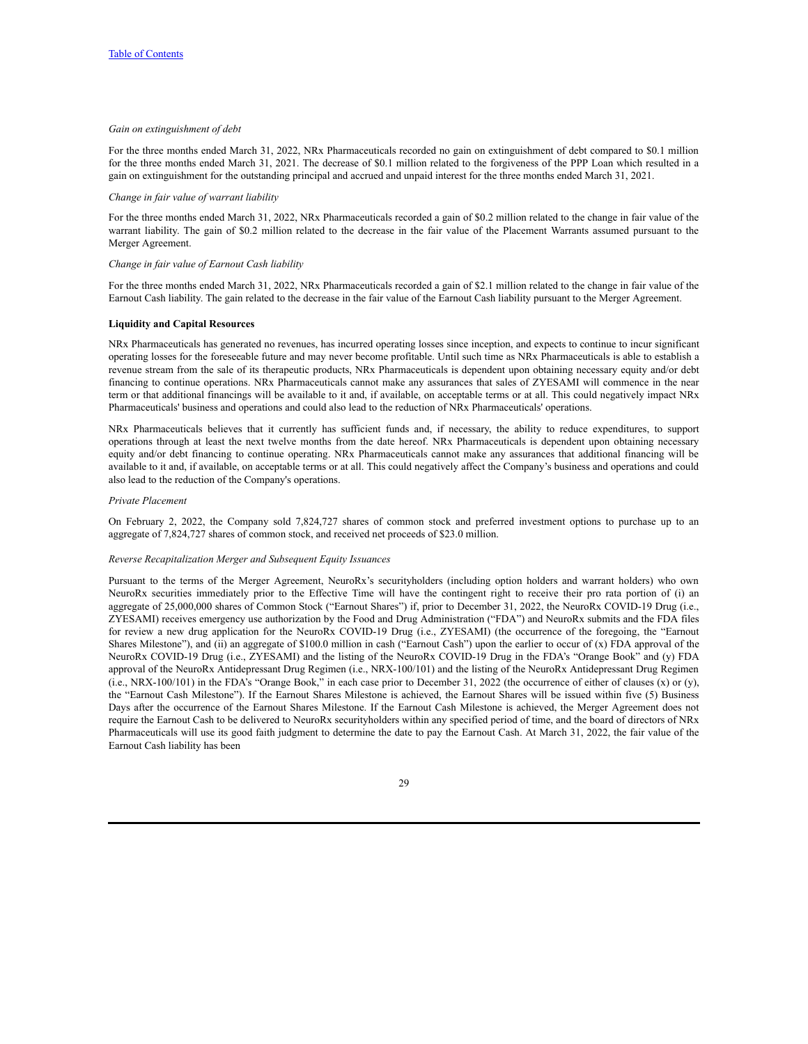*Gain on extinguishment of debt*

For the three months ended March 31, 2022, NRx Pharmaceuticals recorded no gain on extinguishment of debt compared to $0.1 million for the three months ended March 31, 2021. The decrease of $0.1 million related to the forgiveness of the PPP Loan which resulted in a gain on extinguishment for the outstanding principal and accrued and unpaid interest for the three months ended March 31, 2021.

*Change in fair value of warrant liability*

For the three months ended March 31, 2022, NRx Pharmaceuticals recorded a gain of $0.2 million related to the change in fair value of the warrant liability. The gain of $0.2 million related to the decrease in the fair value of the Placement Warrants assumed pursuant to the Merger Agreement.

*Change in fair value of Earnout Cash liability*

For the three months ended March 31, 2022, NRx Pharmaceuticals recorded a gain of $2.1 million related to the change in fair value of the Earnout Cash liability. The gain related to the decrease in the fair value of the Earnout Cash liability pursuant to the Merger Agreement.

**Liquidity and Capital Resources**

NRx Pharmaceuticals has generated no revenues, has incurred operating losses since inception, and expects to continue to incur significant operating losses for the foreseeable future and may never become profitable. Until such time as NRx Pharmaceuticals is able to establish a revenue stream from the sale of its therapeutic products, NRx Pharmaceuticals is dependent upon obtaining necessary equity and/or debt financing to continue operations. NRx Pharmaceuticals cannot make any assurances that sales of ZYESAMI will commence in the near term or that additional financings will be available to it and, if available, on acceptable terms or at all. This could negatively impact NRx Pharmaceuticals' business and operations and could also lead to the reduction of NRx Pharmaceuticals' operations.

NRx Pharmaceuticals believes that it currently has sufficient funds and, if necessary, the ability to reduce expenditures, to support operations through at least the next twelve months from the date hereof. NRx Pharmaceuticals is dependent upon obtaining necessary equity and/or debt financing to continue operating. NRx Pharmaceuticals cannot make any assurances that additional financing will be available to it and, if available, on acceptable terms or at all. This could negatively affect the Company's business and operations and could also lead to the reduction of the Company's operations.

*Private Placement*

On February 2, 2022, the Company sold 7,824,727 shares of common stock and preferred investment options to purchase up to an aggregate of 7,824,727 shares of common stock, and received net proceeds of $23.0 million.

*Reverse Recapitalization Merger and Subsequent Equity Issuances*

Pursuant to the terms of the Merger Agreement, NeuroRx's securityholders (including option holders and warrant holders) who own NeuroRx securities immediately prior to the Effective Time will have the contingent right to receive their pro rata portion of (i) an aggregate of 25,000,000 shares of Common Stock ("Earnout Shares") if, prior to December 31, 2022, the NeuroRx COVID-19 Drug (i.e., ZYESAMI) receives emergency use authorization by the Food and Drug Administration ("FDA") and NeuroRx submits and the FDA files for review a new drug application for the NeuroRx COVID-19 Drug (i.e., ZYESAMI) (the occurrence of the foregoing, the "Earnout Shares Milestone"), and (ii) an aggregate of $100.0 million in cash ("Earnout Cash") upon the earlier to occur of (x) FDA approval of the NeuroRx COVID-19 Drug (i.e., ZYESAMI) and the listing of the NeuroRx COVID-19 Drug in the FDA's "Orange Book" and (y) FDA approval of the NeuroRx Antidepressant Drug Regimen (i.e., NRX-100/101) and the listing of the NeuroRx Antidepressant Drug Regimen (i.e., NRX-100/101) in the FDA's "Orange Book," in each case prior to December 31, 2022 (the occurrence of either of clauses (x) or (y), the "Earnout Cash Milestone"). If the Earnout Shares Milestone is achieved, the Earnout Shares will be issued within five (5) Business Days after the occurrence of the Earnout Shares Milestone. If the Earnout Cash Milestone is achieved, the Merger Agreement does not require the Earnout Cash to be delivered to NeuroRx securityholders within any specified period of time, and the board of directors of NRx Pharmaceuticals will use its good faith judgment to determine the date to pay the Earnout Cash. At March 31, 2022, the fair value of the Earnout Cash liability has been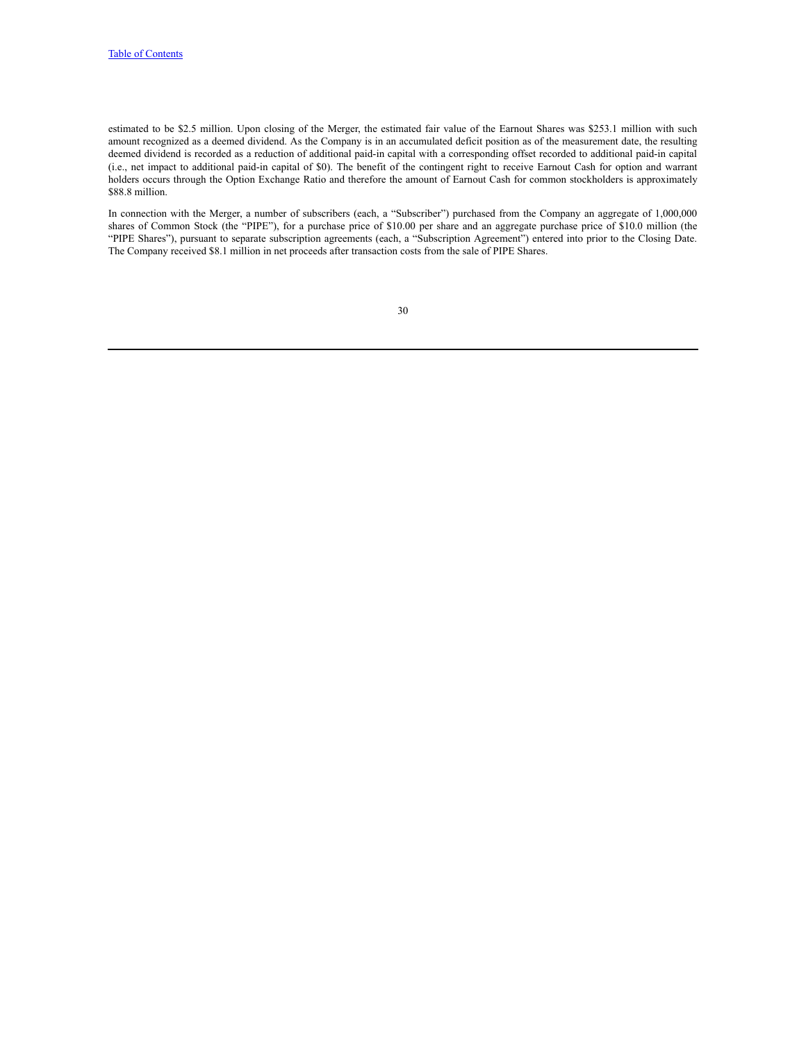estimated to be $2.5 million. Upon closing of the Merger, the estimated fair value of the Earnout Shares was $253.1 million with such amount recognized as a deemed dividend. As the Company is in an accumulated deficit position as of the measurement date, the resulting deemed dividend is recorded as a reduction of additional paid-in capital with a corresponding offset recorded to additional paid-in capital (i.e., net impact to additional paid-in capital of $0). The benefit of the contingent right to receive Earnout Cash for option and warrant holders occurs through the Option Exchange Ratio and therefore the amount of Earnout Cash for common stockholders is approximately $88.8 million.

In connection with the Merger, a number of subscribers (each, a "Subscriber") purchased from the Company an aggregate of 1,000,000 shares of Common Stock (the "PIPE"), for a purchase price of $10.00 per share and an aggregate purchase price of $10.0 million (the "PIPE Shares"), pursuant to separate subscription agreements (each, a "Subscription Agreement") entered into prior to the Closing Date. The Company received $8.1 million in net proceeds after transaction costs from the sale of PIPE Shares.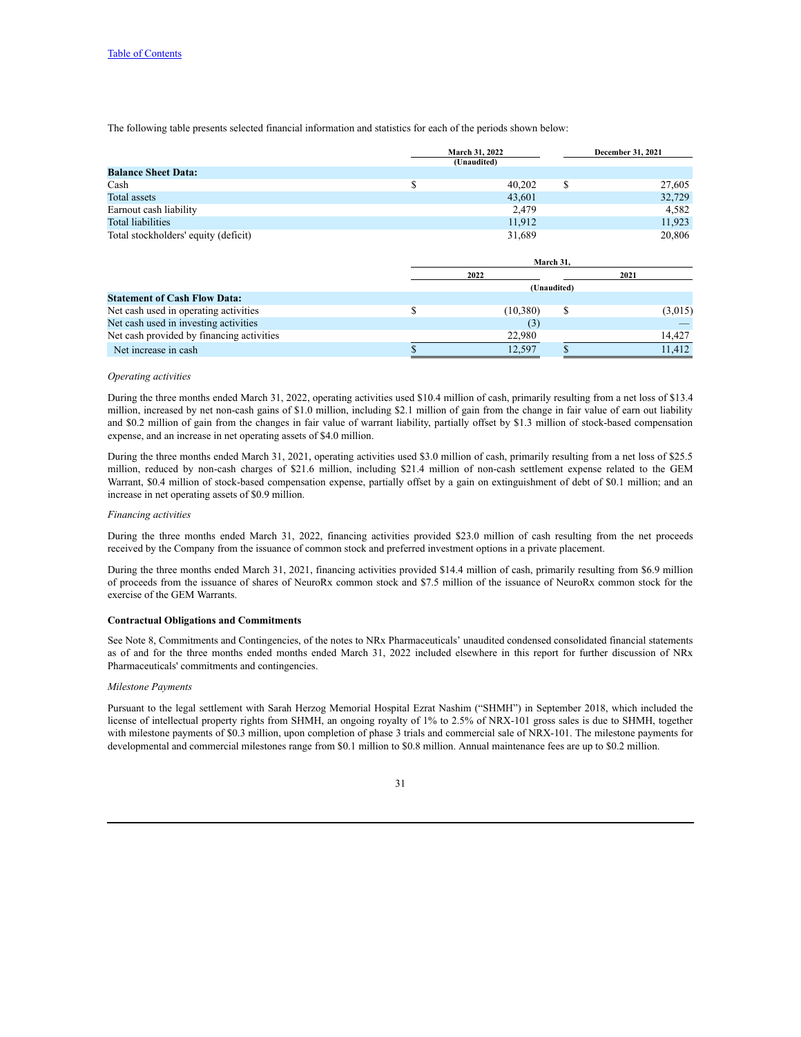[Table of Contents](#)

The following table presents selected financial information and statistics for each of the periods shown below:

| | March 31, 2022 (Unaudited) | December 31, 2021 |
|---|---|---|
| **Balance Sheet Data:** | | |
| Cash | $ 40,202 | $ 27,605 |
| Total assets | 43,601 | 32,729 |
| Earnout cash liability | 2,479 | 4,582 |
| Total liabilities | 11,912 | 11,923 |
| Total stockholders' equity (deficit) | 31,689 | 20,806 |

| | March 31, | |
|---|---|---|
| | 2022 | 2021 |
| | (Unaudited) | |
| **Statement of Cash Flow Data:** | | |
| Net cash used in operating activities | $ (10,380) | $ (3,015) |
| Net cash used in investing activities | (3) | — |
| Net cash provided by financing activities | 22,980 | 14,427 |
| Net increase in cash | $ 12,597 | $ 11,412 |

*Operating activities*

During the three months ended March 31, 2022, operating activities used $10.4 million of cash, primarily resulting from a net loss of $13.4 million, increased by net non-cash gains of $1.0 million, including $2.1 million of gain from the change in fair value of earn out liability and $0.2 million of gain from the changes in fair value of warrant liability, partially offset by $1.3 million of stock-based compensation expense, and an increase in net operating assets of $4.0 million.

During the three months ended March 31, 2021, operating activities used $3.0 million of cash, primarily resulting from a net loss of $25.5 million, reduced by non-cash charges of $21.6 million, including $21.4 million of non-cash settlement expense related to the GEM Warrant, $0.4 million of stock-based compensation expense, partially offset by a gain on extinguishment of debt of $0.1 million; and an increase in net operating assets of $0.9 million.

*Financing activities*

During the three months ended March 31, 2022, financing activities provided $23.0 million of cash resulting from the net proceeds received by the Company from the issuance of common stock and preferred investment options in a private placement.

During the three months ended March 31, 2021, financing activities provided $14.4 million of cash, primarily resulting from $6.9 million of proceeds from the issuance of shares of NeuroRx common stock and $7.5 million of the issuance of NeuroRx common stock for the exercise of the GEM Warrants.

**Contractual Obligations and Commitments**

See Note 8, Commitments and Contingencies, of the notes to NRx Pharmaceuticals' unaudited condensed consolidated financial statements as of and for the three months ended months ended March 31, 2022 included elsewhere in this report for further discussion of NRx Pharmaceuticals' commitments and contingencies.

*Milestone Payments*

Pursuant to the legal settlement with Sarah Herzog Memorial Hospital Ezrat Nashim ("SHMH") in September 2018, which included the license of intellectual property rights from SHMH, an ongoing royalty of 1% to 2.5% of NRX-101 gross sales is due to SHMH, together with milestone payments of $0.3 million, upon completion of phase 3 trials and commercial sale of NRX-101. The milestone payments for developmental and commercial milestones range from $0.1 million to $0.8 million. Annual maintenance fees are up to $0.2 million.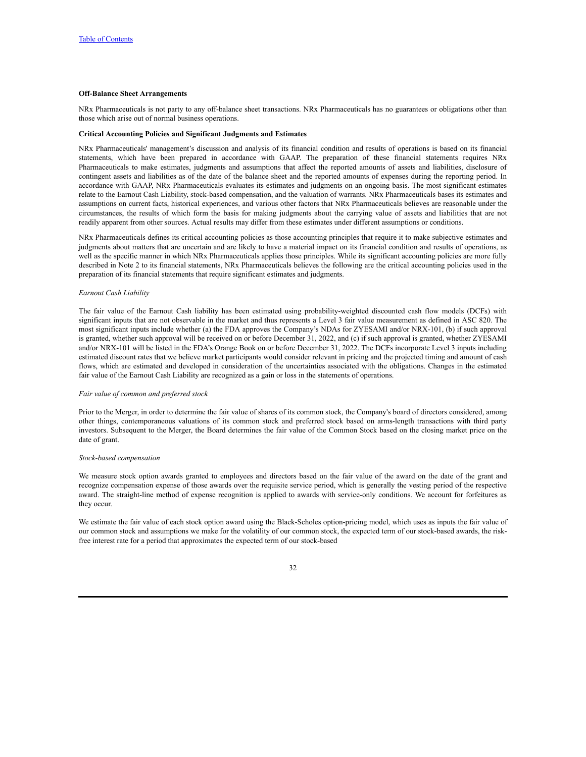**Off-Balance Sheet Arrangements**

NRx Pharmaceuticals is not party to any off-balance sheet transactions. NRx Pharmaceuticals has no guarantees or obligations other than those which arise out of normal business operations.

**Critical Accounting Policies and Significant Judgments and Estimates**

NRx Pharmaceuticals' management's discussion and analysis of its financial condition and results of operations is based on its financial statements, which have been prepared in accordance with GAAP. The preparation of these financial statements requires NRx Pharmaceuticals to make estimates, judgments and assumptions that affect the reported amounts of assets and liabilities, disclosure of contingent assets and liabilities as of the date of the balance sheet and the reported amounts of expenses during the reporting period. In accordance with GAAP, NRx Pharmaceuticals evaluates its estimates and judgments on an ongoing basis. The most significant estimates relate to the Earnout Cash Liability, stock-based compensation, and the valuation of warrants. NRx Pharmaceuticals bases its estimates and assumptions on current facts, historical experiences, and various other factors that NRx Pharmaceuticals believes are reasonable under the circumstances, the results of which form the basis for making judgments about the carrying value of assets and liabilities that are not readily apparent from other sources. Actual results may differ from these estimates under different assumptions or conditions.

NRx Pharmaceuticals defines its critical accounting policies as those accounting principles that require it to make subjective estimates and judgments about matters that are uncertain and are likely to have a material impact on its financial condition and results of operations, as well as the specific manner in which NRx Pharmaceuticals applies those principles. While its significant accounting policies are more fully described in Note 2 to its financial statements, NRx Pharmaceuticals believes the following are the critical accounting policies used in the preparation of its financial statements that require significant estimates and judgments.

*Earnout Cash Liability*

The fair value of the Earnout Cash liability has been estimated using probability-weighted discounted cash flow models (DCFs) with significant inputs that are not observable in the market and thus represents a Level 3 fair value measurement as defined in ASC 820. The most significant inputs include whether (a) the FDA approves the Company's NDAs for ZYESAMI and/or NRX-101, (b) if such approval is granted, whether such approval will be received on or before December 31, 2022, and (c) if such approval is granted, whether ZYESAMI and/or NRX-101 will be listed in the FDA's Orange Book on or before December 31, 2022. The DCFs incorporate Level 3 inputs including estimated discount rates that we believe market participants would consider relevant in pricing and the projected timing and amount of cash flows, which are estimated and developed in consideration of the uncertainties associated with the obligations. Changes in the estimated fair value of the Earnout Cash Liability are recognized as a gain or loss in the statements of operations.

*Fair value of common and preferred stock*

Prior to the Merger, in order to determine the fair value of shares of its common stock, the Company's board of directors considered, among other things, contemporaneous valuations of its common stock and preferred stock based on arms-length transactions with third party investors. Subsequent to the Merger, the Board determines the fair value of the Common Stock based on the closing market price on the date of grant.

*Stock-based compensation*

We measure stock option awards granted to employees and directors based on the fair value of the award on the date of the grant and recognize compensation expense of those awards over the requisite service period, which is generally the vesting period of the respective award. The straight-line method of expense recognition is applied to awards with service-only conditions. We account for forfeitures as they occur.

We estimate the fair value of each stock option award using the Black-Scholes option-pricing model, which uses as inputs the fair value of our common stock and assumptions we make for the volatility of our common stock, the expected term of our stock-based awards, the risk-free interest rate for a period that approximates the expected term of our stock-based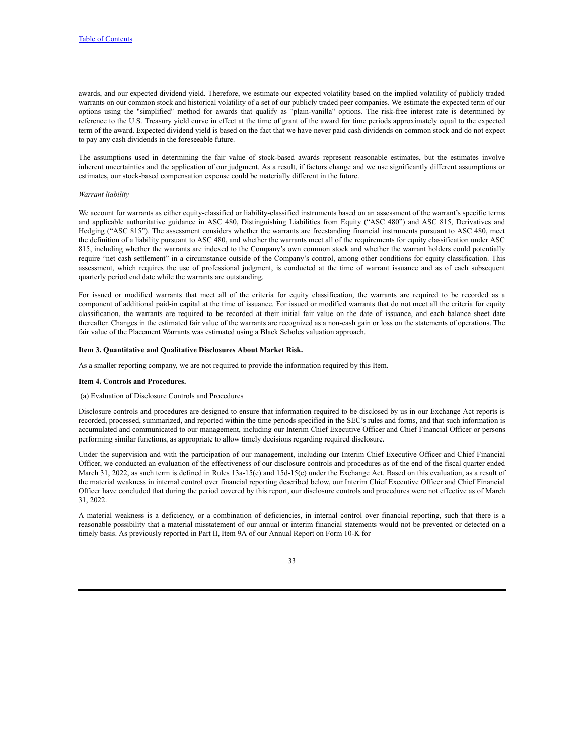awards, and our expected dividend yield. Therefore, we estimate our expected volatility based on the implied volatility of publicly traded warrants on our common stock and historical volatility of a set of our publicly traded peer companies. We estimate the expected term of our options using the "simplified" method for awards that qualify as "plain-vanilla" options. The risk-free interest rate is determined by reference to the U.S. Treasury yield curve in effect at the time of grant of the award for time periods approximately equal to the expected term of the award. Expected dividend yield is based on the fact that we have never paid cash dividends on common stock and do not expect to pay any cash dividends in the foreseeable future.

The assumptions used in determining the fair value of stock-based awards represent reasonable estimates, but the estimates involve inherent uncertainties and the application of our judgment. As a result, if factors change and we use significantly different assumptions or estimates, our stock-based compensation expense could be materially different in the future.

*Warrant liability*

We account for warrants as either equity-classified or liability-classified instruments based on an assessment of the warrant's specific terms and applicable authoritative guidance in ASC 480, Distinguishing Liabilities from Equity ("ASC 480") and ASC 815, Derivatives and Hedging ("ASC 815"). The assessment considers whether the warrants are freestanding financial instruments pursuant to ASC 480, meet the definition of a liability pursuant to ASC 480, and whether the warrants meet all of the requirements for equity classification under ASC 815, including whether the warrants are indexed to the Company's own common stock and whether the warrant holders could potentially require "net cash settlement" in a circumstance outside of the Company's control, among other conditions for equity classification. This assessment, which requires the use of professional judgment, is conducted at the time of warrant issuance and as of each subsequent quarterly period end date while the warrants are outstanding.

For issued or modified warrants that meet all of the criteria for equity classification, the warrants are required to be recorded as a component of additional paid-in capital at the time of issuance. For issued or modified warrants that do not meet all the criteria for equity classification, the warrants are required to be recorded at their initial fair value on the date of issuance, and each balance sheet date thereafter. Changes in the estimated fair value of the warrants are recognized as a non-cash gain or loss on the statements of operations. The fair value of the Placement Warrants was estimated using a Black Scholes valuation approach.

**Item 3. Quantitative and Qualitative Disclosures About Market Risk.**

As a smaller reporting company, we are not required to provide the information required by this Item.

**Item 4. Controls and Procedures.**

(a) Evaluation of Disclosure Controls and Procedures

Disclosure controls and procedures are designed to ensure that information required to be disclosed by us in our Exchange Act reports is recorded, processed, summarized, and reported within the time periods specified in the SEC's rules and forms, and that such information is accumulated and communicated to our management, including our Interim Chief Executive Officer and Chief Financial Officer or persons performing similar functions, as appropriate to allow timely decisions regarding required disclosure.

Under the supervision and with the participation of our management, including our Interim Chief Executive Officer and Chief Financial Officer, we conducted an evaluation of the effectiveness of our disclosure controls and procedures as of the end of the fiscal quarter ended March 31, 2022, as such term is defined in Rules 13a-15(e) and 15d-15(e) under the Exchange Act. Based on this evaluation, as a result of the material weakness in internal control over financial reporting described below, our Interim Chief Executive Officer and Chief Financial Officer have concluded that during the period covered by this report, our disclosure controls and procedures were not effective as of March 31, 2022.

A material weakness is a deficiency, or a combination of deficiencies, in internal control over financial reporting, such that there is a reasonable possibility that a material misstatement of our annual or interim financial statements would not be prevented or detected on a timely basis. As previously reported in Part II, Item 9A of our Annual Report on Form 10-K for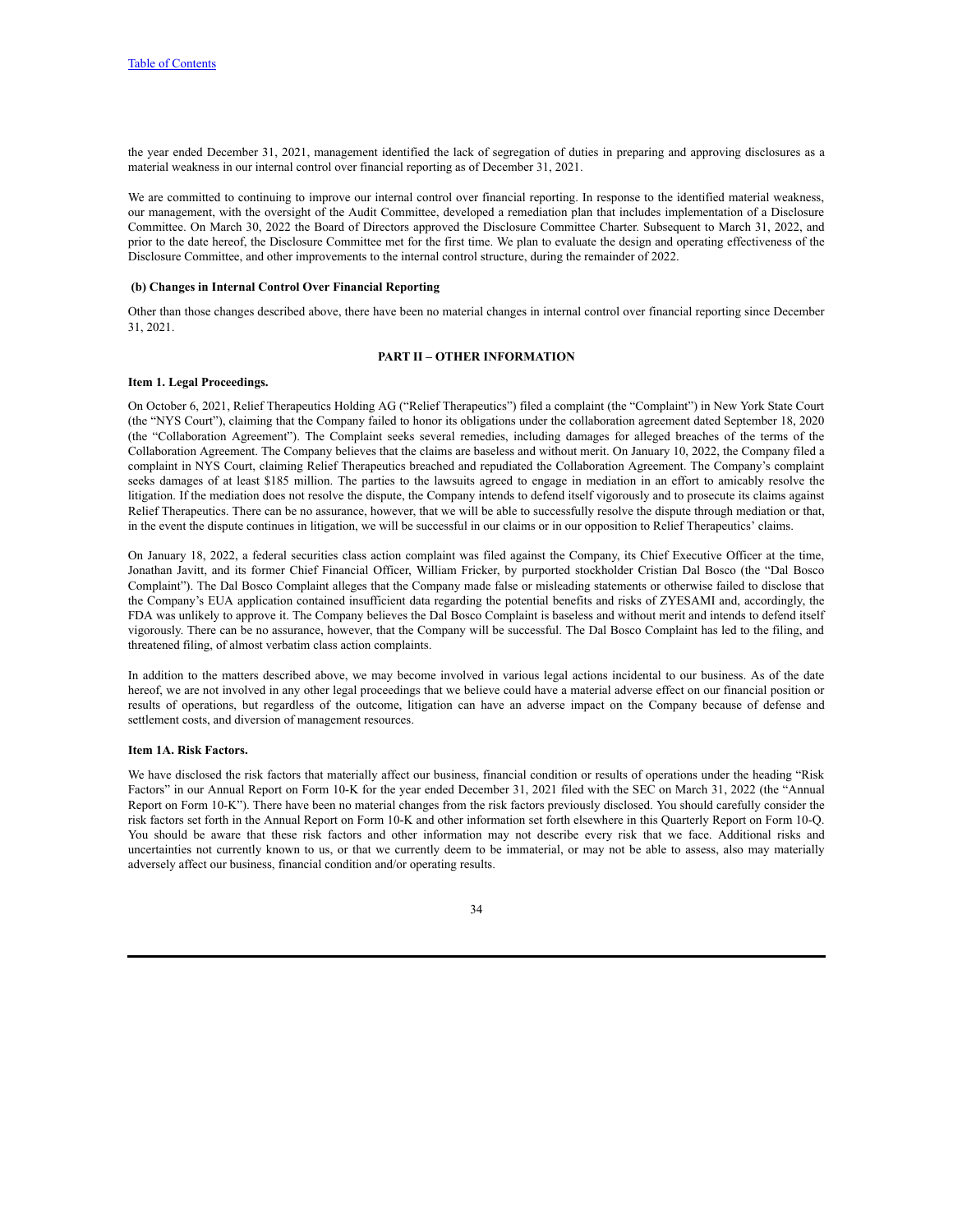the year ended December 31, 2021, management identified the lack of segregation of duties in preparing and approving disclosures as a material weakness in our internal control over financial reporting as of December 31, 2021.

We are committed to continuing to improve our internal control over financial reporting. In response to the identified material weakness, our management, with the oversight of the Audit Committee, developed a remediation plan that includes implementation of a Disclosure Committee. On March 30, 2022 the Board of Directors approved the Disclosure Committee Charter. Subsequent to March 31, 2022, and prior to the date hereof, the Disclosure Committee met for the first time. We plan to evaluate the design and operating effectiveness of the Disclosure Committee, and other improvements to the internal control structure, during the remainder of 2022.

**(b) Changes in Internal Control Over Financial Reporting**

Other than those changes described above, there have been no material changes in internal control over financial reporting since December 31, 2021.

## PART II – OTHER INFORMATION

**Item 1. Legal Proceedings.**

On October 6, 2021, Relief Therapeutics Holding AG ("Relief Therapeutics") filed a complaint (the "Complaint") in New York State Court (the "NYS Court"), claiming that the Company failed to honor its obligations under the collaboration agreement dated September 18, 2020 (the "Collaboration Agreement"). The Complaint seeks several remedies, including damages for alleged breaches of the terms of the Collaboration Agreement. The Company believes that the claims are baseless and without merit. On January 10, 2022, the Company filed a complaint in NYS Court, claiming Relief Therapeutics breached and repudiated the Collaboration Agreement. The Company's complaint seeks damages of at least $185 million. The parties to the lawsuits agreed to engage in mediation in an effort to amicably resolve the litigation. If the mediation does not resolve the dispute, the Company intends to defend itself vigorously and to prosecute its claims against Relief Therapeutics. There can be no assurance, however, that we will be able to successfully resolve the dispute through mediation or that, in the event the dispute continues in litigation, we will be successful in our claims or in our opposition to Relief Therapeutics' claims.

On January 18, 2022, a federal securities class action complaint was filed against the Company, its Chief Executive Officer at the time, Jonathan Javitt, and its former Chief Financial Officer, William Fricker, by purported stockholder Cristian Dal Bosco (the "Dal Bosco Complaint"). The Dal Bosco Complaint alleges that the Company made false or misleading statements or otherwise failed to disclose that the Company's EUA application contained insufficient data regarding the potential benefits and risks of ZYESAMI and, accordingly, the FDA was unlikely to approve it. The Company believes the Dal Bosco Complaint is baseless and without merit and intends to defend itself vigorously. There can be no assurance, however, that the Company will be successful. The Dal Bosco Complaint has led to the filing, and threatened filing, of almost verbatim class action complaints.

In addition to the matters described above, we may become involved in various legal actions incidental to our business. As of the date hereof, we are not involved in any other legal proceedings that we believe could have a material adverse effect on our financial position or results of operations, but regardless of the outcome, litigation can have an adverse impact on the Company because of defense and settlement costs, and diversion of management resources.

**Item 1A. Risk Factors.**

We have disclosed the risk factors that materially affect our business, financial condition or results of operations under the heading "Risk Factors" in our Annual Report on Form 10-K for the year ended December 31, 2021 filed with the SEC on March 31, 2022 (the "Annual Report on Form 10-K"). There have been no material changes from the risk factors previously disclosed. You should carefully consider the risk factors set forth in the Annual Report on Form 10-K and other information set forth elsewhere in this Quarterly Report on Form 10-Q. You should be aware that these risk factors and other information may not describe every risk that we face. Additional risks and uncertainties not currently known to us, or that we currently deem to be immaterial, or may not be able to assess, also may materially adversely affect our business, financial condition and/or operating results.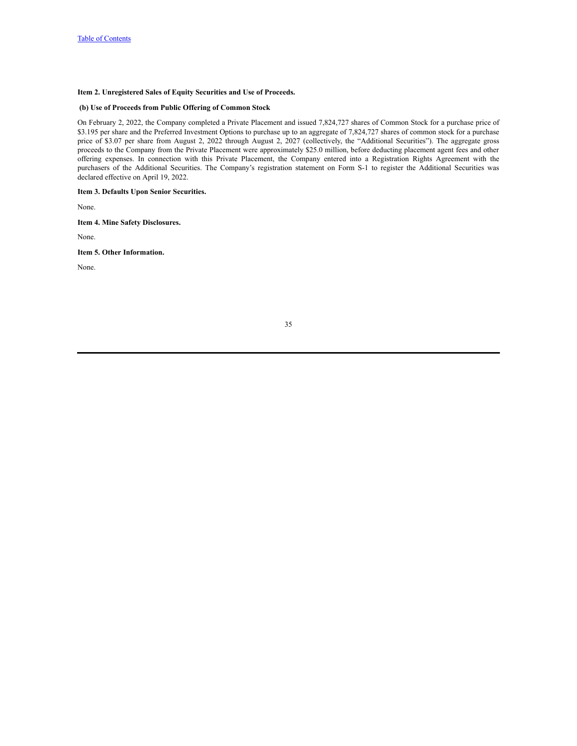**Item 2. Unregistered Sales of Equity Securities and Use of Proceeds.**

**(b) Use of Proceeds from Public Offering of Common Stock**

On February 2, 2022, the Company completed a Private Placement and issued 7,824,727 shares of Common Stock for a purchase price of $3.195 per share and the Preferred Investment Options to purchase up to an aggregate of 7,824,727 shares of common stock for a purchase price of $3.07 per share from August 2, 2022 through August 2, 2027 (collectively, the "Additional Securities"). The aggregate gross proceeds to the Company from the Private Placement were approximately $25.0 million, before deducting placement agent fees and other offering expenses. In connection with this Private Placement, the Company entered into a Registration Rights Agreement with the purchasers of the Additional Securities. The Company's registration statement on Form S-1 to register the Additional Securities was declared effective on April 19, 2022.

**Item 3. Defaults Upon Senior Securities.**

None.

**Item 4. Mine Safety Disclosures.**

None.

**Item 5. Other Information.**

None.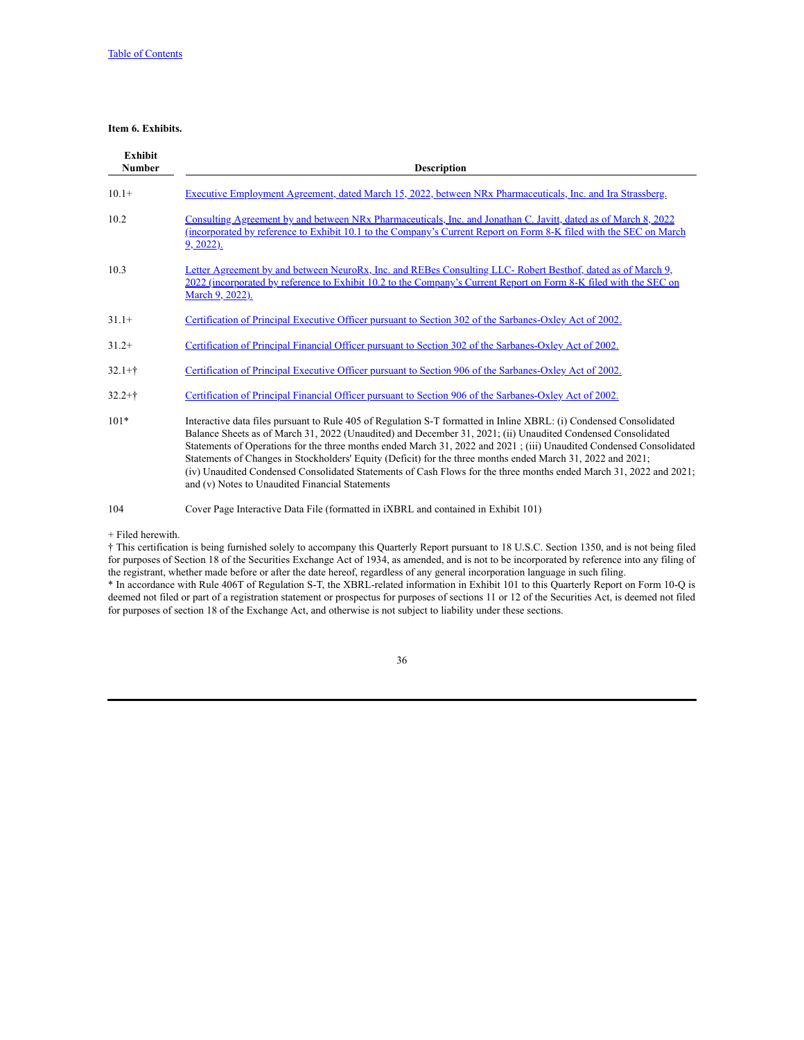**Item 6. Exhibits.**

| Exhibit Number | Description |
|---|---|
| 10.1+ | Executive Employment Agreement, dated March 15, 2022, between NRx Pharmaceuticals, Inc. and Ira Strassberg. |
| 10.2 | Consulting Agreement by and between NRx Pharmaceuticals, Inc. and Jonathan C. Javitt, dated as of March 8, 2022 (incorporated by reference to Exhibit 10.1 to the Company's Current Report on Form 8-K filed with the SEC on March 9, 2022). |
| 10.3 | Letter Agreement by and between NeuroRx, Inc. and REBes Consulting LLC- Robert Besthof, dated as of March 9, 2022 (incorporated by reference to Exhibit 10.2 to the Company's Current Report on Form 8-K filed with the SEC on March 9, 2022). |
| 31.1+ | Certification of Principal Executive Officer pursuant to Section 302 of the Sarbanes-Oxley Act of 2002. |
| 31.2+ | Certification of Principal Financial Officer pursuant to Section 302 of the Sarbanes-Oxley Act of 2002. |
| 32.1+† | Certification of Principal Executive Officer pursuant to Section 906 of the Sarbanes-Oxley Act of 2002. |
| 32.2+† | Certification of Principal Financial Officer pursuant to Section 906 of the Sarbanes-Oxley Act of 2002. |
| 101* | Interactive data files pursuant to Rule 405 of Regulation S-T formatted in Inline XBRL: (i) Condensed Consolidated Balance Sheets as of March 31, 2022 (Unaudited) and December 31, 2021; (ii) Unaudited Condensed Consolidated Statements of Operations for the three months ended March 31, 2022 and 2021 ; (iii) Unaudited Condensed Consolidated Statements of Changes in Stockholders' Equity (Deficit) for the three months ended March 31, 2022 and 2021; (iv) Unaudited Condensed Consolidated Statements of Cash Flows for the three months ended March 31, 2022 and 2021; and (v) Notes to Unaudited Financial Statements |
| 104 | Cover Page Interactive Data File (formatted in iXBRL and contained in Exhibit 101) |

+ Filed herewith.
† This certification is being furnished solely to accompany this Quarterly Report pursuant to 18 U.S.C. Section 1350, and is not being filed for purposes of Section 18 of the Securities Exchange Act of 1934, as amended, and is not to be incorporated by reference into any filing of the registrant, whether made before or after the date hereof, regardless of any general incorporation language in such filing.
* In accordance with Rule 406T of Regulation S-T, the XBRL-related information in Exhibit 101 to this Quarterly Report on Form 10-Q is deemed not filed or part of a registration statement or prospectus for purposes of sections 11 or 12 of the Securities Act, is deemed not filed for purposes of section 18 of the Exchange Act, and otherwise is not subject to liability under these sections.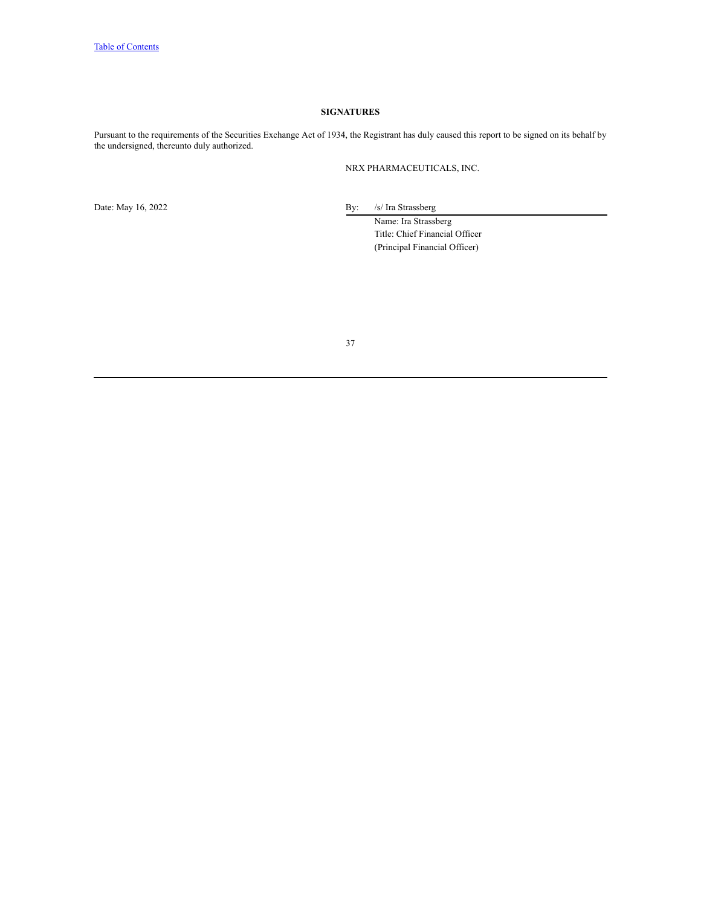## SIGNATURES

Pursuant to the requirements of the Securities Exchange Act of 1934, the Registrant has duly caused this report to be signed on its behalf by the undersigned, thereunto duly authorized.

NRX PHARMACEUTICALS, INC.

Date: May 16, 2022

By: /s/ Ira Strassberg
Name: Ira Strassberg
Title: Chief Financial Officer
(Principal Financial Officer)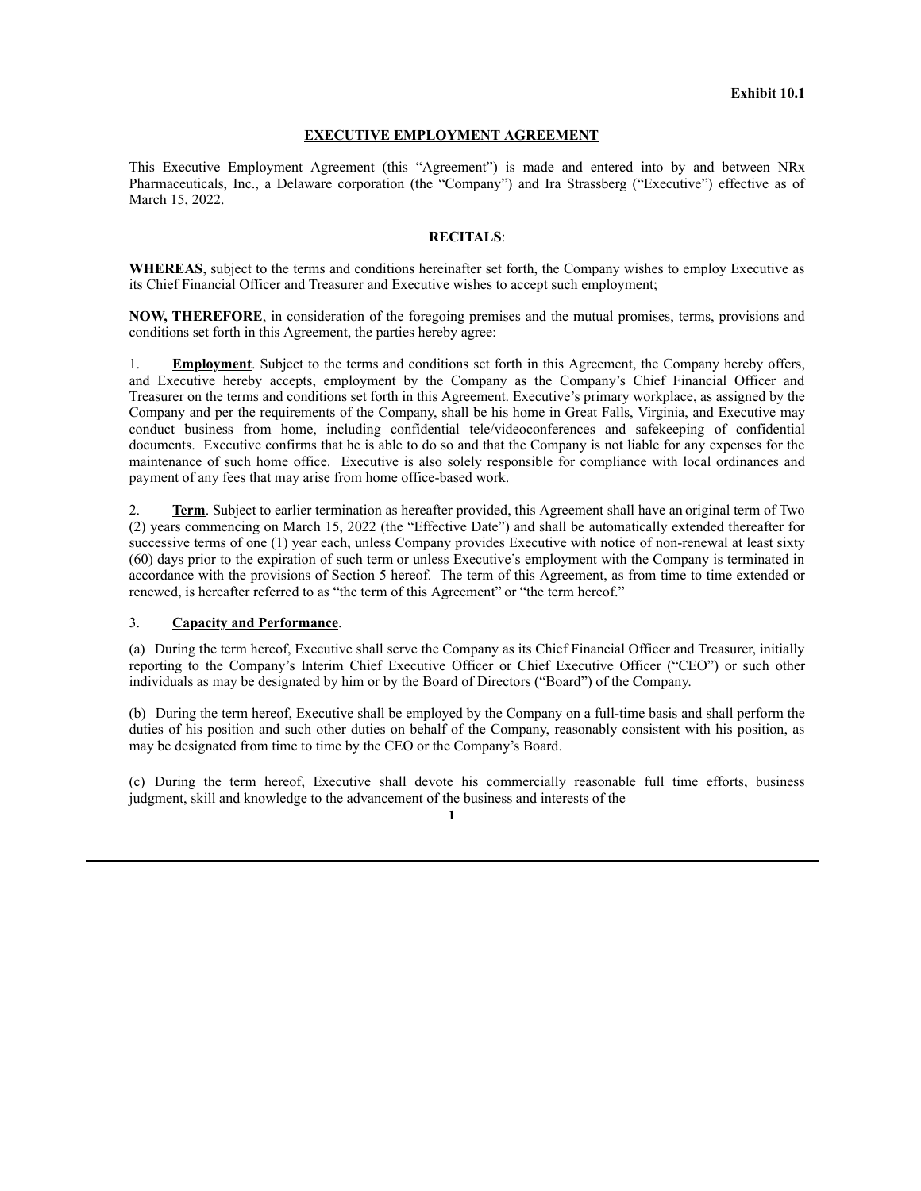**Exhibit 10.1**

# EXECUTIVE EMPLOYMENT AGREEMENT

This Executive Employment Agreement (this "Agreement") is made and entered into by and between NRx Pharmaceuticals, Inc., a Delaware corporation (the "Company") and Ira Strassberg ("Executive") effective as of March 15, 2022.

**RECITALS**:

**WHEREAS**, subject to the terms and conditions hereinafter set forth, the Company wishes to employ Executive as its Chief Financial Officer and Treasurer and Executive wishes to accept such employment;

**NOW, THEREFORE**, in consideration of the foregoing premises and the mutual promises, terms, provisions and conditions set forth in this Agreement, the parties hereby agree:

1. **Employment**. Subject to the terms and conditions set forth in this Agreement, the Company hereby offers, and Executive hereby accepts, employment by the Company as the Company's Chief Financial Officer and Treasurer on the terms and conditions set forth in this Agreement. Executive's primary workplace, as assigned by the Company and per the requirements of the Company, shall be his home in Great Falls, Virginia, and Executive may conduct business from home, including confidential tele/videoconferences and safekeeping of confidential documents. Executive confirms that he is able to do so and that the Company is not liable for any expenses for the maintenance of such home office. Executive is also solely responsible for compliance with local ordinances and payment of any fees that may arise from home office-based work.

2. **Term**. Subject to earlier termination as hereafter provided, this Agreement shall have an original term of Two (2) years commencing on March 15, 2022 (the "Effective Date") and shall be automatically extended thereafter for successive terms of one (1) year each, unless Company provides Executive with notice of non-renewal at least sixty (60) days prior to the expiration of such term or unless Executive's employment with the Company is terminated in accordance with the provisions of Section 5 hereof. The term of this Agreement, as from time to time extended or renewed, is hereafter referred to as "the term of this Agreement" or "the term hereof."

3. **Capacity and Performance**.

(a) During the term hereof, Executive shall serve the Company as its Chief Financial Officer and Treasurer, initially reporting to the Company's Interim Chief Executive Officer or Chief Executive Officer ("CEO") or such other individuals as may be designated by him or by the Board of Directors ("Board") of the Company.

(b) During the term hereof, Executive shall be employed by the Company on a full-time basis and shall perform the duties of his position and such other duties on behalf of the Company, reasonably consistent with his position, as may be designated from time to time by the CEO or the Company's Board.

(c) During the term hereof, Executive shall devote his commercially reasonable full time efforts, business judgment, skill and knowledge to the advancement of the business and interests of the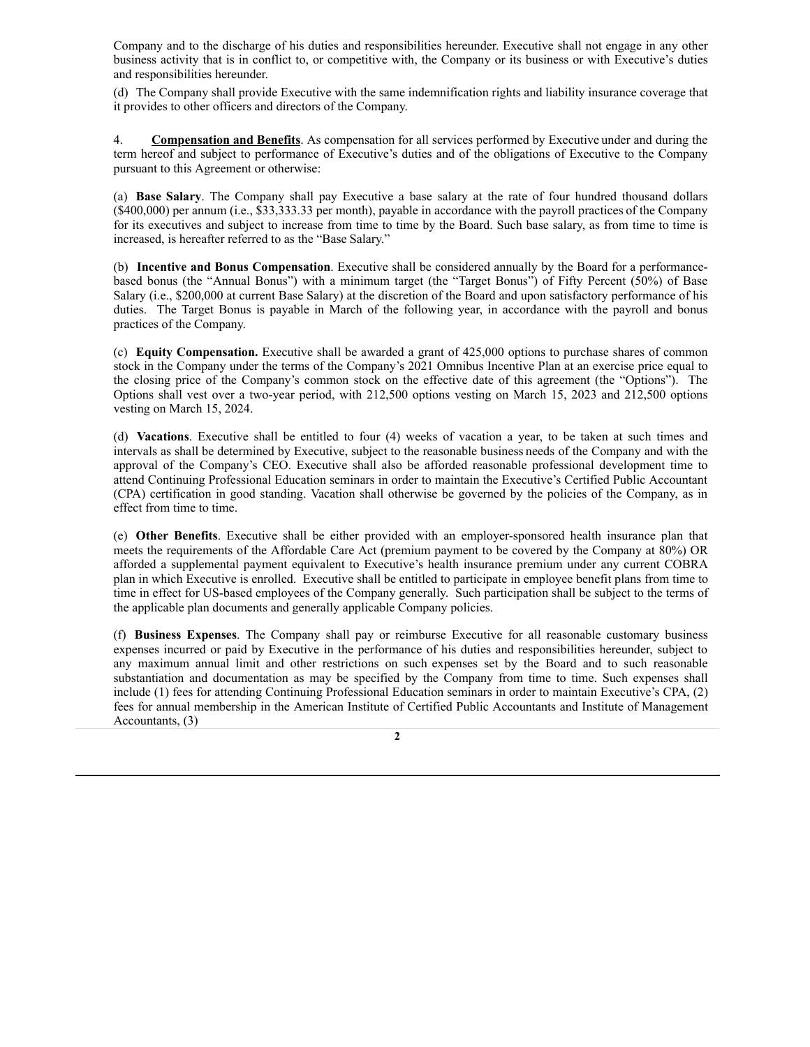Company and to the discharge of his duties and responsibilities hereunder. Executive shall not engage in any other business activity that is in conflict to, or competitive with, the Company or its business or with Executive's duties and responsibilities hereunder.

(d) The Company shall provide Executive with the same indemnification rights and liability insurance coverage that it provides to other officers and directors of the Company.

4. **Compensation and Benefits**. As compensation for all services performed by Executive under and during the term hereof and subject to performance of Executive's duties and of the obligations of Executive to the Company pursuant to this Agreement or otherwise:

(a) **Base Salary**. The Company shall pay Executive a base salary at the rate of four hundred thousand dollars ($400,000) per annum (i.e., $33,333.33 per month), payable in accordance with the payroll practices of the Company for its executives and subject to increase from time to time by the Board. Such base salary, as from time to time is increased, is hereafter referred to as the "Base Salary."

(b) **Incentive and Bonus Compensation**. Executive shall be considered annually by the Board for a performance-based bonus (the "Annual Bonus") with a minimum target (the "Target Bonus") of Fifty Percent (50%) of Base Salary (i.e., $200,000 at current Base Salary) at the discretion of the Board and upon satisfactory performance of his duties. The Target Bonus is payable in March of the following year, in accordance with the payroll and bonus practices of the Company.

(c) **Equity Compensation.** Executive shall be awarded a grant of 425,000 options to purchase shares of common stock in the Company under the terms of the Company's 2021 Omnibus Incentive Plan at an exercise price equal to the closing price of the Company's common stock on the effective date of this agreement (the "Options"). The Options shall vest over a two-year period, with 212,500 options vesting on March 15, 2023 and 212,500 options vesting on March 15, 2024.

(d) **Vacations**. Executive shall be entitled to four (4) weeks of vacation a year, to be taken at such times and intervals as shall be determined by Executive, subject to the reasonable business needs of the Company and with the approval of the Company's CEO. Executive shall also be afforded reasonable professional development time to attend Continuing Professional Education seminars in order to maintain the Executive's Certified Public Accountant (CPA) certification in good standing. Vacation shall otherwise be governed by the policies of the Company, as in effect from time to time.

(e) **Other Benefits**. Executive shall be either provided with an employer-sponsored health insurance plan that meets the requirements of the Affordable Care Act (premium payment to be covered by the Company at 80%) OR afforded a supplemental payment equivalent to Executive's health insurance premium under any current COBRA plan in which Executive is enrolled. Executive shall be entitled to participate in employee benefit plans from time to time in effect for US-based employees of the Company generally. Such participation shall be subject to the terms of the applicable plan documents and generally applicable Company policies.

(f) **Business Expenses**. The Company shall pay or reimburse Executive for all reasonable customary business expenses incurred or paid by Executive in the performance of his duties and responsibilities hereunder, subject to any maximum annual limit and other restrictions on such expenses set by the Board and to such reasonable substantiation and documentation as may be specified by the Company from time to time. Such expenses shall include (1) fees for attending Continuing Professional Education seminars in order to maintain Executive's CPA, (2) fees for annual membership in the American Institute of Certified Public Accountants and Institute of Management Accountants, (3)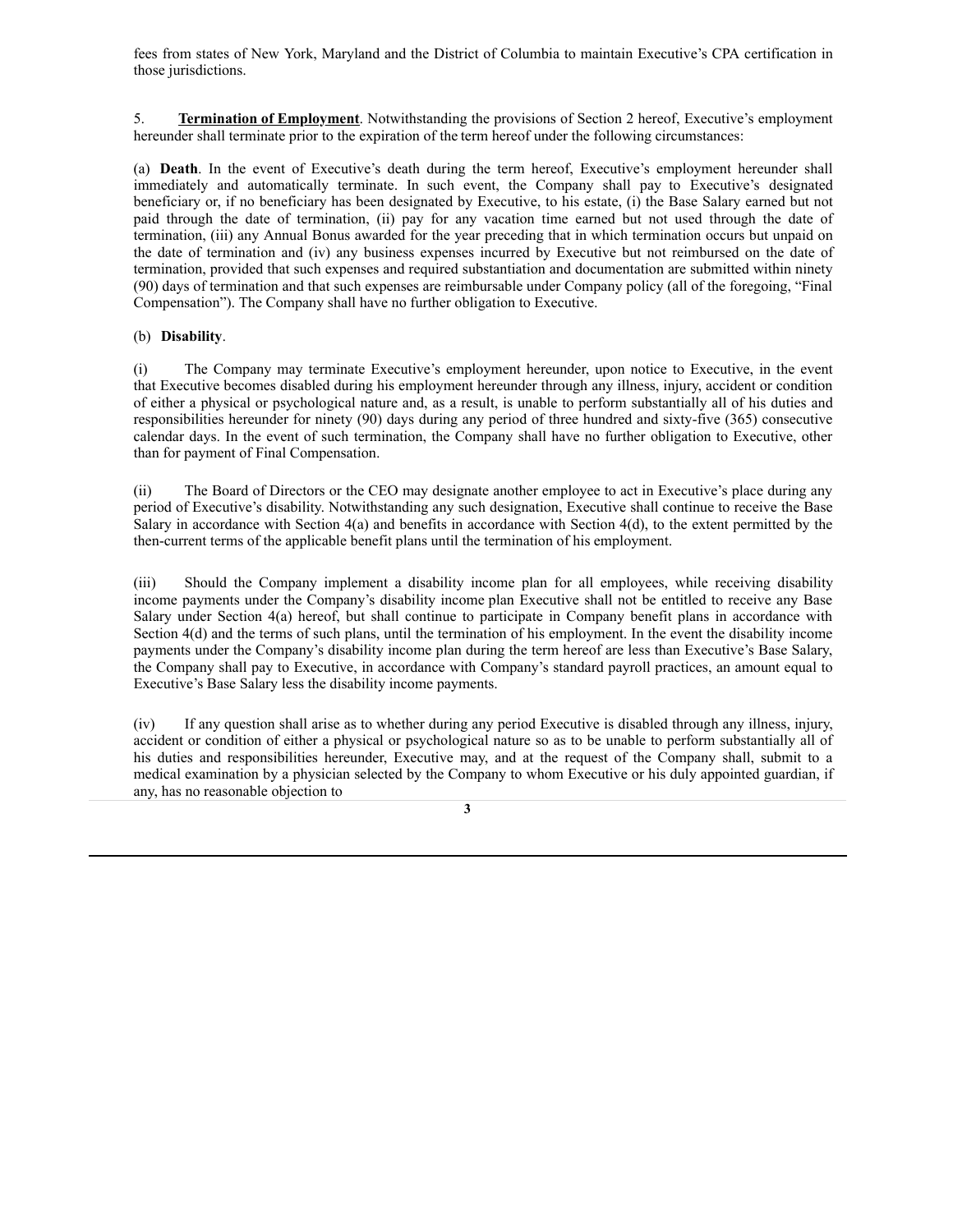fees from states of New York, Maryland and the District of Columbia to maintain Executive's CPA certification in those jurisdictions.

5. **Termination of Employment**. Notwithstanding the provisions of Section 2 hereof, Executive's employment hereunder shall terminate prior to the expiration of the term hereof under the following circumstances:

(a) **Death**. In the event of Executive's death during the term hereof, Executive's employment hereunder shall immediately and automatically terminate. In such event, the Company shall pay to Executive's designated beneficiary or, if no beneficiary has been designated by Executive, to his estate, (i) the Base Salary earned but not paid through the date of termination, (ii) pay for any vacation time earned but not used through the date of termination, (iii) any Annual Bonus awarded for the year preceding that in which termination occurs but unpaid on the date of termination and (iv) any business expenses incurred by Executive but not reimbursed on the date of termination, provided that such expenses and required substantiation and documentation are submitted within ninety (90) days of termination and that such expenses are reimbursable under Company policy (all of the foregoing, "Final Compensation"). The Company shall have no further obligation to Executive.

(b) **Disability**.

(i) The Company may terminate Executive's employment hereunder, upon notice to Executive, in the event that Executive becomes disabled during his employment hereunder through any illness, injury, accident or condition of either a physical or psychological nature and, as a result, is unable to perform substantially all of his duties and responsibilities hereunder for ninety (90) days during any period of three hundred and sixty-five (365) consecutive calendar days. In the event of such termination, the Company shall have no further obligation to Executive, other than for payment of Final Compensation.

(ii) The Board of Directors or the CEO may designate another employee to act in Executive's place during any period of Executive's disability. Notwithstanding any such designation, Executive shall continue to receive the Base Salary in accordance with Section 4(a) and benefits in accordance with Section 4(d), to the extent permitted by the then-current terms of the applicable benefit plans until the termination of his employment.

(iii) Should the Company implement a disability income plan for all employees, while receiving disability income payments under the Company's disability income plan Executive shall not be entitled to receive any Base Salary under Section 4(a) hereof, but shall continue to participate in Company benefit plans in accordance with Section 4(d) and the terms of such plans, until the termination of his employment. In the event the disability income payments under the Company's disability income plan during the term hereof are less than Executive's Base Salary, the Company shall pay to Executive, in accordance with Company's standard payroll practices, an amount equal to Executive's Base Salary less the disability income payments.

(iv) If any question shall arise as to whether during any period Executive is disabled through any illness, injury, accident or condition of either a physical or psychological nature so as to be unable to perform substantially all of his duties and responsibilities hereunder, Executive may, and at the request of the Company shall, submit to a medical examination by a physician selected by the Company to whom Executive or his duly appointed guardian, if any, has no reasonable objection to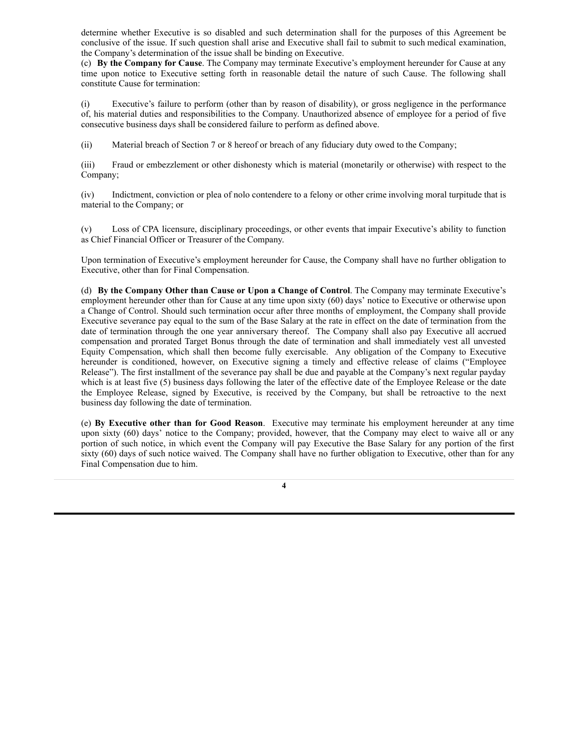determine whether Executive is so disabled and such determination shall for the purposes of this Agreement be conclusive of the issue. If such question shall arise and Executive shall fail to submit to such medical examination, the Company's determination of the issue shall be binding on Executive.

(c) **By the Company for Cause**. The Company may terminate Executive's employment hereunder for Cause at any time upon notice to Executive setting forth in reasonable detail the nature of such Cause. The following shall constitute Cause for termination:

(i) Executive's failure to perform (other than by reason of disability), or gross negligence in the performance of, his material duties and responsibilities to the Company. Unauthorized absence of employee for a period of five consecutive business days shall be considered failure to perform as defined above.

(ii) Material breach of Section 7 or 8 hereof or breach of any fiduciary duty owed to the Company;

(iii) Fraud or embezzlement or other dishonesty which is material (monetarily or otherwise) with respect to the Company;

(iv) Indictment, conviction or plea of nolo contendere to a felony or other crime involving moral turpitude that is material to the Company; or

(v) Loss of CPA licensure, disciplinary proceedings, or other events that impair Executive's ability to function as Chief Financial Officer or Treasurer of the Company.

Upon termination of Executive's employment hereunder for Cause, the Company shall have no further obligation to Executive, other than for Final Compensation.

(d) **By the Company Other than Cause or Upon a Change of Control**. The Company may terminate Executive's employment hereunder other than for Cause at any time upon sixty (60) days' notice to Executive or otherwise upon a Change of Control. Should such termination occur after three months of employment, the Company shall provide Executive severance pay equal to the sum of the Base Salary at the rate in effect on the date of termination from the date of termination through the one year anniversary thereof. The Company shall also pay Executive all accrued compensation and prorated Target Bonus through the date of termination and shall immediately vest all unvested Equity Compensation, which shall then become fully exercisable. Any obligation of the Company to Executive hereunder is conditioned, however, on Executive signing a timely and effective release of claims ("Employee Release"). The first installment of the severance pay shall be due and payable at the Company's next regular payday which is at least five (5) business days following the later of the effective date of the Employee Release or the date the Employee Release, signed by Executive, is received by the Company, but shall be retroactive to the next business day following the date of termination.

(e) **By Executive other than for Good Reason**. Executive may terminate his employment hereunder at any time upon sixty (60) days' notice to the Company; provided, however, that the Company may elect to waive all or any portion of such notice, in which event the Company will pay Executive the Base Salary for any portion of the first sixty (60) days of such notice waived. The Company shall have no further obligation to Executive, other than for any Final Compensation due to him.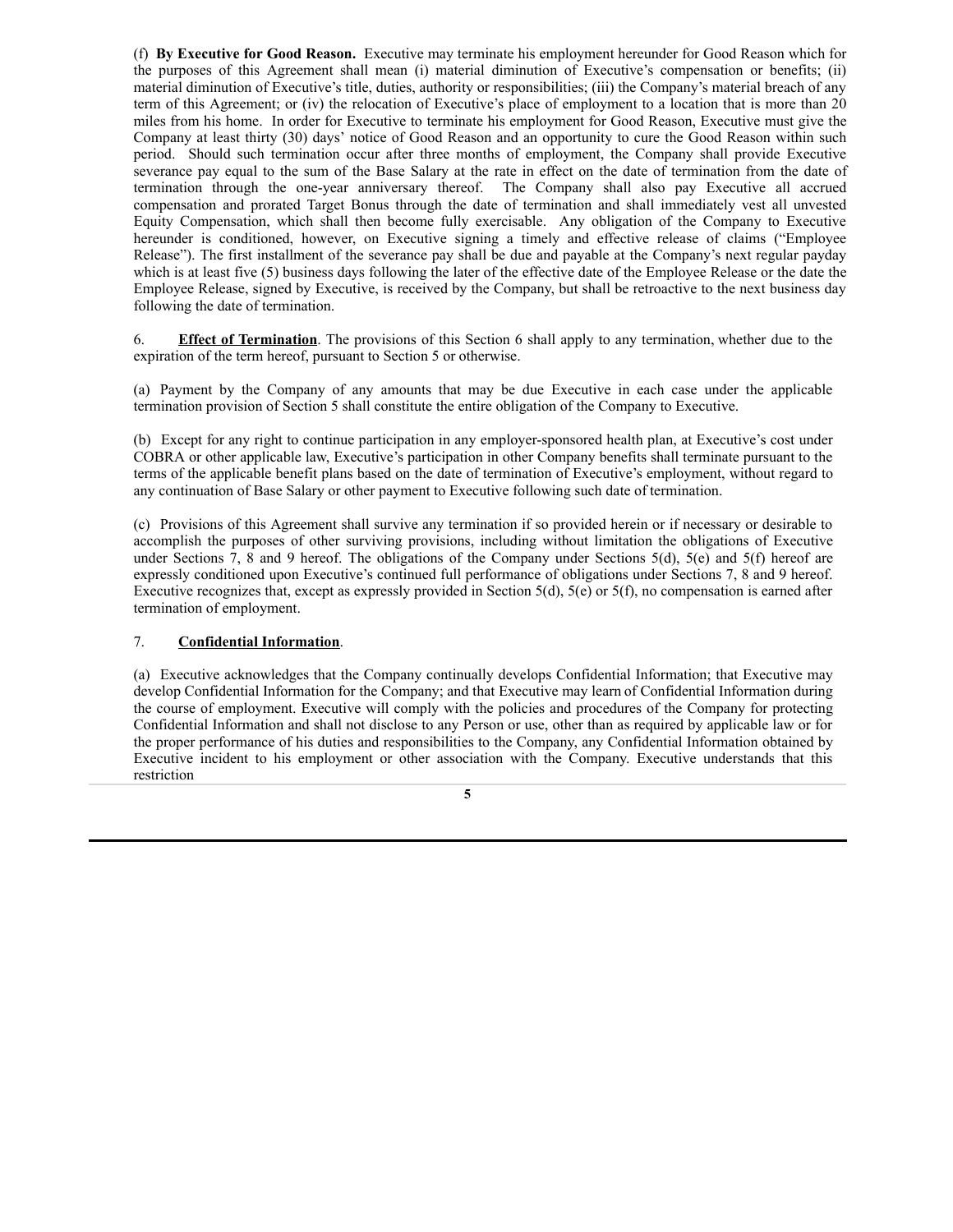(f) **By Executive for Good Reason.** Executive may terminate his employment hereunder for Good Reason which for the purposes of this Agreement shall mean (i) material diminution of Executive's compensation or benefits; (ii) material diminution of Executive's title, duties, authority or responsibilities; (iii) the Company's material breach of any term of this Agreement; or (iv) the relocation of Executive's place of employment to a location that is more than 20 miles from his home. In order for Executive to terminate his employment for Good Reason, Executive must give the Company at least thirty (30) days' notice of Good Reason and an opportunity to cure the Good Reason within such period. Should such termination occur after three months of employment, the Company shall provide Executive severance pay equal to the sum of the Base Salary at the rate in effect on the date of termination from the date of termination through the one-year anniversary thereof. The Company shall also pay Executive all accrued compensation and prorated Target Bonus through the date of termination and shall immediately vest all unvested Equity Compensation, which shall then become fully exercisable. Any obligation of the Company to Executive hereunder is conditioned, however, on Executive signing a timely and effective release of claims ("Employee Release"). The first installment of the severance pay shall be due and payable at the Company's next regular payday which is at least five (5) business days following the later of the effective date of the Employee Release or the date the Employee Release, signed by Executive, is received by the Company, but shall be retroactive to the next business day following the date of termination.

6. **<u>Effect of Termination</u>**. The provisions of this Section 6 shall apply to any termination, whether due to the expiration of the term hereof, pursuant to Section 5 or otherwise.

(a) Payment by the Company of any amounts that may be due Executive in each case under the applicable termination provision of Section 5 shall constitute the entire obligation of the Company to Executive.

(b) Except for any right to continue participation in any employer-sponsored health plan, at Executive's cost under COBRA or other applicable law, Executive's participation in other Company benefits shall terminate pursuant to the terms of the applicable benefit plans based on the date of termination of Executive's employment, without regard to any continuation of Base Salary or other payment to Executive following such date of termination.

(c) Provisions of this Agreement shall survive any termination if so provided herein or if necessary or desirable to accomplish the purposes of other surviving provisions, including without limitation the obligations of Executive under Sections 7, 8 and 9 hereof. The obligations of the Company under Sections 5(d), 5(e) and 5(f) hereof are expressly conditioned upon Executive's continued full performance of obligations under Sections 7, 8 and 9 hereof. Executive recognizes that, except as expressly provided in Section 5(d), 5(e) or 5(f), no compensation is earned after termination of employment.

7. **<u>Confidential Information</u>**.

(a) Executive acknowledges that the Company continually develops Confidential Information; that Executive may develop Confidential Information for the Company; and that Executive may learn of Confidential Information during the course of employment. Executive will comply with the policies and procedures of the Company for protecting Confidential Information and shall not disclose to any Person or use, other than as required by applicable law or for the proper performance of his duties and responsibilities to the Company, any Confidential Information obtained by Executive incident to his employment or other association with the Company. Executive understands that this restriction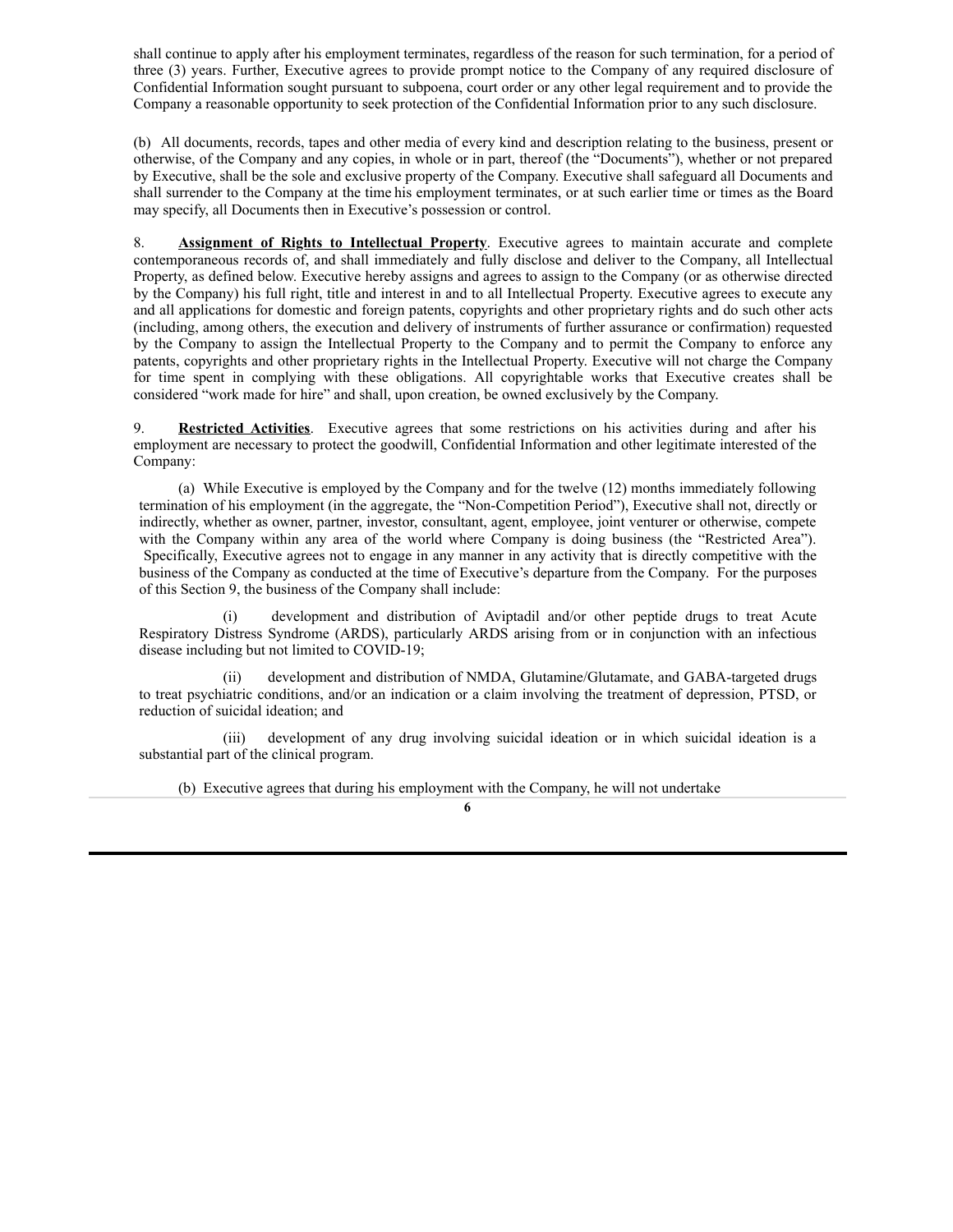shall continue to apply after his employment terminates, regardless of the reason for such termination, for a period of three (3) years. Further, Executive agrees to provide prompt notice to the Company of any required disclosure of Confidential Information sought pursuant to subpoena, court order or any other legal requirement and to provide the Company a reasonable opportunity to seek protection of the Confidential Information prior to any such disclosure.

(b) All documents, records, tapes and other media of every kind and description relating to the business, present or otherwise, of the Company and any copies, in whole or in part, thereof (the "Documents"), whether or not prepared by Executive, shall be the sole and exclusive property of the Company. Executive shall safeguard all Documents and shall surrender to the Company at the time his employment terminates, or at such earlier time or times as the Board may specify, all Documents then in Executive's possession or control.

8. **Assignment of Rights to Intellectual Property**. Executive agrees to maintain accurate and complete contemporaneous records of, and shall immediately and fully disclose and deliver to the Company, all Intellectual Property, as defined below. Executive hereby assigns and agrees to assign to the Company (or as otherwise directed by the Company) his full right, title and interest in and to all Intellectual Property. Executive agrees to execute any and all applications for domestic and foreign patents, copyrights and other proprietary rights and do such other acts (including, among others, the execution and delivery of instruments of further assurance or confirmation) requested by the Company to assign the Intellectual Property to the Company and to permit the Company to enforce any patents, copyrights and other proprietary rights in the Intellectual Property. Executive will not charge the Company for time spent in complying with these obligations. All copyrightable works that Executive creates shall be considered "work made for hire" and shall, upon creation, be owned exclusively by the Company.

9. **Restricted Activities**. Executive agrees that some restrictions on his activities during and after his employment are necessary to protect the goodwill, Confidential Information and other legitimate interested of the Company:

(a) While Executive is employed by the Company and for the twelve (12) months immediately following termination of his employment (in the aggregate, the "Non-Competition Period"), Executive shall not, directly or indirectly, whether as owner, partner, investor, consultant, agent, employee, joint venturer or otherwise, compete with the Company within any area of the world where Company is doing business (the "Restricted Area"). Specifically, Executive agrees not to engage in any manner in any activity that is directly competitive with the business of the Company as conducted at the time of Executive's departure from the Company. For the purposes of this Section 9, the business of the Company shall include:

(i) development and distribution of Aviptadil and/or other peptide drugs to treat Acute Respiratory Distress Syndrome (ARDS), particularly ARDS arising from or in conjunction with an infectious disease including but not limited to COVID-19;

(ii) development and distribution of NMDA, Glutamine/Glutamate, and GABA-targeted drugs to treat psychiatric conditions, and/or an indication or a claim involving the treatment of depression, PTSD, or reduction of suicidal ideation; and

(iii) development of any drug involving suicidal ideation or in which suicidal ideation is a substantial part of the clinical program.

(b) Executive agrees that during his employment with the Company, he will not undertake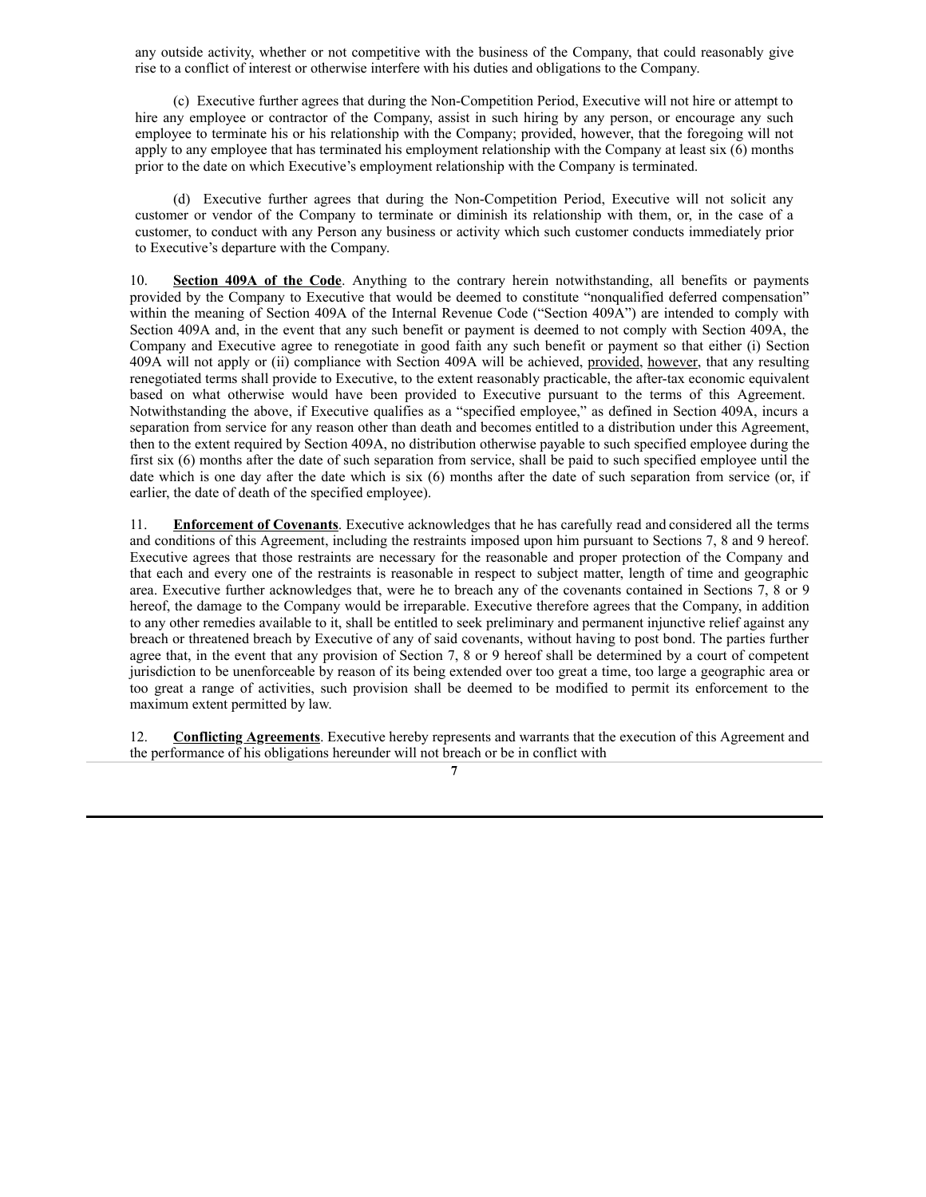any outside activity, whether or not competitive with the business of the Company, that could reasonably give rise to a conflict of interest or otherwise interfere with his duties and obligations to the Company.

(c) Executive further agrees that during the Non-Competition Period, Executive will not hire or attempt to hire any employee or contractor of the Company, assist in such hiring by any person, or encourage any such employee to terminate his or his relationship with the Company; provided, however, that the foregoing will not apply to any employee that has terminated his employment relationship with the Company at least six (6) months prior to the date on which Executive's employment relationship with the Company is terminated.

(d) Executive further agrees that during the Non-Competition Period, Executive will not solicit any customer or vendor of the Company to terminate or diminish its relationship with them, or, in the case of a customer, to conduct with any Person any business or activity which such customer conducts immediately prior to Executive's departure with the Company.

10. **Section 409A of the Code**. Anything to the contrary herein notwithstanding, all benefits or payments provided by the Company to Executive that would be deemed to constitute "nonqualified deferred compensation" within the meaning of Section 409A of the Internal Revenue Code ("Section 409A") are intended to comply with Section 409A and, in the event that any such benefit or payment is deemed to not comply with Section 409A, the Company and Executive agree to renegotiate in good faith any such benefit or payment so that either (i) Section 409A will not apply or (ii) compliance with Section 409A will be achieved, provided, however, that any resulting renegotiated terms shall provide to Executive, to the extent reasonably practicable, the after-tax economic equivalent based on what otherwise would have been provided to Executive pursuant to the terms of this Agreement. Notwithstanding the above, if Executive qualifies as a "specified employee," as defined in Section 409A, incurs a separation from service for any reason other than death and becomes entitled to a distribution under this Agreement, then to the extent required by Section 409A, no distribution otherwise payable to such specified employee during the first six (6) months after the date of such separation from service, shall be paid to such specified employee until the date which is one day after the date which is six (6) months after the date of such separation from service (or, if earlier, the date of death of the specified employee).

11. **Enforcement of Covenants**. Executive acknowledges that he has carefully read and considered all the terms and conditions of this Agreement, including the restraints imposed upon him pursuant to Sections 7, 8 and 9 hereof. Executive agrees that those restraints are necessary for the reasonable and proper protection of the Company and that each and every one of the restraints is reasonable in respect to subject matter, length of time and geographic area. Executive further acknowledges that, were he to breach any of the covenants contained in Sections 7, 8 or 9 hereof, the damage to the Company would be irreparable. Executive therefore agrees that the Company, in addition to any other remedies available to it, shall be entitled to seek preliminary and permanent injunctive relief against any breach or threatened breach by Executive of any of said covenants, without having to post bond. The parties further agree that, in the event that any provision of Section 7, 8 or 9 hereof shall be determined by a court of competent jurisdiction to be unenforceable by reason of its being extended over too great a time, too large a geographic area or too great a range of activities, such provision shall be deemed to be modified to permit its enforcement to the maximum extent permitted by law.

12. **Conflicting Agreements**. Executive hereby represents and warrants that the execution of this Agreement and the performance of his obligations hereunder will not breach or be in conflict with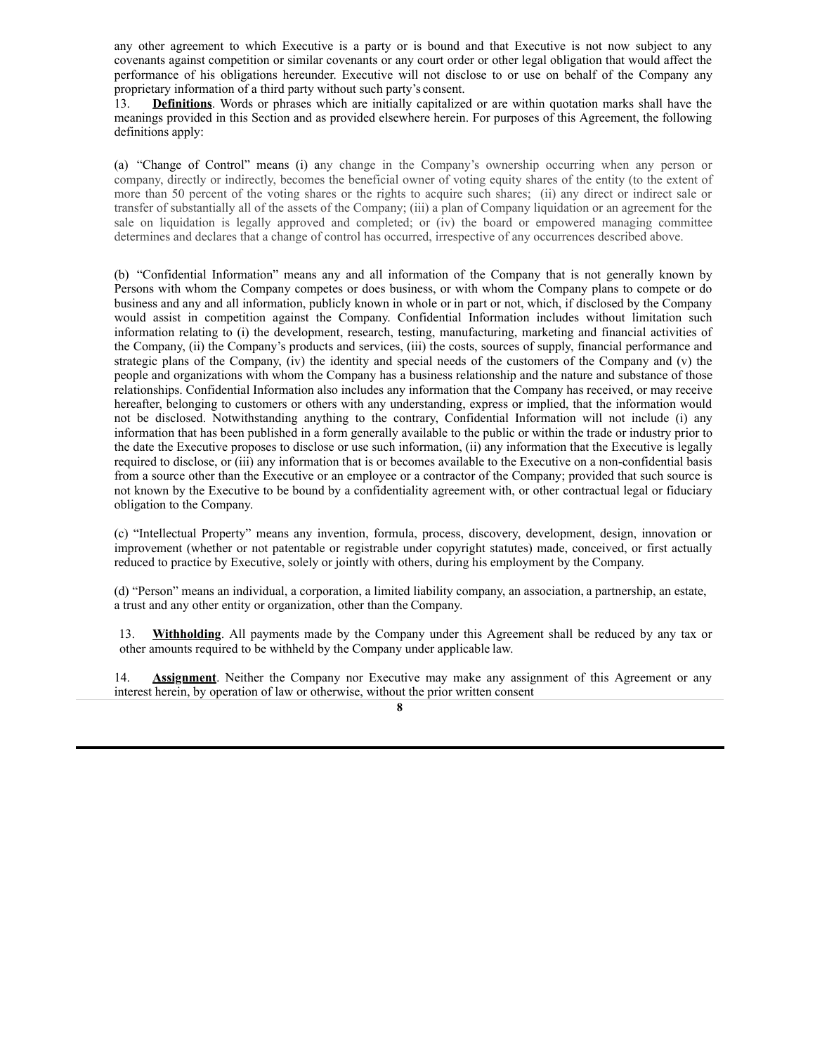any other agreement to which Executive is a party or is bound and that Executive is not now subject to any covenants against competition or similar covenants or any court order or other legal obligation that would affect the performance of his obligations hereunder. Executive will not disclose to or use on behalf of the Company any proprietary information of a third party without such party's consent.

13. **Definitions**. Words or phrases which are initially capitalized or are within quotation marks shall have the meanings provided in this Section and as provided elsewhere herein. For purposes of this Agreement, the following definitions apply:

(a) "Change of Control" means (i) any change in the Company's ownership occurring when any person or company, directly or indirectly, becomes the beneficial owner of voting equity shares of the entity (to the extent of more than 50 percent of the voting shares or the rights to acquire such shares; (ii) any direct or indirect sale or transfer of substantially all of the assets of the Company; (iii) a plan of Company liquidation or an agreement for the sale on liquidation is legally approved and completed; or (iv) the board or empowered managing committee determines and declares that a change of control has occurred, irrespective of any occurrences described above.

(b) "Confidential Information" means any and all information of the Company that is not generally known by Persons with whom the Company competes or does business, or with whom the Company plans to compete or do business and any and all information, publicly known in whole or in part or not, which, if disclosed by the Company would assist in competition against the Company. Confidential Information includes without limitation such information relating to (i) the development, research, testing, manufacturing, marketing and financial activities of the Company, (ii) the Company's products and services, (iii) the costs, sources of supply, financial performance and strategic plans of the Company, (iv) the identity and special needs of the customers of the Company and (v) the people and organizations with whom the Company has a business relationship and the nature and substance of those relationships. Confidential Information also includes any information that the Company has received, or may receive hereafter, belonging to customers or others with any understanding, express or implied, that the information would not be disclosed. Notwithstanding anything to the contrary, Confidential Information will not include (i) any information that has been published in a form generally available to the public or within the trade or industry prior to the date the Executive proposes to disclose or use such information, (ii) any information that the Executive is legally required to disclose, or (iii) any information that is or becomes available to the Executive on a non-confidential basis from a source other than the Executive or an employee or a contractor of the Company; provided that such source is not known by the Executive to be bound by a confidentiality agreement with, or other contractual legal or fiduciary obligation to the Company.

(c) "Intellectual Property" means any invention, formula, process, discovery, development, design, innovation or improvement (whether or not patentable or registrable under copyright statutes) made, conceived, or first actually reduced to practice by Executive, solely or jointly with others, during his employment by the Company.

(d) "Person" means an individual, a corporation, a limited liability company, an association, a partnership, an estate, a trust and any other entity or organization, other than the Company.

13. **Withholding**. All payments made by the Company under this Agreement shall be reduced by any tax or other amounts required to be withheld by the Company under applicable law.

14. **Assignment**. Neither the Company nor Executive may make any assignment of this Agreement or any interest herein, by operation of law or otherwise, without the prior written consent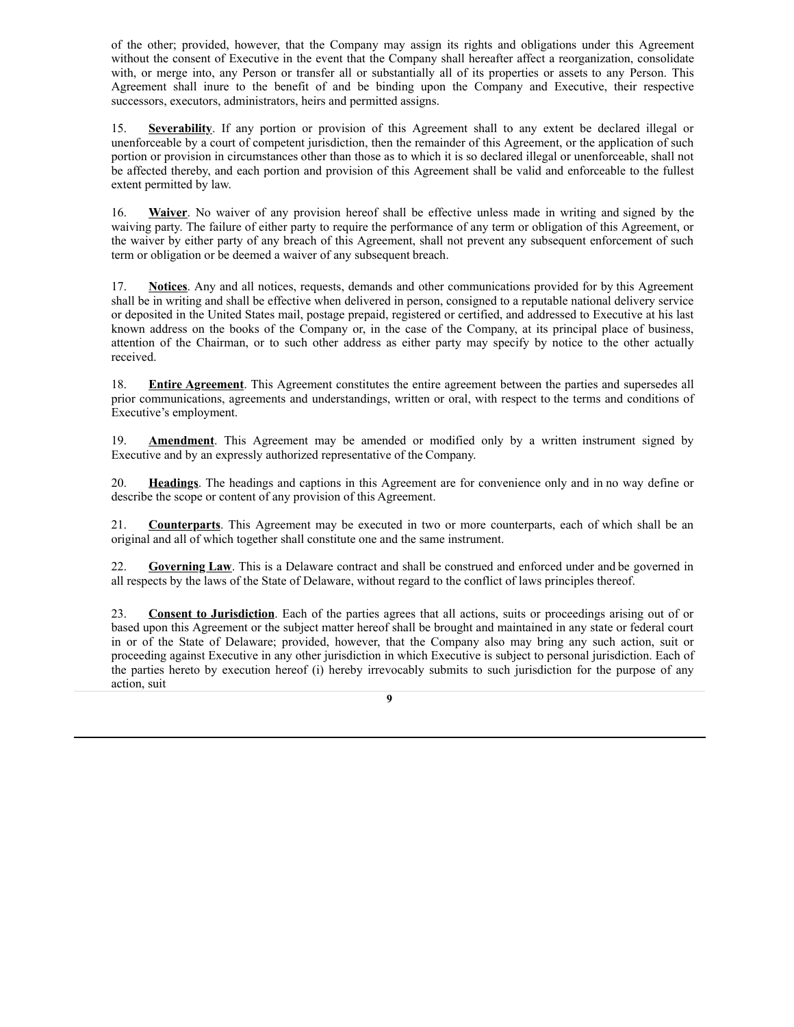of the other; provided, however, that the Company may assign its rights and obligations under this Agreement without the consent of Executive in the event that the Company shall hereafter affect a reorganization, consolidate with, or merge into, any Person or transfer all or substantially all of its properties or assets to any Person. This Agreement shall inure to the benefit of and be binding upon the Company and Executive, their respective successors, executors, administrators, heirs and permitted assigns.

15. **Severability**. If any portion or provision of this Agreement shall to any extent be declared illegal or unenforceable by a court of competent jurisdiction, then the remainder of this Agreement, or the application of such portion or provision in circumstances other than those as to which it is so declared illegal or unenforceable, shall not be affected thereby, and each portion and provision of this Agreement shall be valid and enforceable to the fullest extent permitted by law.

16. **Waiver**. No waiver of any provision hereof shall be effective unless made in writing and signed by the waiving party. The failure of either party to require the performance of any term or obligation of this Agreement, or the waiver by either party of any breach of this Agreement, shall not prevent any subsequent enforcement of such term or obligation or be deemed a waiver of any subsequent breach.

17. **Notices**. Any and all notices, requests, demands and other communications provided for by this Agreement shall be in writing and shall be effective when delivered in person, consigned to a reputable national delivery service or deposited in the United States mail, postage prepaid, registered or certified, and addressed to Executive at his last known address on the books of the Company or, in the case of the Company, at its principal place of business, attention of the Chairman, or to such other address as either party may specify by notice to the other actually received.

18. **Entire Agreement**. This Agreement constitutes the entire agreement between the parties and supersedes all prior communications, agreements and understandings, written or oral, with respect to the terms and conditions of Executive's employment.

19. **Amendment**. This Agreement may be amended or modified only by a written instrument signed by Executive and by an expressly authorized representative of the Company.

20. **Headings**. The headings and captions in this Agreement are for convenience only and in no way define or describe the scope or content of any provision of this Agreement.

21. **Counterparts**. This Agreement may be executed in two or more counterparts, each of which shall be an original and all of which together shall constitute one and the same instrument.

22. **Governing Law**. This is a Delaware contract and shall be construed and enforced under and be governed in all respects by the laws of the State of Delaware, without regard to the conflict of laws principles thereof.

23. **Consent to Jurisdiction**. Each of the parties agrees that all actions, suits or proceedings arising out of or based upon this Agreement or the subject matter hereof shall be brought and maintained in any state or federal court in or of the State of Delaware; provided, however, that the Company also may bring any such action, suit or proceeding against Executive in any other jurisdiction in which Executive is subject to personal jurisdiction. Each of the parties hereto by execution hereof (i) hereby irrevocably submits to such jurisdiction for the purpose of any action, suit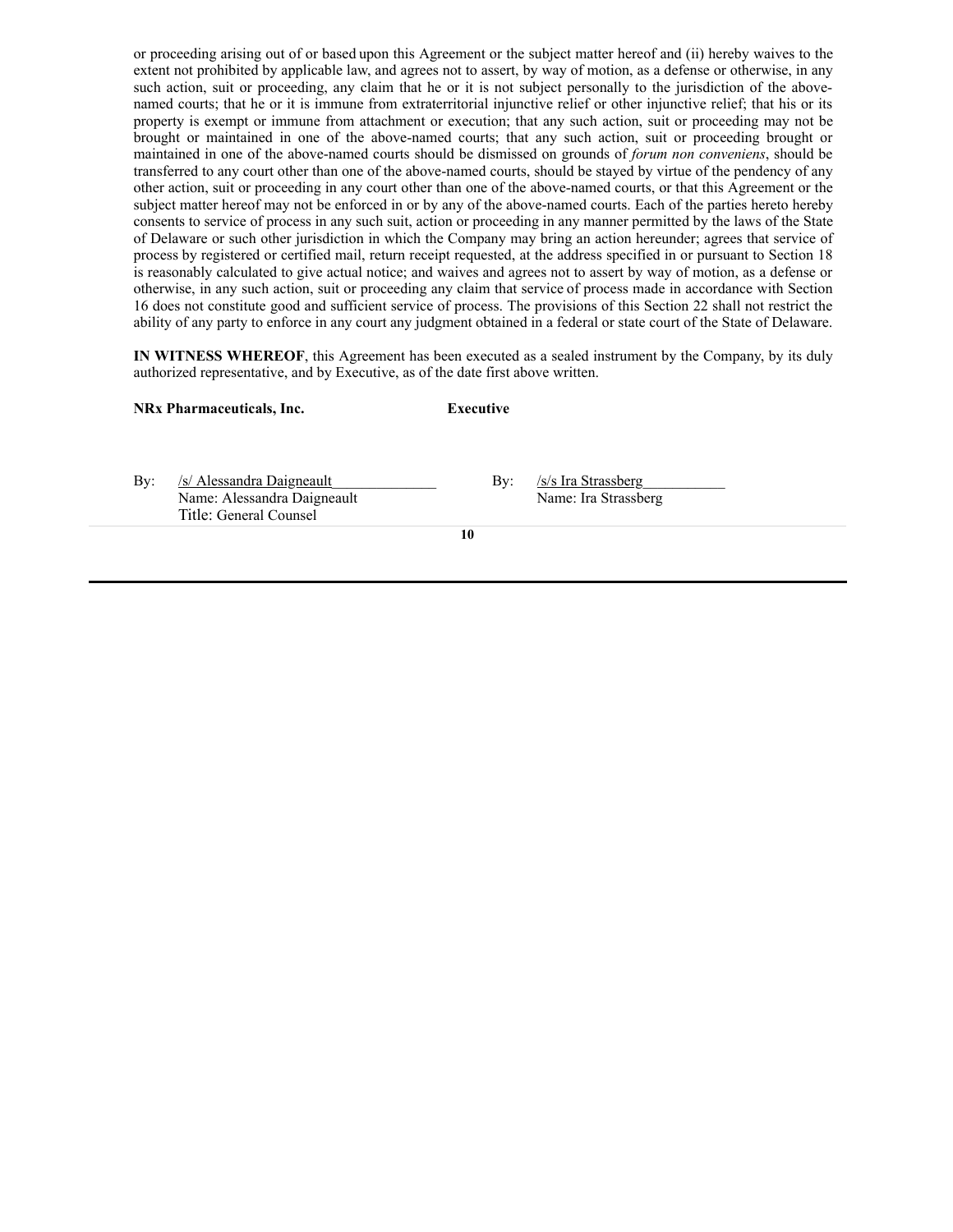or proceeding arising out of or based upon this Agreement or the subject matter hereof and (ii) hereby waives to the extent not prohibited by applicable law, and agrees not to assert, by way of motion, as a defense or otherwise, in any such action, suit or proceeding, any claim that he or it is not subject personally to the jurisdiction of the above-named courts; that he or it is immune from extraterritorial injunctive relief or other injunctive relief; that his or its property is exempt or immune from attachment or execution; that any such action, suit or proceeding may not be brought or maintained in one of the above-named courts; that any such action, suit or proceeding brought or maintained in one of the above-named courts should be dismissed on grounds of *forum non conveniens*, should be transferred to any court other than one of the above-named courts, should be stayed by virtue of the pendency of any other action, suit or proceeding in any court other than one of the above-named courts, or that this Agreement or the subject matter hereof may not be enforced in or by any of the above-named courts. Each of the parties hereto hereby consents to service of process in any such suit, action or proceeding in any manner permitted by the laws of the State of Delaware or such other jurisdiction in which the Company may bring an action hereunder; agrees that service of process by registered or certified mail, return receipt requested, at the address specified in or pursuant to Section 18 is reasonably calculated to give actual notice; and waives and agrees not to assert by way of motion, as a defense or otherwise, in any such action, suit or proceeding any claim that service of process made in accordance with Section 16 does not constitute good and sufficient service of process. The provisions of this Section 22 shall not restrict the ability of any party to enforce in any court any judgment obtained in a federal or state court of the State of Delaware.

**IN WITNESS WHEREOF**, this Agreement has been executed as a sealed instrument by the Company, by its duly authorized representative, and by Executive, as of the date first above written.

| **NRx Pharmaceuticals, Inc.** | **Executive** |
|---|---|
| By: /s/ Alessandra Daigneault | By: /s/s Ira Strassberg |
| Name: Alessandra Daigneault | Name: Ira Strassberg |
| Title: General Counsel | |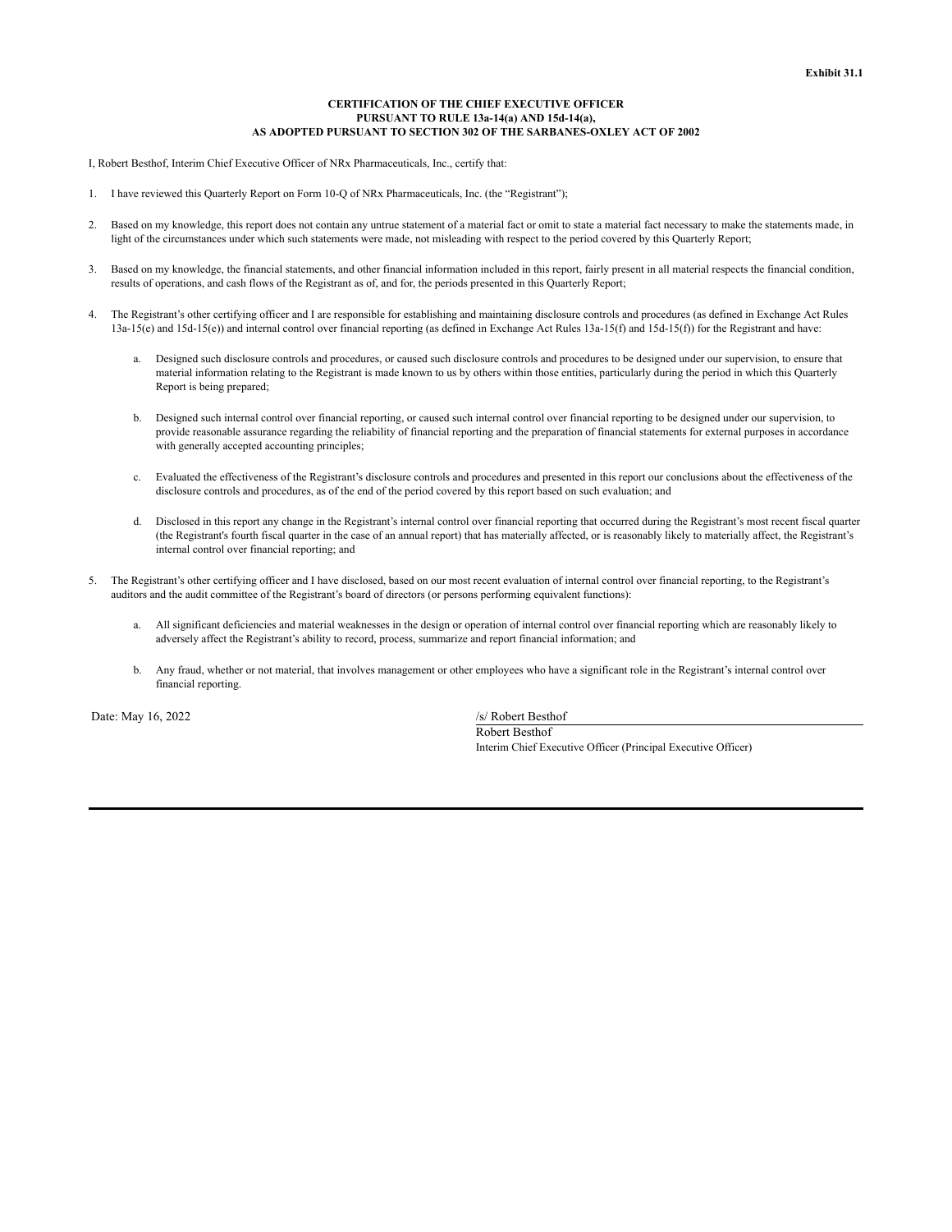Exhibit 31.1

**CERTIFICATION OF THE CHIEF EXECUTIVE OFFICER**
**PURSUANT TO RULE 13a-14(a) AND 15d-14(a),**
**AS ADOPTED PURSUANT TO SECTION 302 OF THE SARBANES-OXLEY ACT OF 2002**

I, Robert Besthof, Interim Chief Executive Officer of NRx Pharmaceuticals, Inc., certify that:

1. I have reviewed this Quarterly Report on Form 10-Q of NRx Pharmaceuticals, Inc. (the "Registrant");

2. Based on my knowledge, this report does not contain any untrue statement of a material fact or omit to state a material fact necessary to make the statements made, in light of the circumstances under which such statements were made, not misleading with respect to the period covered by this Quarterly Report;

3. Based on my knowledge, the financial statements, and other financial information included in this report, fairly present in all material respects the financial condition, results of operations, and cash flows of the Registrant as of, and for, the periods presented in this Quarterly Report;

4. The Registrant's other certifying officer and I are responsible for establishing and maintaining disclosure controls and procedures (as defined in Exchange Act Rules 13a-15(e) and 15d-15(e)) and internal control over financial reporting (as defined in Exchange Act Rules 13a-15(f) and 15d-15(f)) for the Registrant and have:

   a. Designed such disclosure controls and procedures, or caused such disclosure controls and procedures to be designed under our supervision, to ensure that material information relating to the Registrant is made known to us by others within those entities, particularly during the period in which this Quarterly Report is being prepared;

   b. Designed such internal control over financial reporting, or caused such internal control over financial reporting to be designed under our supervision, to provide reasonable assurance regarding the reliability of financial reporting and the preparation of financial statements for external purposes in accordance with generally accepted accounting principles;

   c. Evaluated the effectiveness of the Registrant's disclosure controls and procedures and presented in this report our conclusions about the effectiveness of the disclosure controls and procedures, as of the end of the period covered by this report based on such evaluation; and

   d. Disclosed in this report any change in the Registrant's internal control over financial reporting that occurred during the Registrant's most recent fiscal quarter (the Registrant's fourth fiscal quarter in the case of an annual report) that has materially affected, or is reasonably likely to materially affect, the Registrant's internal control over financial reporting; and

5. The Registrant's other certifying officer and I have disclosed, based on our most recent evaluation of internal control over financial reporting, to the Registrant's auditors and the audit committee of the Registrant's board of directors (or persons performing equivalent functions):

   a. All significant deficiencies and material weaknesses in the design or operation of internal control over financial reporting which are reasonably likely to adversely affect the Registrant's ability to record, process, summarize and report financial information; and

   b. Any fraud, whether or not material, that involves management or other employees who have a significant role in the Registrant's internal control over financial reporting.

Date: May 16, 2022

/s/ Robert Besthof
Robert Besthof
Interim Chief Executive Officer (Principal Executive Officer)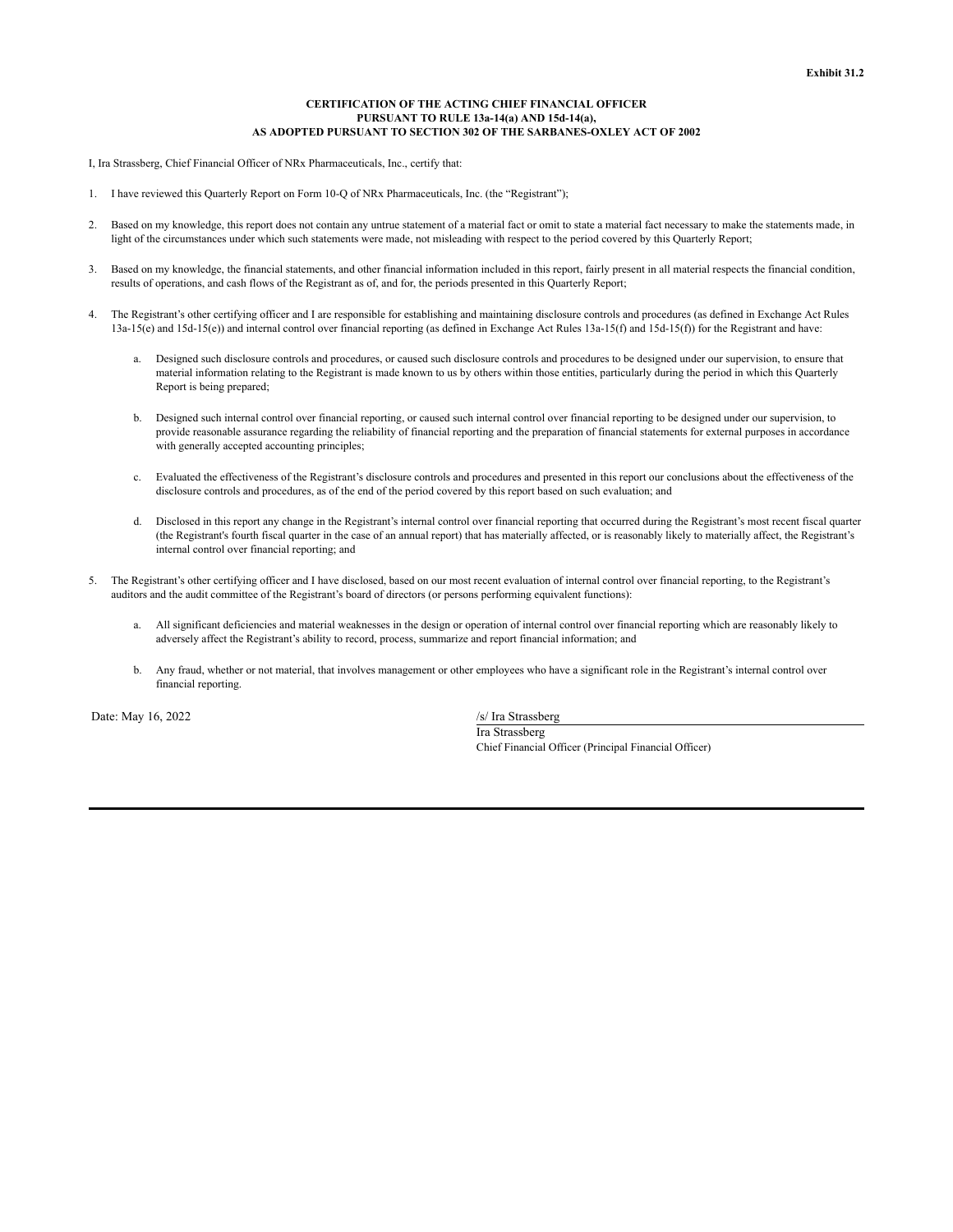**Exhibit 31.2**

**CERTIFICATION OF THE ACTING CHIEF FINANCIAL OFFICER  
PURSUANT TO RULE 13a-14(a) AND 15d-14(a),  
AS ADOPTED PURSUANT TO SECTION 302 OF THE SARBANES-OXLEY ACT OF 2002**

I, Ira Strassberg, Chief Financial Officer of NRx Pharmaceuticals, Inc., certify that:

1. I have reviewed this Quarterly Report on Form 10-Q of NRx Pharmaceuticals, Inc. (the "Registrant");

2. Based on my knowledge, this report does not contain any untrue statement of a material fact or omit to state a material fact necessary to make the statements made, in light of the circumstances under which such statements were made, not misleading with respect to the period covered by this Quarterly Report;

3. Based on my knowledge, the financial statements, and other financial information included in this report, fairly present in all material respects the financial condition, results of operations, and cash flows of the Registrant as of, and for, the periods presented in this Quarterly Report;

4. The Registrant's other certifying officer and I are responsible for establishing and maintaining disclosure controls and procedures (as defined in Exchange Act Rules 13a-15(e) and 15d-15(e)) and internal control over financial reporting (as defined in Exchange Act Rules 13a-15(f) and 15d-15(f)) for the Registrant and have:

    a. Designed such disclosure controls and procedures, or caused such disclosure controls and procedures to be designed under our supervision, to ensure that material information relating to the Registrant is made known to us by others within those entities, particularly during the period in which this Quarterly Report is being prepared;

    b. Designed such internal control over financial reporting, or caused such internal control over financial reporting to be designed under our supervision, to provide reasonable assurance regarding the reliability of financial reporting and the preparation of financial statements for external purposes in accordance with generally accepted accounting principles;

    c. Evaluated the effectiveness of the Registrant's disclosure controls and procedures and presented in this report our conclusions about the effectiveness of the disclosure controls and procedures, as of the end of the period covered by this report based on such evaluation; and

    d. Disclosed in this report any change in the Registrant's internal control over financial reporting that occurred during the Registrant's most recent fiscal quarter (the Registrant's fourth fiscal quarter in the case of an annual report) that has materially affected, or is reasonably likely to materially affect, the Registrant's internal control over financial reporting; and

5. The Registrant's other certifying officer and I have disclosed, based on our most recent evaluation of internal control over financial reporting, to the Registrant's auditors and the audit committee of the Registrant's board of directors (or persons performing equivalent functions):

    a. All significant deficiencies and material weaknesses in the design or operation of internal control over financial reporting which are reasonably likely to adversely affect the Registrant's ability to record, process, summarize and report financial information; and

    b. Any fraud, whether or not material, that involves management or other employees who have a significant role in the Registrant's internal control over financial reporting.

Date: May 16, 2022

/s/ Ira Strassberg  
Ira Strassberg  
Chief Financial Officer (Principal Financial Officer)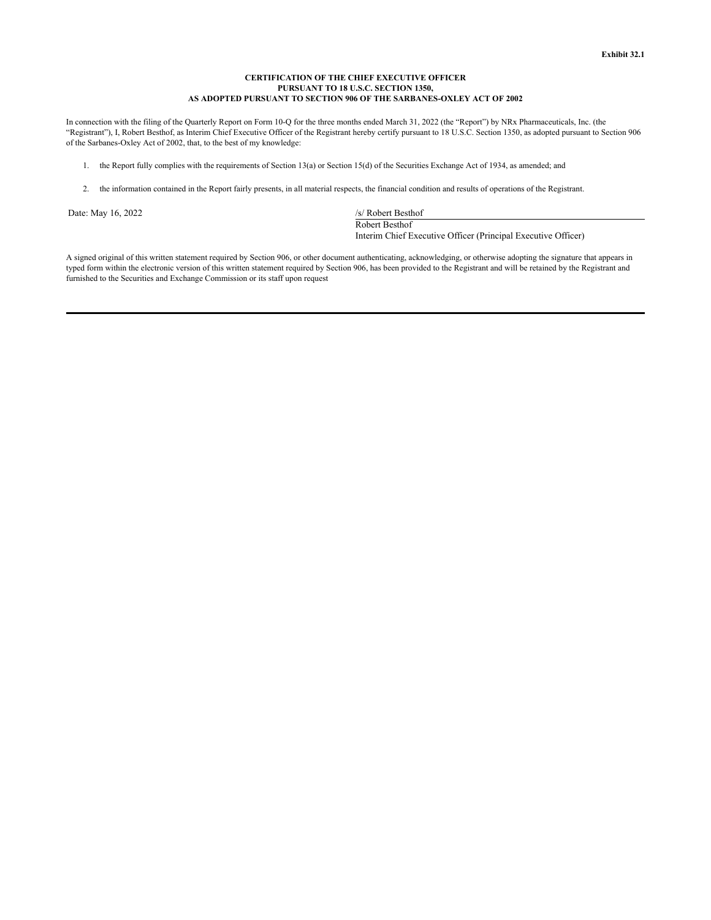**Exhibit 32.1**

**CERTIFICATION OF THE CHIEF EXECUTIVE OFFICER**
**PURSUANT TO 18 U.S.C. SECTION 1350,**
**AS ADOPTED PURSUANT TO SECTION 906 OF THE SARBANES-OXLEY ACT OF 2002**

In connection with the filing of the Quarterly Report on Form 10-Q for the three months ended March 31, 2022 (the "Report") by NRx Pharmaceuticals, Inc. (the "Registrant"), I, Robert Besthof, as Interim Chief Executive Officer of the Registrant hereby certify pursuant to 18 U.S.C. Section 1350, as adopted pursuant to Section 906 of the Sarbanes-Oxley Act of 2002, that, to the best of my knowledge:

1. the Report fully complies with the requirements of Section 13(a) or Section 15(d) of the Securities Exchange Act of 1934, as amended; and

2. the information contained in the Report fairly presents, in all material respects, the financial condition and results of operations of the Registrant.

Date: May 16, 2022

/s/ Robert Besthof
Robert Besthof
Interim Chief Executive Officer (Principal Executive Officer)

A signed original of this written statement required by Section 906, or other document authenticating, acknowledging, or otherwise adopting the signature that appears in typed form within the electronic version of this written statement required by Section 906, has been provided to the Registrant and will be retained by the Registrant and furnished to the Securities and Exchange Commission or its staff upon request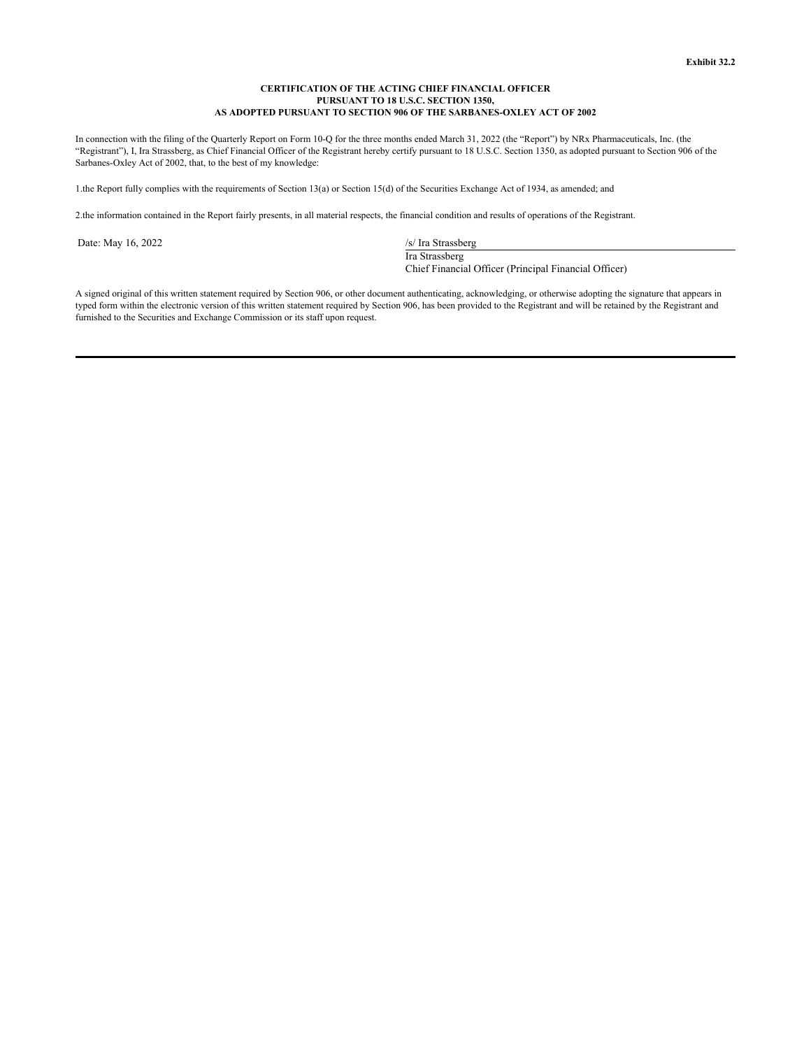Exhibit 32.2

**CERTIFICATION OF THE ACTING CHIEF FINANCIAL OFFICER**
**PURSUANT TO 18 U.S.C. SECTION 1350,**
**AS ADOPTED PURSUANT TO SECTION 906 OF THE SARBANES-OXLEY ACT OF 2002**

In connection with the filing of the Quarterly Report on Form 10-Q for the three months ended March 31, 2022 (the "Report") by NRx Pharmaceuticals, Inc. (the "Registrant"), I, Ira Strassberg, as Chief Financial Officer of the Registrant hereby certify pursuant to 18 U.S.C. Section 1350, as adopted pursuant to Section 906 of the Sarbanes-Oxley Act of 2002, that, to the best of my knowledge:

1.the Report fully complies with the requirements of Section 13(a) or Section 15(d) of the Securities Exchange Act of 1934, as amended; and

2.the information contained in the Report fairly presents, in all material respects, the financial condition and results of operations of the Registrant.

Date: May 16, 2022

/s/ Ira Strassberg
Ira Strassberg
Chief Financial Officer (Principal Financial Officer)

A signed original of this written statement required by Section 906, or other document authenticating, acknowledging, or otherwise adopting the signature that appears in typed form within the electronic version of this written statement required by Section 906, has been provided to the Registrant and will be retained by the Registrant and furnished to the Securities and Exchange Commission or its staff upon request.